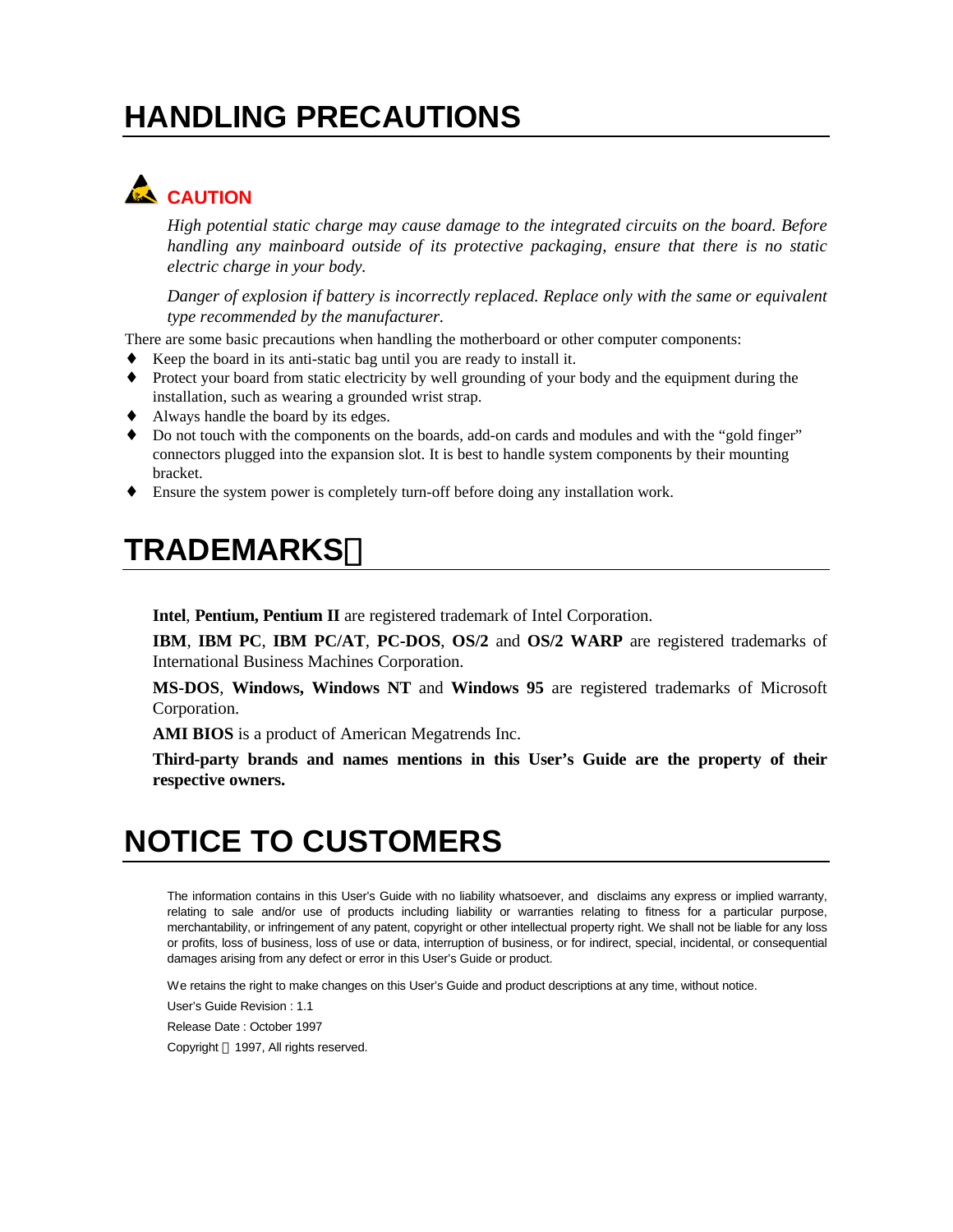# HANDLING PRECAUTIONS

**CAUTION**

*High potential static charge may cause damage to the integrated circuits on the board. Before handling any mainboard outside of its protective packaging, ensure that there is no static electric charge in your body.*

*Danger of explosion if battery is incorrectly replaced. Replace only with the same or equivalent type recommended by the manufacturer.*

There are some basic precautions when handling the motherboard or other computer components:

- Keep the board in its anti-static bag until you are ready to install it.
- Protect your board from static electricity by well grounding of your body and the equipment during the installation, such as wearing a grounded wrist strap.
- Always handle the board by its edges.
- Do not touch with the components on the boards, add-on cards and modules and with the "gold finger" connectors plugged into the expansion slot. It is best to handle system components by their mounting bracket.
- Ensure the system power is completely turn-off before doing any installation work.

# TRADEMARKS

**Intel**, **Pentium, Pentium II** are registered trademark of Intel Corporation.

**IBM**, **IBM PC**, **IBM PC/AT**, **PC-DOS**, **OS/2** and **OS/2 WARP** are registered trademarks of International Business Machines Corporation.

**MS-DOS**, **Windows, Windows NT** and **Windows 95** are registered trademarks of Microsoft Corporation.

**AMI BIOS** is a product of American Megatrends Inc.

**Third-party brands and names mentions in this User's Guide are the property of their respective owners.**

# NOTICE TO CUSTOMERS

The information contains in this User's Guide with no liability whatsoever, and disclaims any express or implied warranty, relating to sale and/or use of products including liability or warranties relating to fitness for a particular purpose, merchantability, or infringement of any patent, copyright or other intellectual property right. We shall not be liable for any loss or profits, loss of business, loss of use or data, interruption of business, or for indirect, special, incidental, or consequential damages arising from any defect or error in this User's Guide or product.

We retains the right to make changes on this User's Guide and product descriptions at any time, without notice.

User's Guide Revision : 1.1

Release Date : October 1997

Copyright © 1997, All rights reserved.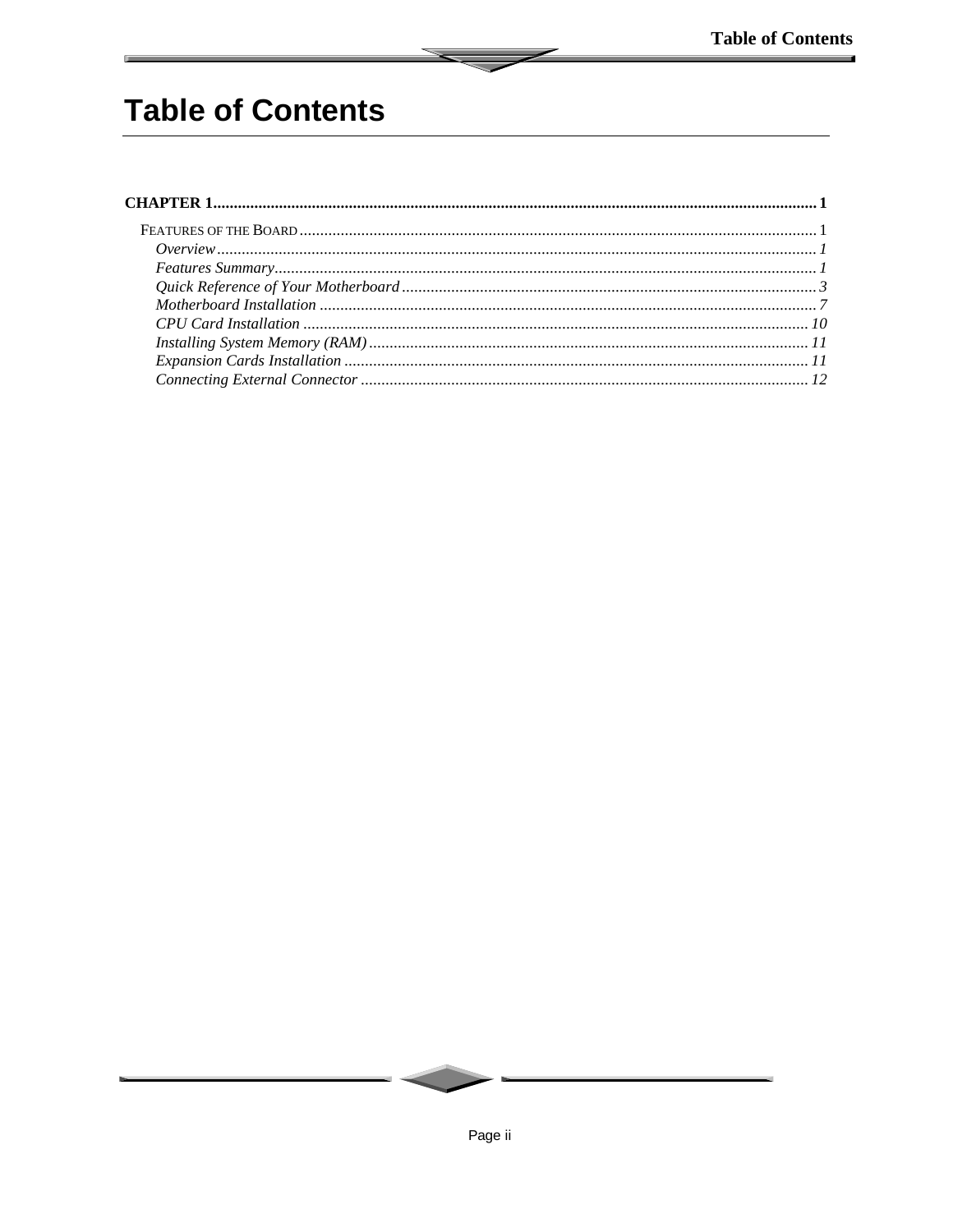# Table of Contents

**CHAPTER 1** ........................................................ **1**

FEATURES OF THE BOARD ........................................................ 1

*Overview* ........................................................ *1*

*Features Summary* ........................................................ *1*

*Quick Reference of Your Motherboard* ........................................................ *3*

*Motherboard Installation* ........................................................ *7*

*CPU Card Installation* ........................................................ *10*

*Installing System Memory (RAM)* ........................................................ *11*

*Expansion Cards Installation* ........................................................ *11*

*Connecting External Connector* ........................................................ *12*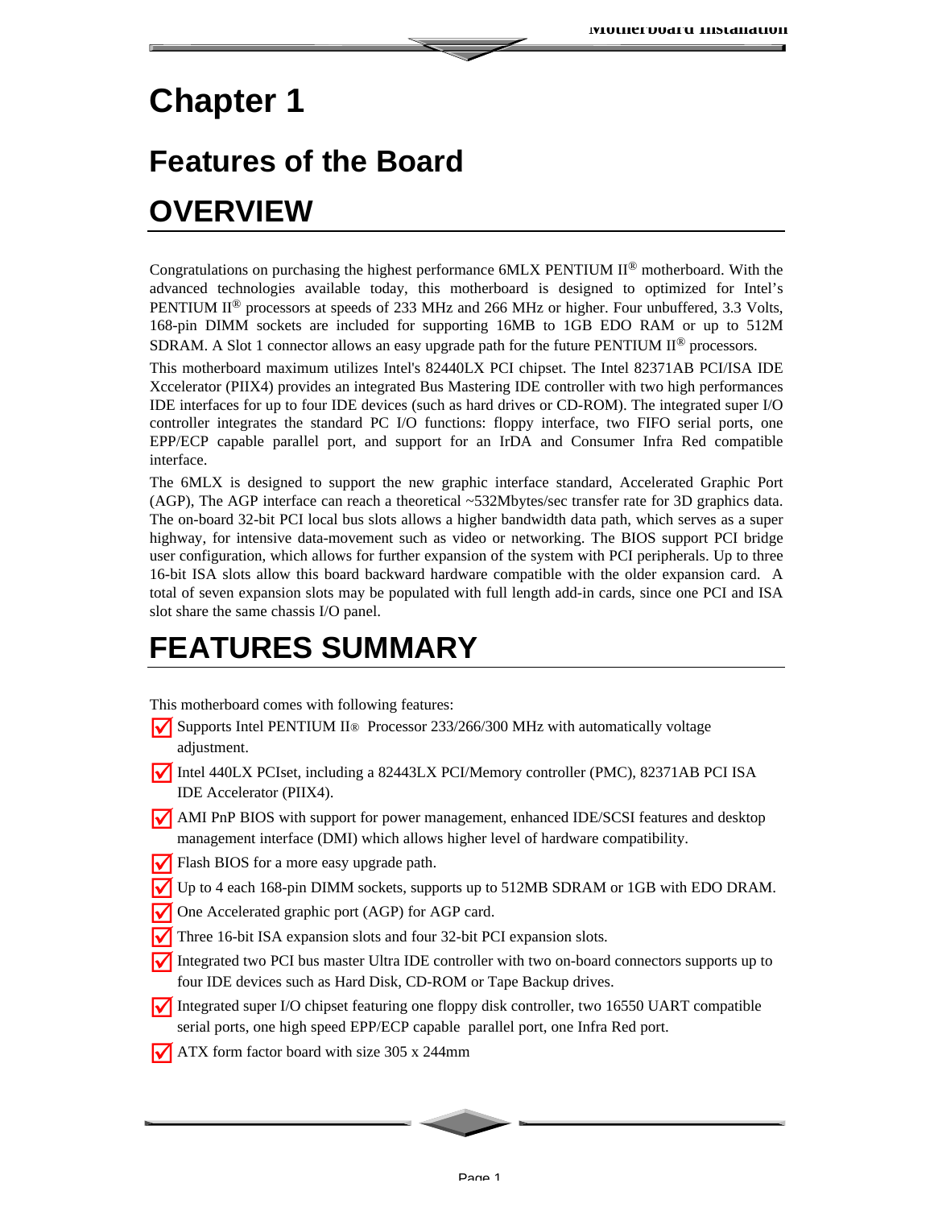# Chapter 1

## Features of the Board

## OVERVIEW

Congratulations on purchasing the highest performance 6MLX PENTIUM II® motherboard. With the advanced technologies available today, this motherboard is designed to optimized for Intel's PENTIUM II® processors at speeds of 233 MHz and 266 MHz or higher. Four unbuffered, 3.3 Volts, 168-pin DIMM sockets are included for supporting 16MB to 1GB EDO RAM or up to 512M SDRAM. A Slot 1 connector allows an easy upgrade path for the future PENTIUM II® processors.

This motherboard maximum utilizes Intel's 82440LX PCI chipset. The Intel 82371AB PCI/ISA IDE Xccelerator (PIIX4) provides an integrated Bus Mastering IDE controller with two high performances IDE interfaces for up to four IDE devices (such as hard drives or CD-ROM). The integrated super I/O controller integrates the standard PC I/O functions: floppy interface, two FIFO serial ports, one EPP/ECP capable parallel port, and support for an IrDA and Consumer Infra Red compatible interface.

The 6MLX is designed to support the new graphic interface standard, Accelerated Graphic Port (AGP), The AGP interface can reach a theoretical ~532Mbytes/sec transfer rate for 3D graphics data. The on-board 32-bit PCI local bus slots allows a higher bandwidth data path, which serves as a super highway, for intensive data-movement such as video or networking. The BIOS support PCI bridge user configuration, which allows for further expansion of the system with PCI peripherals. Up to three 16-bit ISA slots allow this board backward hardware compatible with the older expansion card. A total of seven expansion slots may be populated with full length add-in cards, since one PCI and ISA slot share the same chassis I/O panel.

## FEATURES SUMMARY

This motherboard comes with following features:

- Supports Intel PENTIUM II® Processor 233/266/300 MHz with automatically voltage adjustment.
- Intel 440LX PCIset, including a 82443LX PCI/Memory controller (PMC), 82371AB PCI ISA IDE Accelerator (PIIX4).
- AMI PnP BIOS with support for power management, enhanced IDE/SCSI features and desktop management interface (DMI) which allows higher level of hardware compatibility.
- Flash BIOS for a more easy upgrade path.
- Up to 4 each 168-pin DIMM sockets, supports up to 512MB SDRAM or 1GB with EDO DRAM.
- One Accelerated graphic port (AGP) for AGP card.
- Three 16-bit ISA expansion slots and four 32-bit PCI expansion slots.
- Integrated two PCI bus master Ultra IDE controller with two on-board connectors supports up to four IDE devices such as Hard Disk, CD-ROM or Tape Backup drives.
- Integrated super I/O chipset featuring one floppy disk controller, two 16550 UART compatible serial ports, one high speed EPP/ECP capable parallel port, one Infra Red port.
- ATX form factor board with size 305 x 244mm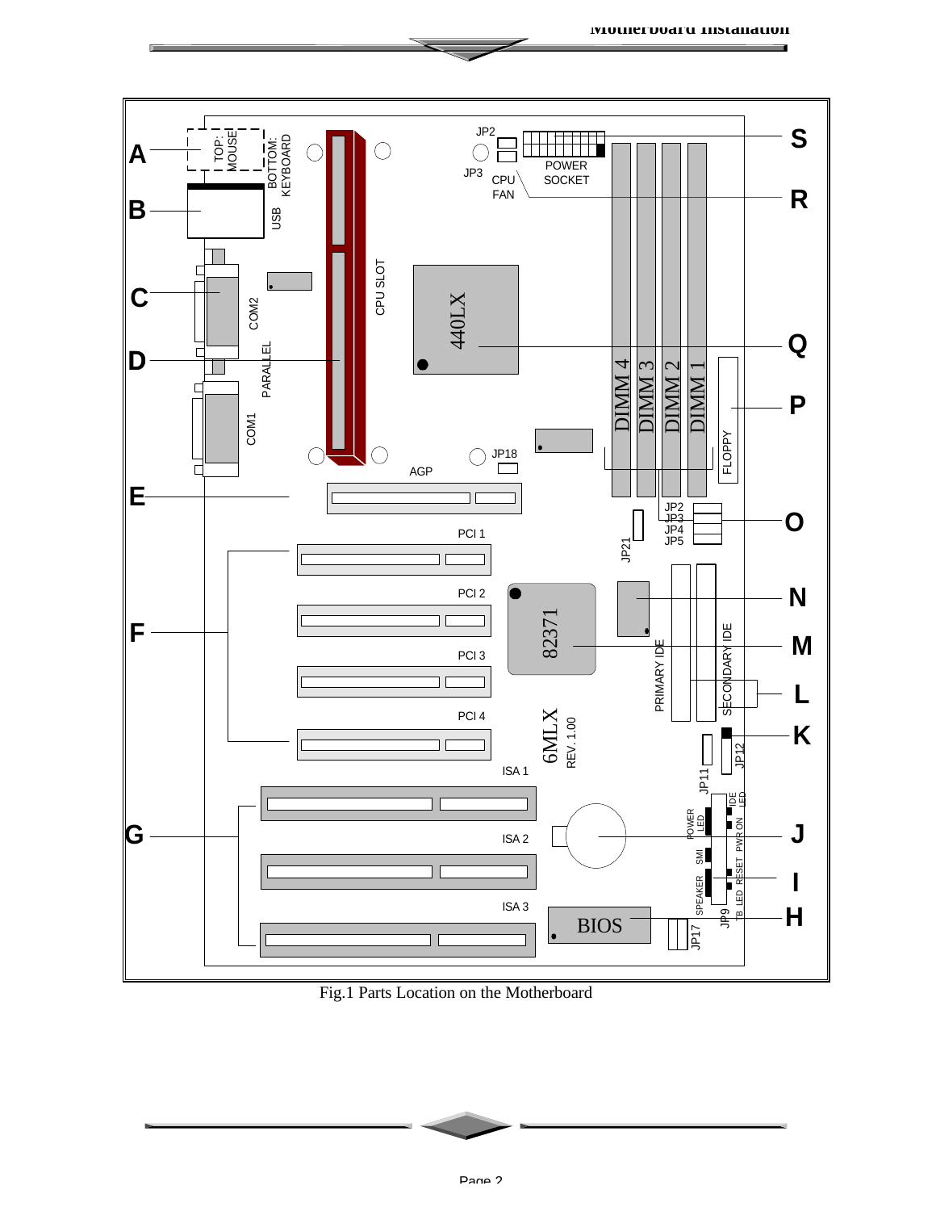Fig.1 Parts Location on the Motherboard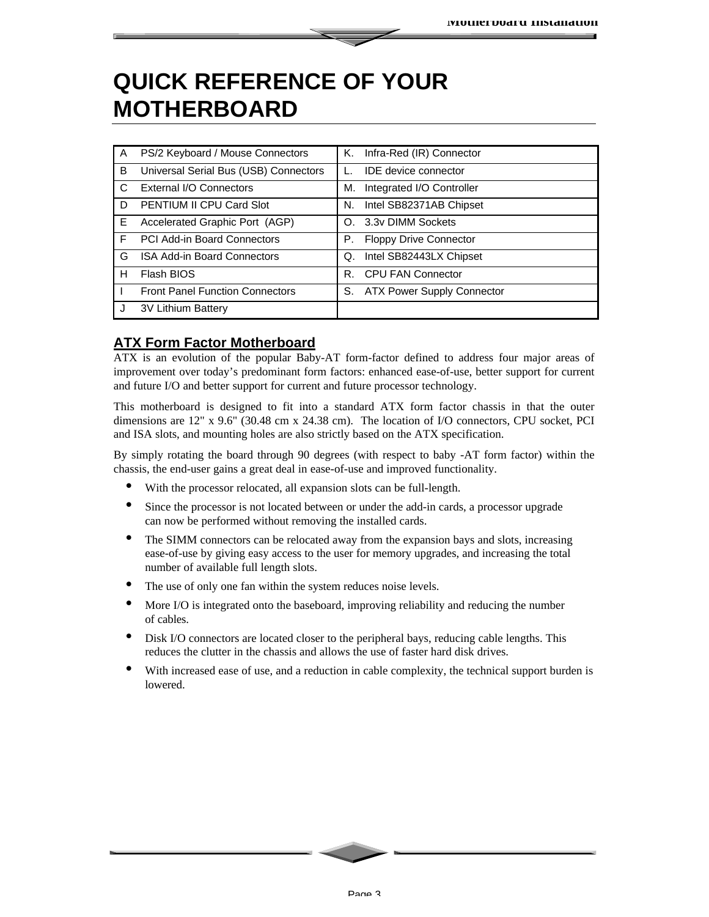# QUICK REFERENCE OF YOUR MOTHERBOARD

| | | | |
|---|---|---|---|
| A | PS/2 Keyboard / Mouse Connectors | K. | Infra-Red (IR) Connector |
| B | Universal Serial Bus (USB) Connectors | L. | IDE device connector |
| C | External I/O Connectors | M. | Integrated I/O Controller |
| D | PENTIUM II CPU Card Slot | N. | Intel SB82371AB Chipset |
| E | Accelerated Graphic Port (AGP) | O. | 3.3v DIMM Sockets |
| F | PCI Add-in Board Connectors | P. | Floppy Drive Connector |
| G | ISA Add-in Board Connectors | Q. | Intel SB82443LX Chipset |
| H | Flash BIOS | R. | CPU FAN Connector |
| I | Front Panel Function Connectors | S. | ATX Power Supply Connector |
| J | 3V Lithium Battery | | |

## ATX Form Factor Motherboard

ATX is an evolution of the popular Baby-AT form-factor defined to address four major areas of improvement over today's predominant form factors: enhanced ease-of-use, better support for current and future I/O and better support for current and future processor technology.

This motherboard is designed to fit into a standard ATX form factor chassis in that the outer dimensions are 12" x 9.6" (30.48 cm x 24.38 cm). The location of I/O connectors, CPU socket, PCI and ISA slots, and mounting holes are also strictly based on the ATX specification.

By simply rotating the board through 90 degrees (with respect to baby -AT form factor) within the chassis, the end-user gains a great deal in ease-of-use and improved functionality.

- With the processor relocated, all expansion slots can be full-length.
- Since the processor is not located between or under the add-in cards, a processor upgrade can now be performed without removing the installed cards.
- The SIMM connectors can be relocated away from the expansion bays and slots, increasing ease-of-use by giving easy access to the user for memory upgrades, and increasing the total number of available full length slots.
- The use of only one fan within the system reduces noise levels.
- More I/O is integrated onto the baseboard, improving reliability and reducing the number of cables.
- Disk I/O connectors are located closer to the peripheral bays, reducing cable lengths. This reduces the clutter in the chassis and allows the use of faster hard disk drives.
- With increased ease of use, and a reduction in cable complexity, the technical support burden is lowered.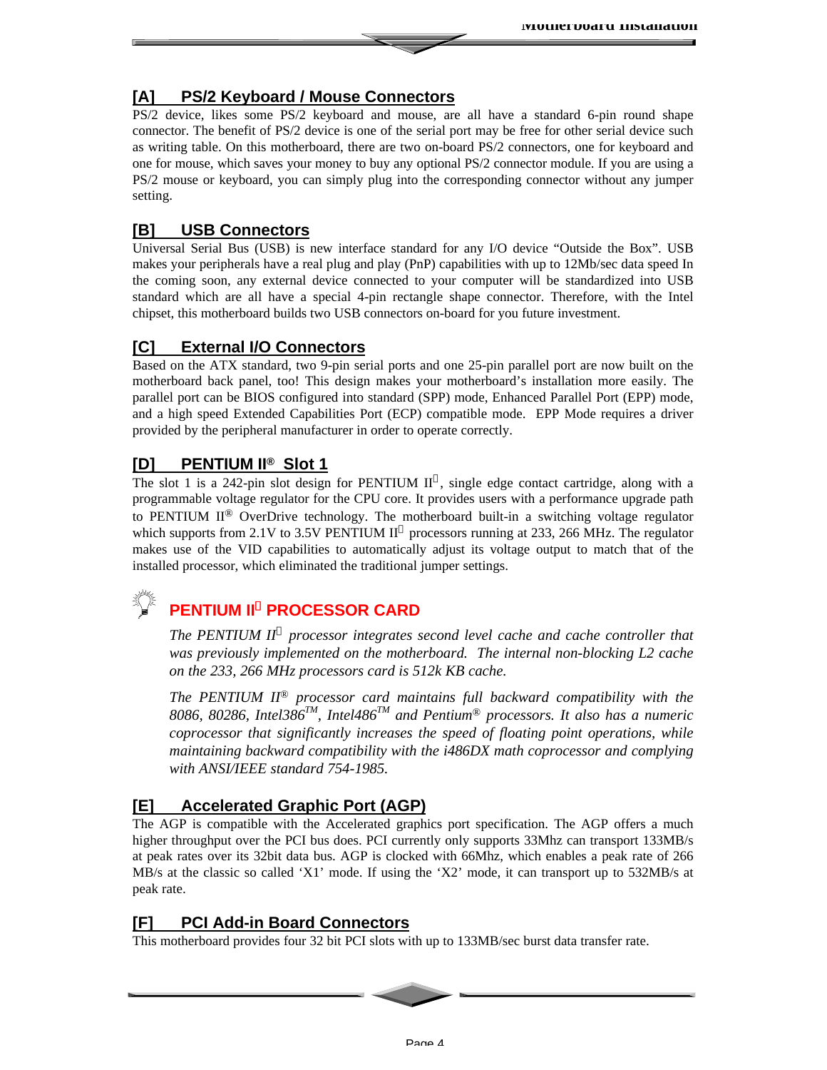## [A] PS/2 Keyboard / Mouse Connectors

PS/2 device, likes some PS/2 keyboard and mouse, are all have a standard 6-pin round shape connector. The benefit of PS/2 device is one of the serial port may be free for other serial device such as writing table. On this motherboard, there are two on-board PS/2 connectors, one for keyboard and one for mouse, which saves your money to buy any optional PS/2 connector module. If you are using a PS/2 mouse or keyboard, you can simply plug into the corresponding connector without any jumper setting.

## [B] USB Connectors

Universal Serial Bus (USB) is new interface standard for any I/O device "Outside the Box". USB makes your peripherals have a real plug and play (PnP) capabilities with up to 12Mb/sec data speed In the coming soon, any external device connected to your computer will be standardized into USB standard which are all have a special 4-pin rectangle shape connector. Therefore, with the Intel chipset, this motherboard builds two USB connectors on-board for you future investment.

## [C] External I/O Connectors

Based on the ATX standard, two 9-pin serial ports and one 25-pin parallel port are now built on the motherboard back panel, too! This design makes your motherboard's installation more easily. The parallel port can be BIOS configured into standard (SPP) mode, Enhanced Parallel Port (EPP) mode, and a high speed Extended Capabilities Port (ECP) compatible mode. EPP Mode requires a driver provided by the peripheral manufacturer in order to operate correctly.

## [D] PENTIUM II® Slot 1

The slot 1 is a 242-pin slot design for PENTIUM II®, single edge contact cartridge, along with a programmable voltage regulator for the CPU core. It provides users with a performance upgrade path to PENTIUM II® OverDrive technology. The motherboard built-in a switching voltage regulator which supports from 2.1V to 3.5V PENTIUM II® processors running at 233, 266 MHz. The regulator makes use of the VID capabilities to automatically adjust its voltage output to match that of the installed processor, which eliminated the traditional jumper settings.

### PENTIUM II® PROCESSOR CARD

*The PENTIUM II® processor integrates second level cache and cache controller that was previously implemented on the motherboard. The internal non-blocking L2 cache on the 233, 266 MHz processors card is 512k KB cache.*

*The PENTIUM II® processor card maintains full backward compatibility with the 8086, 80286, Intel386™, Intel486™ and Pentium® processors. It also has a numeric coprocessor that significantly increases the speed of floating point operations, while maintaining backward compatibility with the i486DX math coprocessor and complying with ANSI/IEEE standard 754-1985.*

## [E] Accelerated Graphic Port (AGP)

The AGP is compatible with the Accelerated graphics port specification. The AGP offers a much higher throughput over the PCI bus does. PCI currently only supports 33Mhz can transport 133MB/s at peak rates over its 32bit data bus. AGP is clocked with 66Mhz, which enables a peak rate of 266 MB/s at the classic so called 'X1' mode. If using the 'X2' mode, it can transport up to 532MB/s at peak rate.

## [F] PCI Add-in Board Connectors

This motherboard provides four 32 bit PCI slots with up to 133MB/sec burst data transfer rate.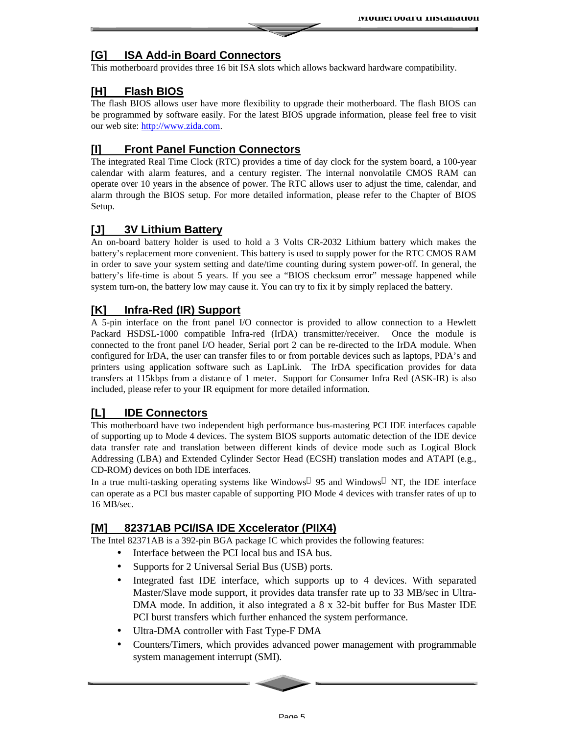### [G] ISA Add-in Board Connectors

This motherboard provides three 16 bit ISA slots which allows backward hardware compatibility.

### [H] Flash BIOS

The flash BIOS allows user have more flexibility to upgrade their motherboard. The flash BIOS can be programmed by software easily. For the latest BIOS upgrade information, please feel free to visit our web site: http://www.zida.com.

### [I] Front Panel Function Connectors

The integrated Real Time Clock (RTC) provides a time of day clock for the system board, a 100-year calendar with alarm features, and a century register. The internal nonvolatile CMOS RAM can operate over 10 years in the absence of power. The RTC allows user to adjust the time, calendar, and alarm through the BIOS setup. For more detailed information, please refer to the Chapter of BIOS Setup.

### [J] 3V Lithium Battery

An on-board battery holder is used to hold a 3 Volts CR-2032 Lithium battery which makes the battery's replacement more convenient. This battery is used to supply power for the RTC CMOS RAM in order to save your system setting and date/time counting during system power-off. In general, the battery's life-time is about 5 years. If you see a "BIOS checksum error" message happened while system turn-on, the battery low may cause it. You can try to fix it by simply replaced the battery.

### [K] Infra-Red (IR) Support

A 5-pin interface on the front panel I/O connector is provided to allow connection to a Hewlett Packard HSDSL-1000 compatible Infra-red (IrDA) transmitter/receiver. Once the module is connected to the front panel I/O header, Serial port 2 can be re-directed to the IrDA module. When configured for IrDA, the user can transfer files to or from portable devices such as laptops, PDA's and printers using application software such as LapLink. The IrDA specification provides for data transfers at 115kbps from a distance of 1 meter. Support for Consumer Infra Red (ASK-IR) is also included, please refer to your IR equipment for more detailed information.

### [L] IDE Connectors

This motherboard have two independent high performance bus-mastering PCI IDE interfaces capable of supporting up to Mode 4 devices. The system BIOS supports automatic detection of the IDE device data transfer rate and translation between different kinds of device mode such as Logical Block Addressing (LBA) and Extended Cylinder Sector Head (ECSH) translation modes and ATAPI (e.g., CD-ROM) devices on both IDE interfaces.

In a true multi-tasking operating systems like Windows® 95 and Windows® NT, the IDE interface can operate as a PCI bus master capable of supporting PIO Mode 4 devices with transfer rates of up to 16 MB/sec.

### [M] 82371AB PCI/ISA IDE Xccelerator (PIIX4)

The Intel 82371AB is a 392-pin BGA package IC which provides the following features:

- Interface between the PCI local bus and ISA bus.
- Supports for 2 Universal Serial Bus (USB) ports.
- Integrated fast IDE interface, which supports up to 4 devices. With separated Master/Slave mode support, it provides data transfer rate up to 33 MB/sec in Ultra-DMA mode. In addition, it also integrated a 8 x 32-bit buffer for Bus Master IDE PCI burst transfers which further enhanced the system performance.
- Ultra-DMA controller with Fast Type-F DMA
- Counters/Timers, which provides advanced power management with programmable system management interrupt (SMI).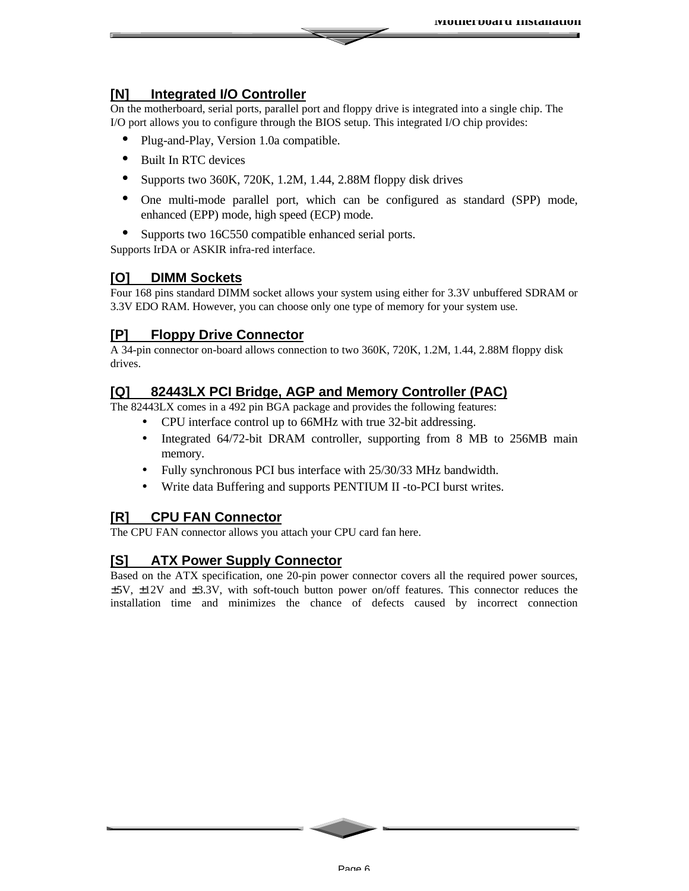### [N] Integrated I/O Controller

On the motherboard, serial ports, parallel port and floppy drive is integrated into a single chip. The I/O port allows you to configure through the BIOS setup. This integrated I/O chip provides:

- Plug-and-Play, Version 1.0a compatible.
- Built In RTC devices
- Supports two 360K, 720K, 1.2M, 1.44, 2.88M floppy disk drives
- One multi-mode parallel port, which can be configured as standard (SPP) mode, enhanced (EPP) mode, high speed (ECP) mode.
- Supports two 16C550 compatible enhanced serial ports.

Supports IrDA or ASKIR infra-red interface.

### [O] DIMM Sockets

Four 168 pins standard DIMM socket allows your system using either for 3.3V unbuffered SDRAM or 3.3V EDO RAM. However, you can choose only one type of memory for your system use.

### [P] Floppy Drive Connector

A 34-pin connector on-board allows connection to two 360K, 720K, 1.2M, 1.44, 2.88M floppy disk drives.

### [Q] 82443LX PCI Bridge, AGP and Memory Controller (PAC)

The 82443LX comes in a 492 pin BGA package and provides the following features:

- CPU interface control up to 66MHz with true 32-bit addressing.
- Integrated 64/72-bit DRAM controller, supporting from 8 MB to 256MB main memory.
- Fully synchronous PCI bus interface with 25/30/33 MHz bandwidth.
- Write data Buffering and supports PENTIUM II -to-PCI burst writes.

### [R] CPU FAN Connector

The CPU FAN connector allows you attach your CPU card fan here.

### [S] ATX Power Supply Connector

Based on the ATX specification, one 20-pin power connector covers all the required power sources, ±5V, ±12V and ±3.3V, with soft-touch button power on/off features. This connector reduces the installation time and minimizes the chance of defects caused by incorrect connection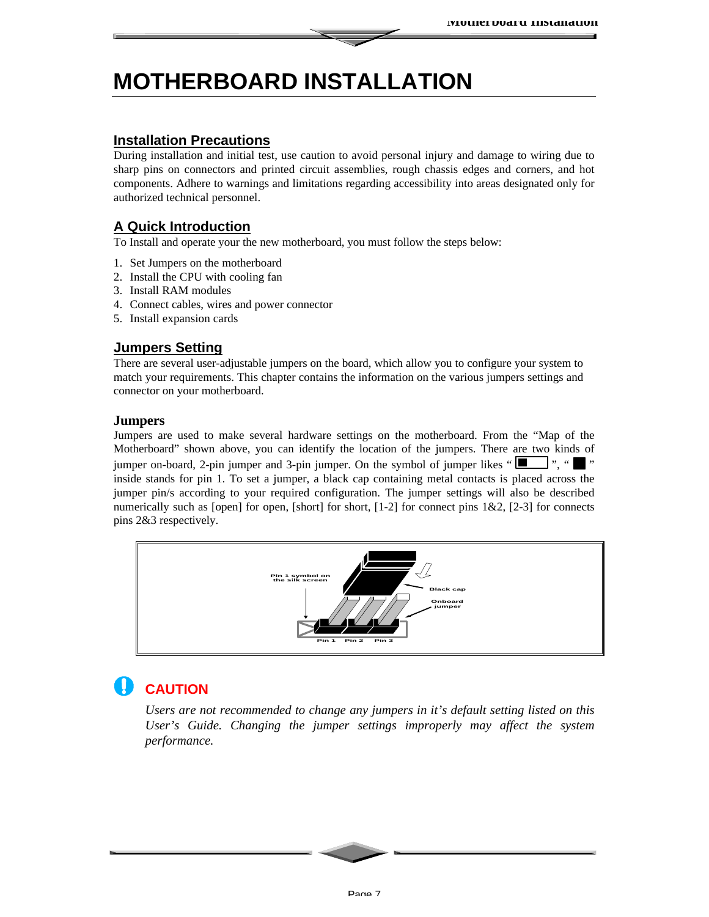# MOTHERBOARD INSTALLATION

## Installation Precautions

During installation and initial test, use caution to avoid personal injury and damage to wiring due to sharp pins on connectors and printed circuit assemblies, rough chassis edges and corners, and hot components. Adhere to warnings and limitations regarding accessibility into areas designated only for authorized technical personnel.

## A Quick Introduction

To Install and operate your the new motherboard, you must follow the steps below:

1. Set Jumpers on the motherboard
2. Install the CPU with cooling fan
3. Install RAM modules
4. Connect cables, wires and power connector
5. Install expansion cards

## Jumpers Setting

There are several user-adjustable jumpers on the board, which allow you to configure your system to match your requirements. This chapter contains the information on the various jumpers settings and connector on your motherboard.

### Jumpers

Jumpers are used to make several hardware settings on the motherboard. From the "Map of the Motherboard" shown above, you can identify the location of the jumpers. There are two kinds of jumper on-board, 2-pin jumper and 3-pin jumper. On the symbol of jumper likes " ", " " inside stands for pin 1. To set a jumper, a black cap containing metal contacts is placed across the jumper pin/s according to your required configuration. The jumper settings will also be described numerically such as [open] for open, [short] for short, [1-2] for connect pins 1&2, [2-3] for connects pins 2&3 respectively.

Pin 1 symbol on the silk screen — Black cap — Onboard jumper — Pin 1 — Pin 2 — Pin 3

**CAUTION**

*Users are not recommended to change any jumpers in it's default setting listed on this User's Guide. Changing the jumper settings improperly may affect the system performance.*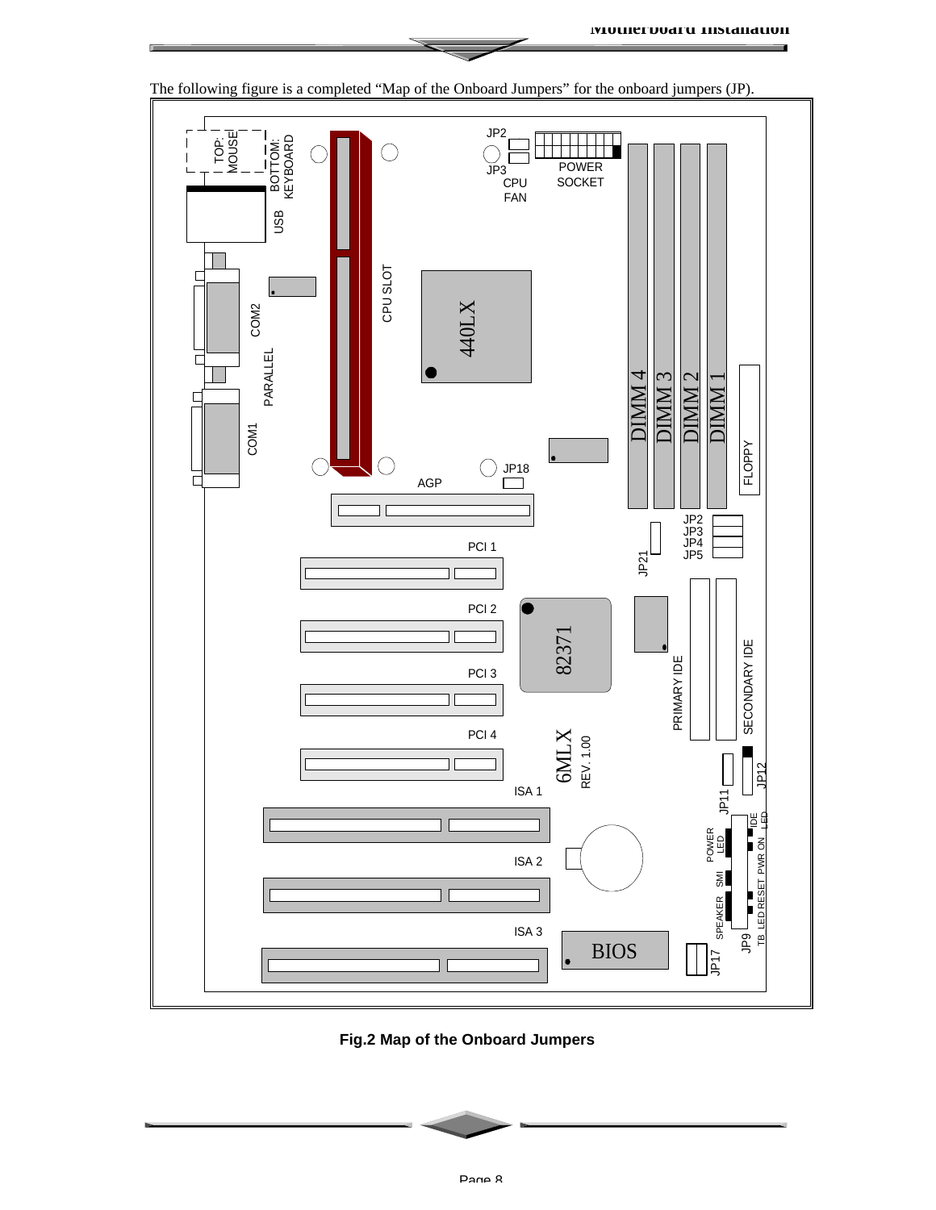The following figure is a completed "Map of the Onboard Jumpers" for the onboard jumpers (JP).

**Fig.2 Map of the Onboard Jumpers**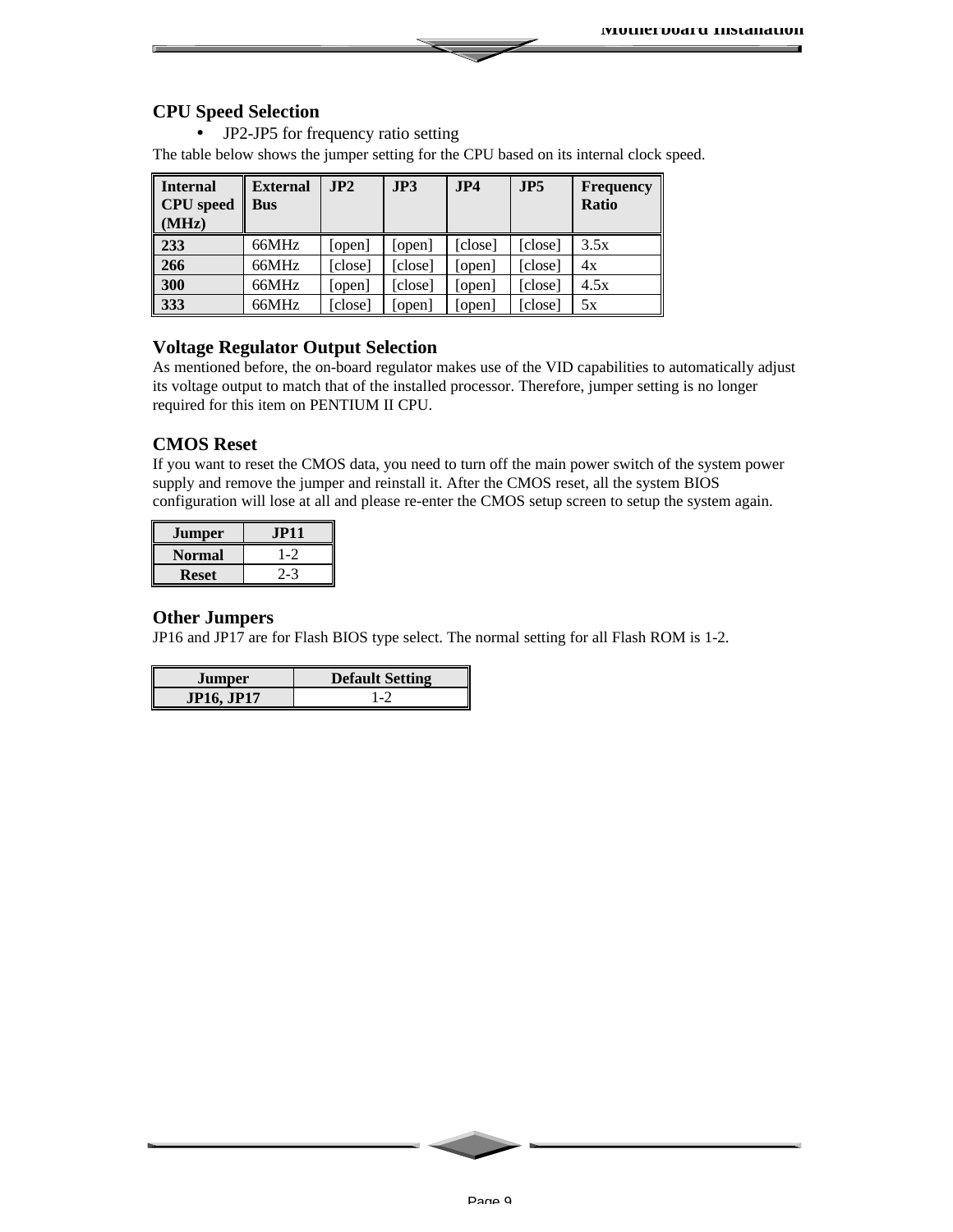## CPU Speed Selection

- JP2-JP5 for frequency ratio setting

The table below shows the jumper setting for the CPU based on its internal clock speed.

| Internal CPU speed (MHz) | External Bus | JP2 | JP3 | JP4 | JP5 | Frequency Ratio |
|---|---|---|---|---|---|---|
| **233** | 66MHz | [open] | [open] | [close] | [close] | 3.5x |
| **266** | 66MHz | [close] | [close] | [open] | [close] | 4x |
| **300** | 66MHz | [open] | [close] | [open] | [close] | 4.5x |
| **333** | 66MHz | [close] | [open] | [open] | [close] | 5x |

## Voltage Regulator Output Selection

As mentioned before, the on-board regulator makes use of the VID capabilities to automatically adjust its voltage output to match that of the installed processor. Therefore, jumper setting is no longer required for this item on PENTIUM II CPU.

## CMOS Reset

If you want to reset the CMOS data, you need to turn off the main power switch of the system power supply and remove the jumper and reinstall it. After the CMOS reset, all the system BIOS configuration will lose at all and please re-enter the CMOS setup screen to setup the system again.

| Jumper | JP11 |
|---|---|
| **Normal** | 1-2 |
| **Reset** | 2-3 |

## Other Jumpers

JP16 and JP17 are for Flash BIOS type select. The normal setting for all Flash ROM is 1-2.

| Jumper | Default Setting |
|---|---|
| **JP16, JP17** | 1-2 |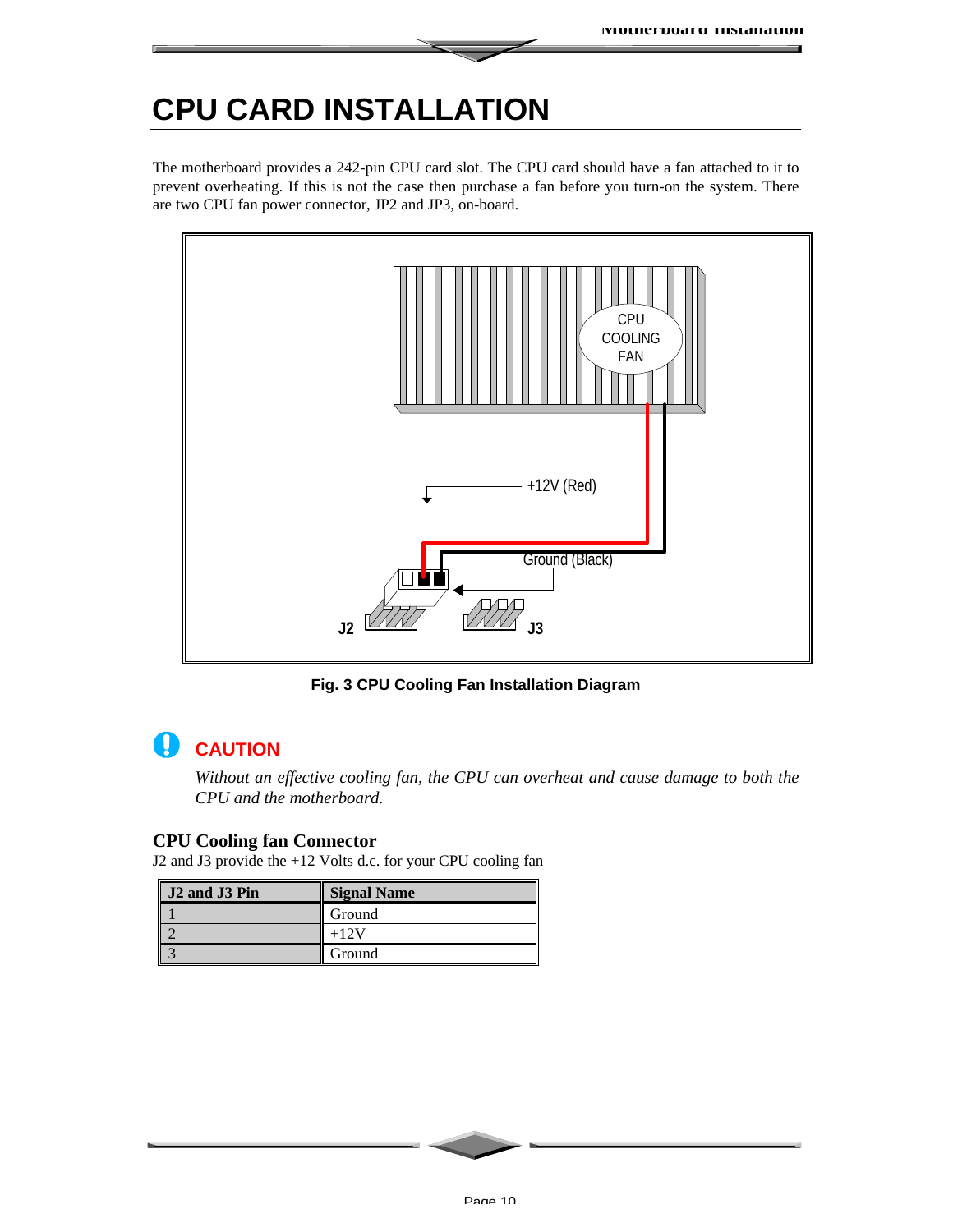# CPU CARD INSTALLATION

The motherboard provides a 242-pin CPU card slot. The CPU card should have a fan attached to it to prevent overheating. If this is not the case then purchase a fan before you turn-on the system. There are two CPU fan power connector, JP2 and JP3, on-board.

**Fig. 3 CPU Cooling Fan Installation Diagram**

## CAUTION

*Without an effective cooling fan, the CPU can overheat and cause damage to both the CPU and the motherboard.*

### CPU Cooling fan Connector

J2 and J3 provide the +12 Volts d.c. for your CPU cooling fan

| J2 and J3 Pin | Signal Name |
|---|---|
| 1 | Ground |
| 2 | +12V |
| 3 | Ground |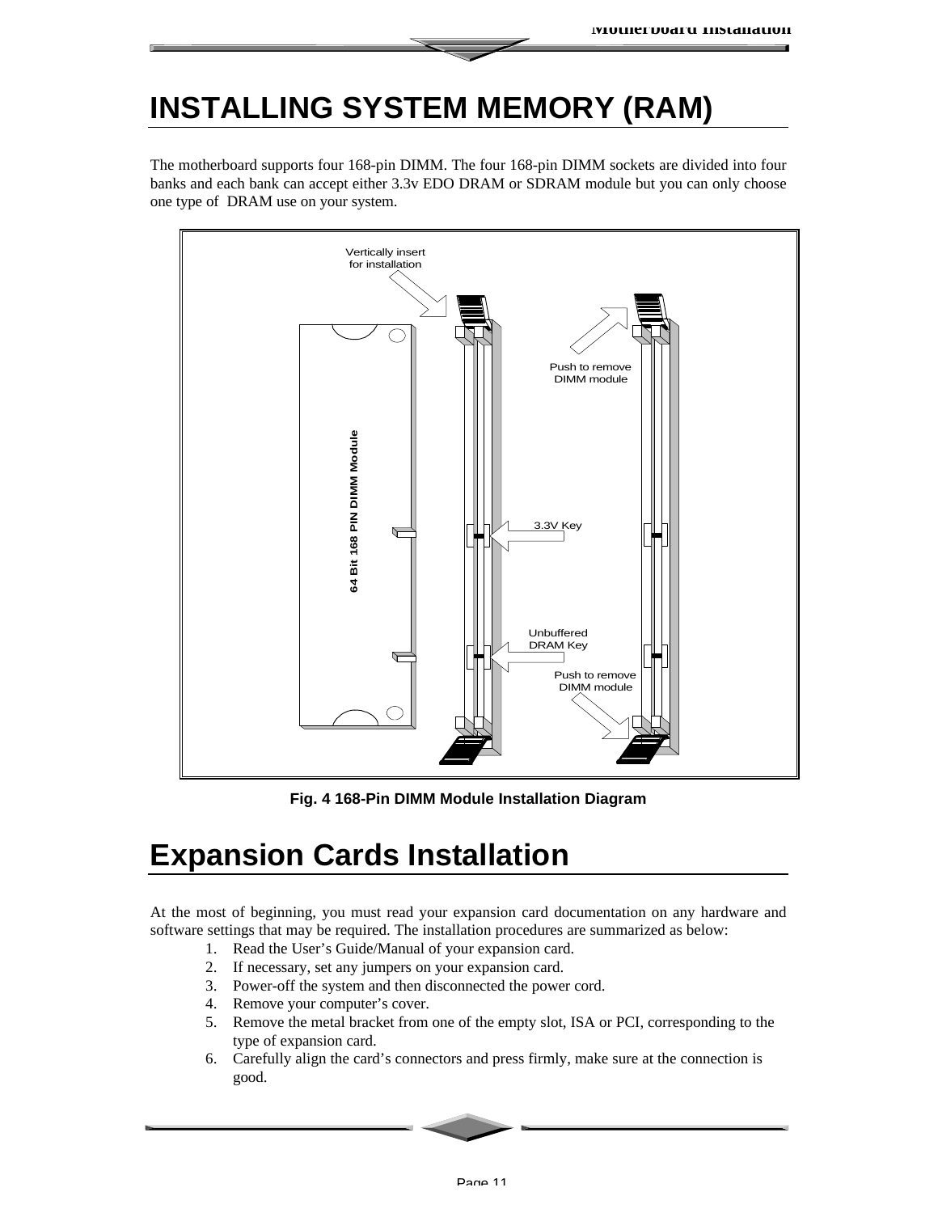# INSTALLING SYSTEM MEMORY (RAM)

The motherboard supports four 168-pin DIMM. The four 168-pin DIMM sockets are divided into four banks and each bank can accept either 3.3v EDO DRAM or SDRAM module but you can only choose one type of DRAM use on your system.

Fig. 4 168-Pin DIMM Module Installation Diagram

# Expansion Cards Installation

At the most of beginning, you must read your expansion card documentation on any hardware and software settings that may be required. The installation procedures are summarized as below:

1. Read the User's Guide/Manual of your expansion card.
2. If necessary, set any jumpers on your expansion card.
3. Power-off the system and then disconnected the power cord.
4. Remove your computer's cover.
5. Remove the metal bracket from one of the empty slot, ISA or PCI, corresponding to the type of expansion card.
6. Carefully align the card's connectors and press firmly, make sure at the connection is good.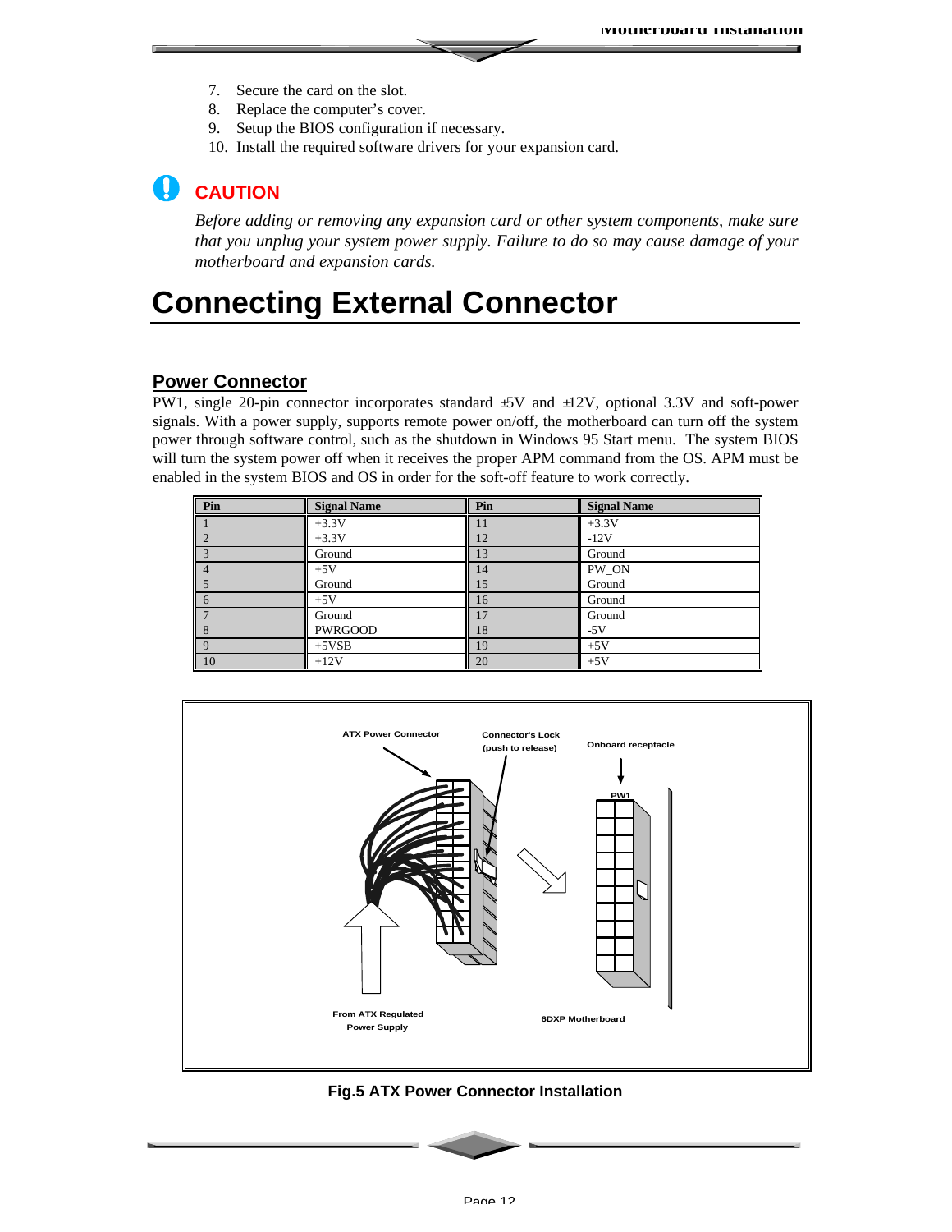7. Secure the card on the slot.
8. Replace the computer's cover.
9. Setup the BIOS configuration if necessary.
10. Install the required software drivers for your expansion card.

**CAUTION**

*Before adding or removing any expansion card or other system components, make sure that you unplug your system power supply. Failure to do so may cause damage of your motherboard and expansion cards.*

# Connecting External Connector

## Power Connector

PW1, single 20-pin connector incorporates standard ±5V and ±12V, optional 3.3V and soft-power signals. With a power supply, supports remote power on/off, the motherboard can turn off the system power through software control, such as the shutdown in Windows 95 Start menu. The system BIOS will turn the system power off when it receives the proper APM command from the OS. APM must be enabled in the system BIOS and OS in order for the soft-off feature to work correctly.

| Pin | Signal Name | Pin | Signal Name |
|---|---|---|---|
| 1 | +3.3V | 11 | +3.3V |
| 2 | +3.3V | 12 | -12V |
| 3 | Ground | 13 | Ground |
| 4 | +5V | 14 | PW_ON |
| 5 | Ground | 15 | Ground |
| 6 | +5V | 16 | Ground |
| 7 | Ground | 17 | Ground |
| 8 | PWRGOOD | 18 | -5V |
| 9 | +5VSB | 19 | +5V |
| 10 | +12V | 20 | +5V |

**Fig.5 ATX Power Connector Installation**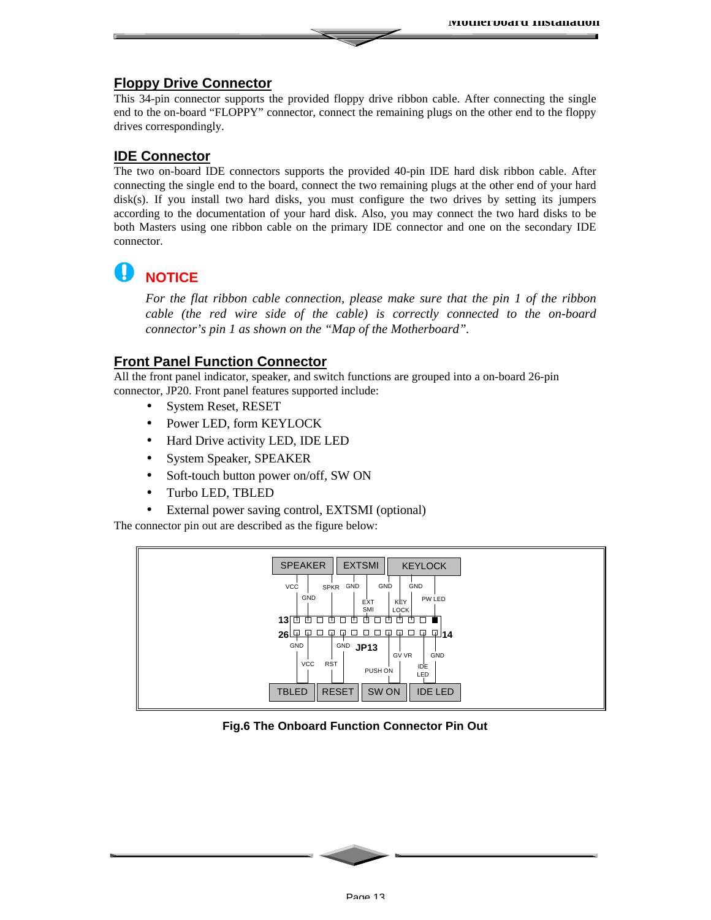## Floppy Drive Connector

This 34-pin connector supports the provided floppy drive ribbon cable. After connecting the single end to the on-board “FLOPPY” connector, connect the remaining plugs on the other end to the floppy drives correspondingly.

## IDE Connector

The two on-board IDE connectors supports the provided 40-pin IDE hard disk ribbon cable. After connecting the single end to the board, connect the two remaining plugs at the other end of your hard disk(s). If you install two hard disks, you must configure the two drives by setting its jumpers according to the documentation of your hard disk. Also, you may connect the two hard disks to be both Masters using one ribbon cable on the primary IDE connector and one on the secondary IDE connector.

### NOTICE

*For the flat ribbon cable connection, please make sure that the pin 1 of the ribbon cable (the red wire side of the cable) is correctly connected to the on-board connector’s pin 1 as shown on the “Map of the Motherboard”.*

## Front Panel Function Connector

All the front panel indicator, speaker, and switch functions are grouped into a on-board 26-pin connector, JP20. Front panel features supported include:

- System Reset, RESET
- Power LED, form KEYLOCK
- Hard Drive activity LED, IDE LED
- System Speaker, SPEAKER
- Soft-touch button power on/off, SW ON
- Turbo LED, TBLED
- External power saving control, EXTSMI (optional)

The connector pin out are described as the figure below:

SPEAKER | EXTSMI | KEYLOCK

VCC, GND, SPKR, GND, EXT SMI, GND, KEY LOCK, GND, PW LED

13 ... 26 ... 14

GND, VCC, GND, RST, JP13, PUSH ON, GV VR, IDE LED, GND

TBLED | RESET | SW ON | IDE LED

**Fig.6 The Onboard Function Connector Pin Out**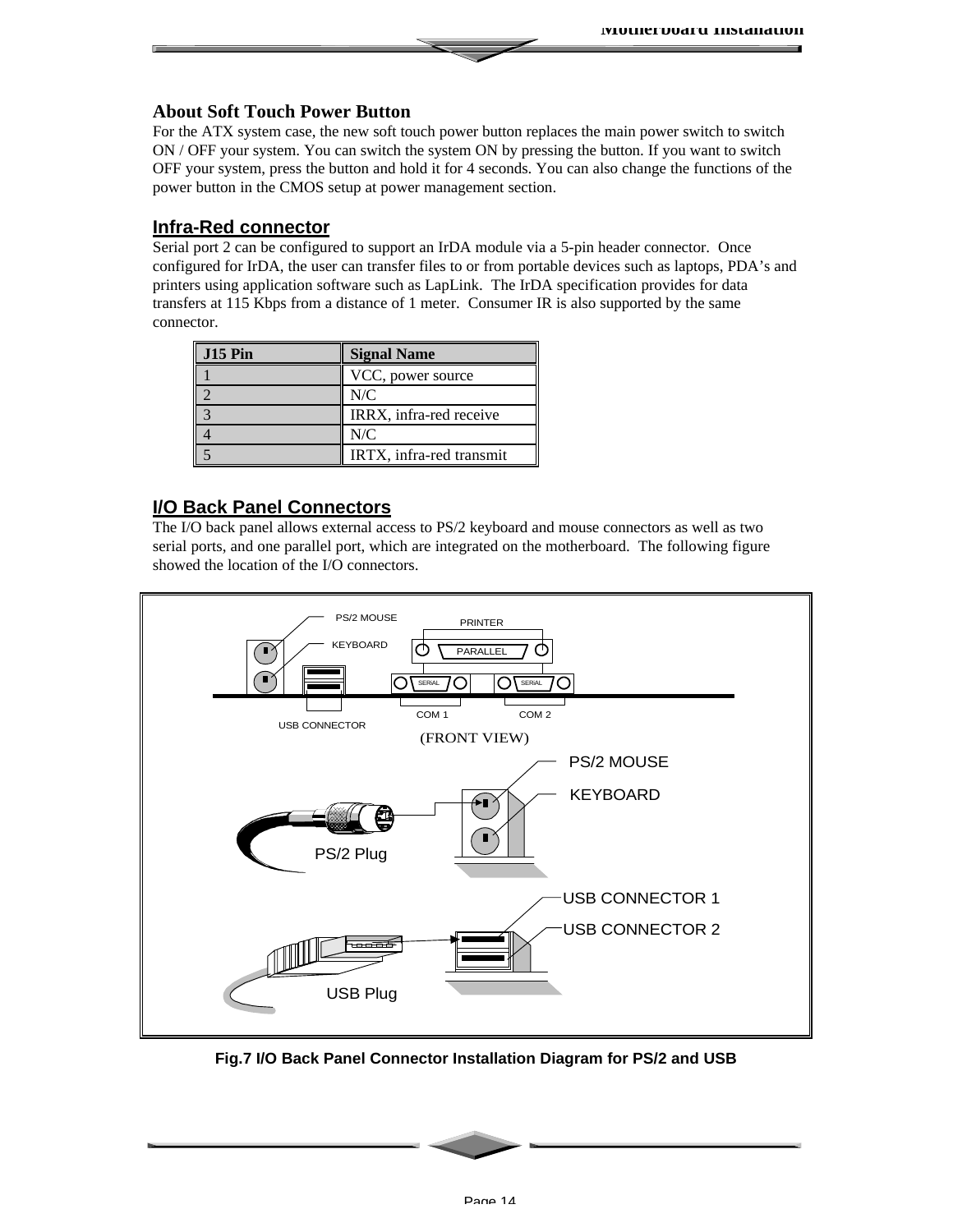## About Soft Touch Power Button

For the ATX system case, the new soft touch power button replaces the main power switch to switch ON / OFF your system. You can switch the system ON by pressing the button. If you want to switch OFF your system, press the button and hold it for 4 seconds. You can also change the functions of the power button in the CMOS setup at power management section.

## Infra-Red connector

Serial port 2 can be configured to support an IrDA module via a 5-pin header connector. Once configured for IrDA, the user can transfer files to or from portable devices such as laptops, PDA's and printers using application software such as LapLink. The IrDA specification provides for data transfers at 115 Kbps from a distance of 1 meter. Consumer IR is also supported by the same connector.

| J15 Pin | Signal Name |
|---|---|
| 1 | VCC, power source |
| 2 | N/C |
| 3 | IRRX, infra-red receive |
| 4 | N/C |
| 5 | IRTX, infra-red transmit |

## I/O Back Panel Connectors

The I/O back panel allows external access to PS/2 keyboard and mouse connectors as well as two serial ports, and one parallel port, which are integrated on the motherboard. The following figure showed the location of the I/O connectors.

PS/2 MOUSE
KEYBOARD
PRINTER
PARALLEL
SERIAL
SERIAL
COM 1
COM 2
USB CONNECTOR
(FRONT VIEW)
PS/2 MOUSE
KEYBOARD
PS/2 Plug
USB CONNECTOR 1
USB CONNECTOR 2
USB Plug

**Fig.7 I/O Back Panel Connector Installation Diagram for PS/2 and USB**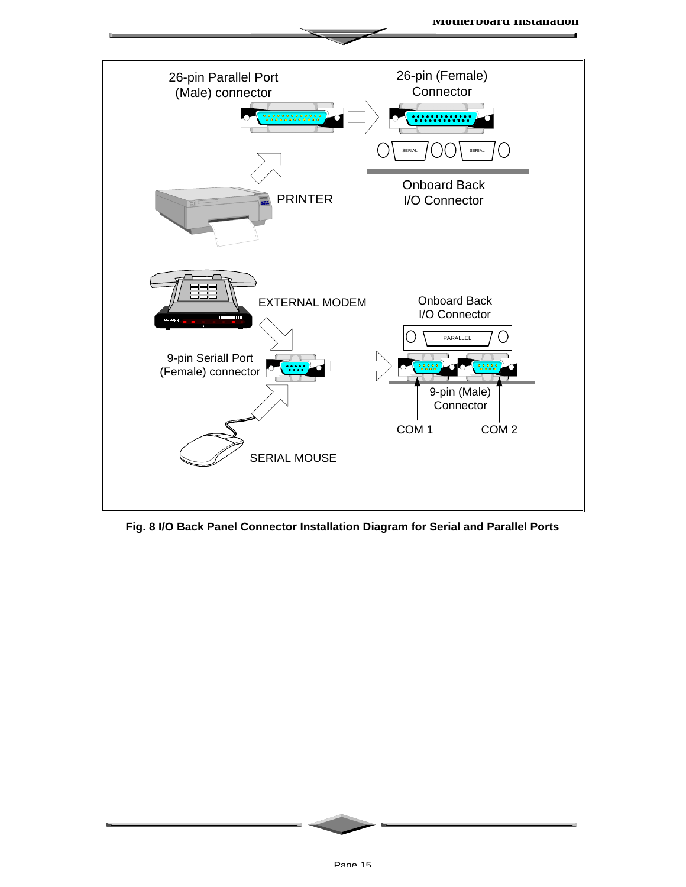26-pin Parallel Port (Male) connector

26-pin (Female) Connector

SERIAL SERIAL

Onboard Back I/O Connector

PRINTER

EXTERNAL MODEM

Onboard Back I/O Connector

PARALLEL

9-pin Seriall Port (Female) connector

9-pin (Male) Connector

COM 1

COM 2

SERIAL MOUSE

**Fig. 8 I/O Back Panel Connector Installation Diagram for Serial and Parallel Ports**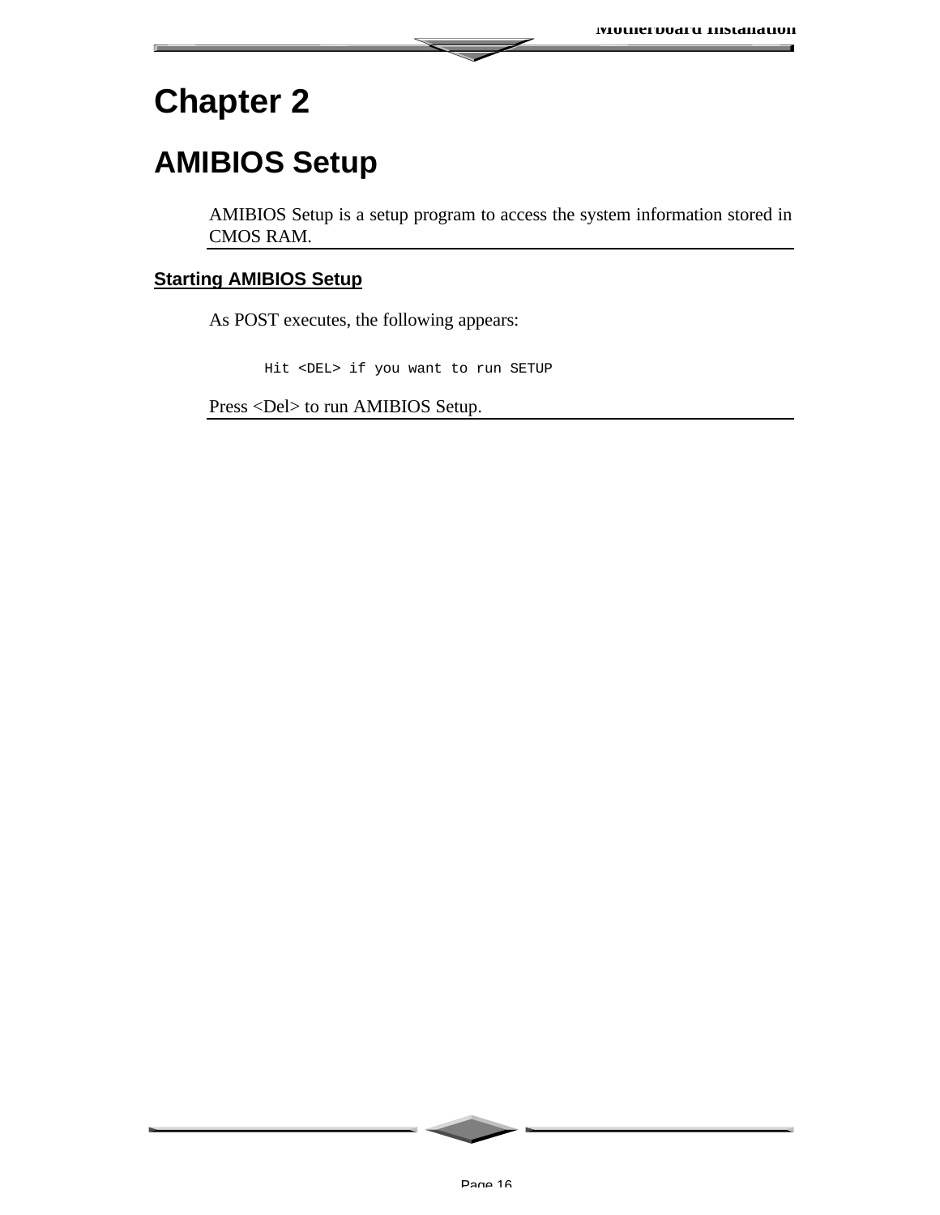# Chapter 2

# AMIBIOS Setup

AMIBIOS Setup is a setup program to access the system information stored in CMOS RAM.

## Starting AMIBIOS Setup

As POST executes, the following appears:

```
Hit <DEL> if you want to run SETUP
```

Press <Del> to run AMIBIOS Setup.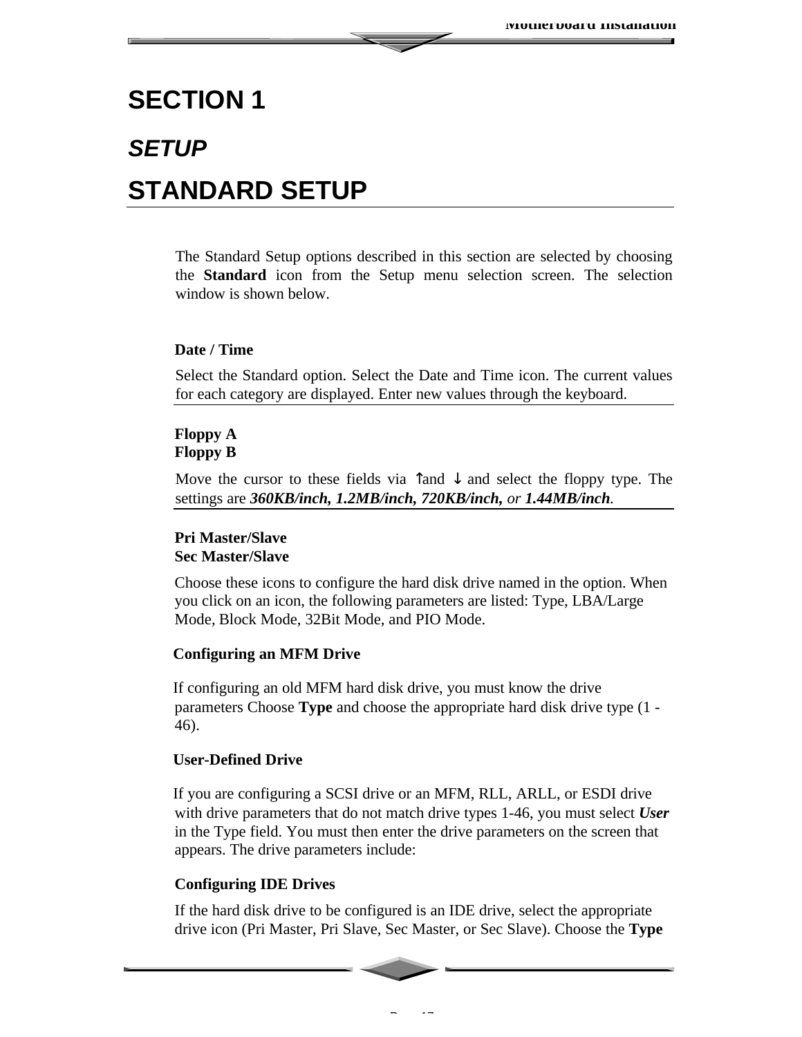# SECTION 1

## *SETUP*

## STANDARD SETUP

The Standard Setup options described in this section are selected by choosing the **Standard** icon from the Setup menu selection screen. The selection window is shown below.

**Date / Time**

Select the Standard option. Select the Date and Time icon. The current values for each category are displayed. Enter new values through the keyboard.

**Floppy A**
**Floppy B**

Move the cursor to these fields via ↑and ↓ and select the floppy type. The settings are ***360KB/inch, 1.2MB/inch, 720KB/inch,*** *or* ***1.44MB/inch***.

**Pri Master/Slave**
**Sec Master/Slave**

Choose these icons to configure the hard disk drive named in the option. When you click on an icon, the following parameters are listed: Type, LBA/Large Mode, Block Mode, 32Bit Mode, and PIO Mode.

**Configuring an MFM Drive**

If configuring an old MFM hard disk drive, you must know the drive parameters Choose **Type** and choose the appropriate hard disk drive type (1 - 46).

**User-Defined Drive**

If you are configuring a SCSI drive or an MFM, RLL, ARLL, or ESDI drive with drive parameters that do not match drive types 1-46, you must select ***User*** in the Type field. You must then enter the drive parameters on the screen that appears. The drive parameters include:

**Configuring IDE Drives**

If the hard disk drive to be configured is an IDE drive, select the appropriate drive icon (Pri Master, Pri Slave, Sec Master, or Sec Slave). Choose the **Type**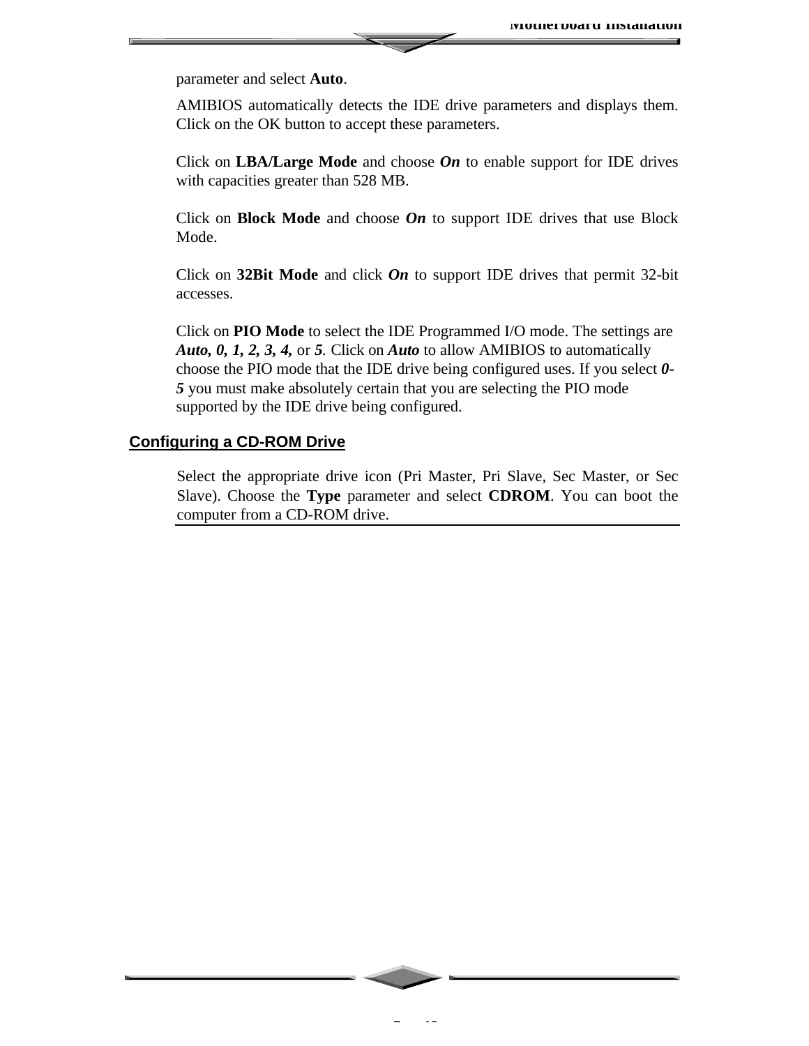parameter and select **Auto**.

AMIBIOS automatically detects the IDE drive parameters and displays them. Click on the OK button to accept these parameters.

Click on **LBA/Large Mode** and choose ***On*** to enable support for IDE drives with capacities greater than 528 MB.

Click on **Block Mode** and choose ***On*** to support IDE drives that use Block Mode.

Click on **32Bit Mode** and click ***On*** to support IDE drives that permit 32-bit accesses.

Click on **PIO Mode** to select the IDE Programmed I/O mode. The settings are ***Auto, 0, 1, 2, 3, 4,*** or ***5***. Click on ***Auto*** to allow AMIBIOS to automatically choose the PIO mode that the IDE drive being configured uses. If you select ***0-5*** you must make absolutely certain that you are selecting the PIO mode supported by the IDE drive being configured.

## Configuring a CD-ROM Drive

Select the appropriate drive icon (Pri Master, Pri Slave, Sec Master, or Sec Slave). Choose the **Type** parameter and select **CDROM**. You can boot the computer from a CD-ROM drive.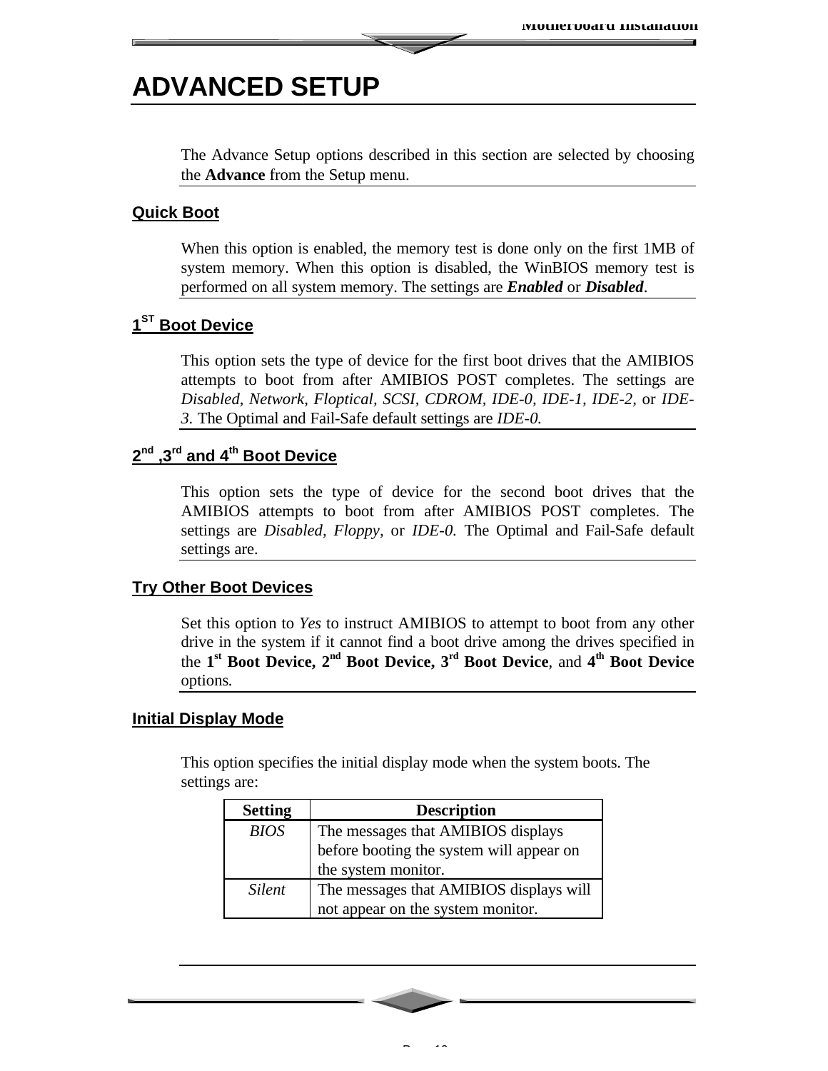# ADVANCED SETUP

The Advance Setup options described in this section are selected by choosing the **Advance** from the Setup menu.

## Quick Boot

When this option is enabled, the memory test is done only on the first 1MB of system memory. When this option is disabled, the WinBIOS memory test is performed on all system memory. The settings are ***Enabled*** or ***Disabled***.

## 1ST Boot Device

This option sets the type of device for the first boot drives that the AMIBIOS attempts to boot from after AMIBIOS POST completes. The settings are *Disabled, Network, Floptical, SCSI*, *CDROM, IDE-0, IDE-1, IDE-2,* or *IDE-3.* The Optimal and Fail-Safe default settings are *IDE-0.*

## 2nd ,3rd and 4th Boot Device

This option sets the type of device for the second boot drives that the AMIBIOS attempts to boot from after AMIBIOS POST completes. The settings are *Disabled, Floppy,* or *IDE-0.* The Optimal and Fail-Safe default settings are.

## Try Other Boot Devices

Set this option to *Yes* to instruct AMIBIOS to attempt to boot from any other drive in the system if it cannot find a boot drive among the drives specified in the **1st Boot Device, 2nd Boot Device, 3rd Boot Device**, and **4th Boot Device** options.

## Initial Display Mode

This option specifies the initial display mode when the system boots. The settings are:

| Setting | Description |
|---|---|
| *BIOS* | The messages that AMIBIOS displays before booting the system will appear on the system monitor. |
| *Silent* | The messages that AMIBIOS displays will not appear on the system monitor. |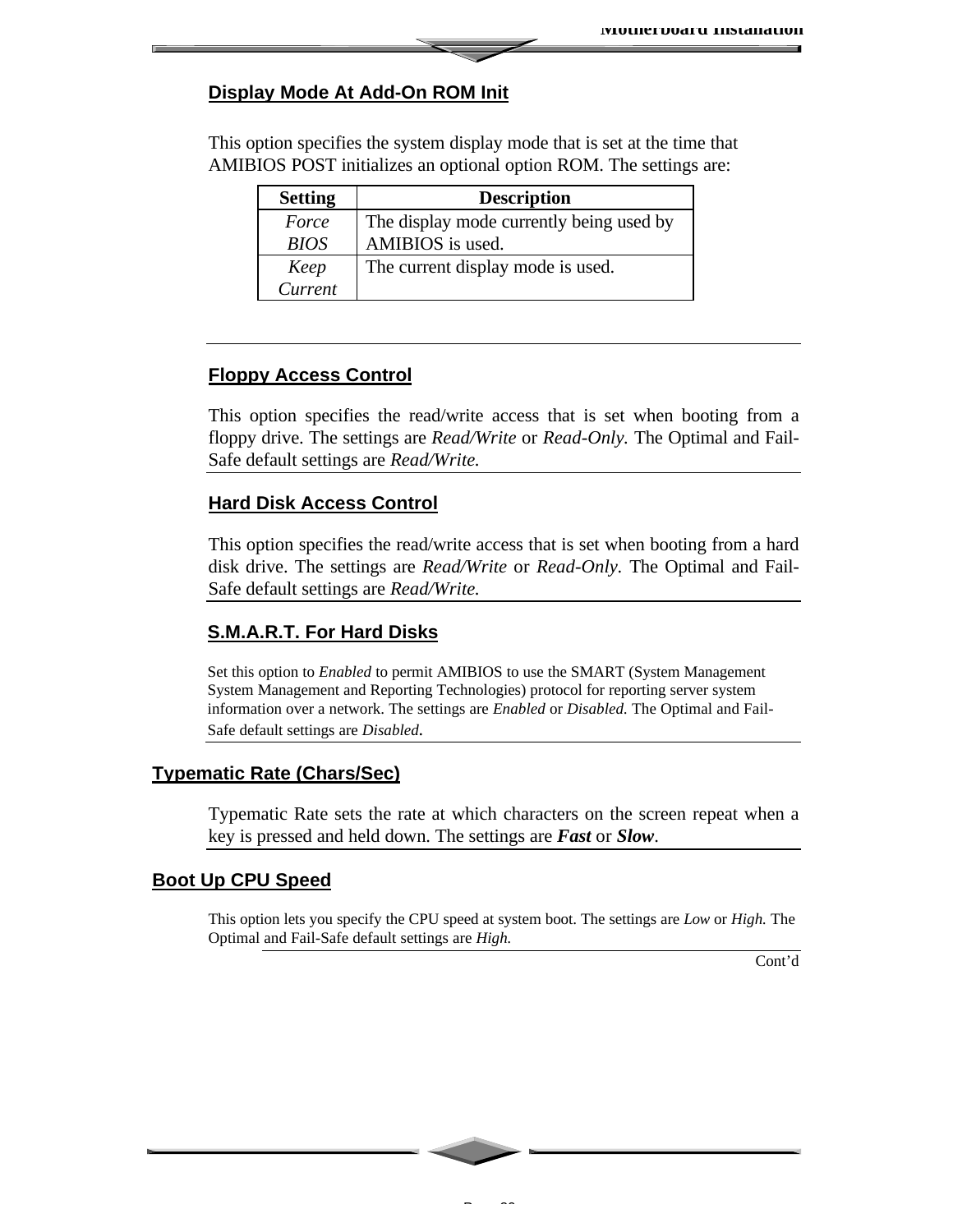### Display Mode At Add-On ROM Init

This option specifies the system display mode that is set at the time that AMIBIOS POST initializes an optional option ROM. The settings are:

| Setting | Description |
|---|---|
| *Force BIOS* | The display mode currently being used by AMIBIOS is used. |
| *Keep Current* | The current display mode is used. |

### Floppy Access Control

This option specifies the read/write access that is set when booting from a floppy drive. The settings are *Read/Write* or *Read-Only.* The Optimal and Fail-Safe default settings are *Read/Write.*

### Hard Disk Access Control

This option specifies the read/write access that is set when booting from a hard disk drive. The settings are *Read/Write* or *Read-Only*. The Optimal and Fail-Safe default settings are *Read/Write.*

### S.M.A.R.T. For Hard Disks

Set this option to *Enabled* to permit AMIBIOS to use the SMART (System Management System Management and Reporting Technologies) protocol for reporting server system information over a network. The settings are *Enabled* or *Disabled.* The Optimal and Fail-Safe default settings are *Disabled*.

## Typematic Rate (Chars/Sec)

Typematic Rate sets the rate at which characters on the screen repeat when a key is pressed and held down. The settings are ***Fast*** or ***Slow***.

## Boot Up CPU Speed

This option lets you specify the CPU speed at system boot. The settings are *Low* or *High.* The Optimal and Fail-Safe default settings are *High.*

Cont'd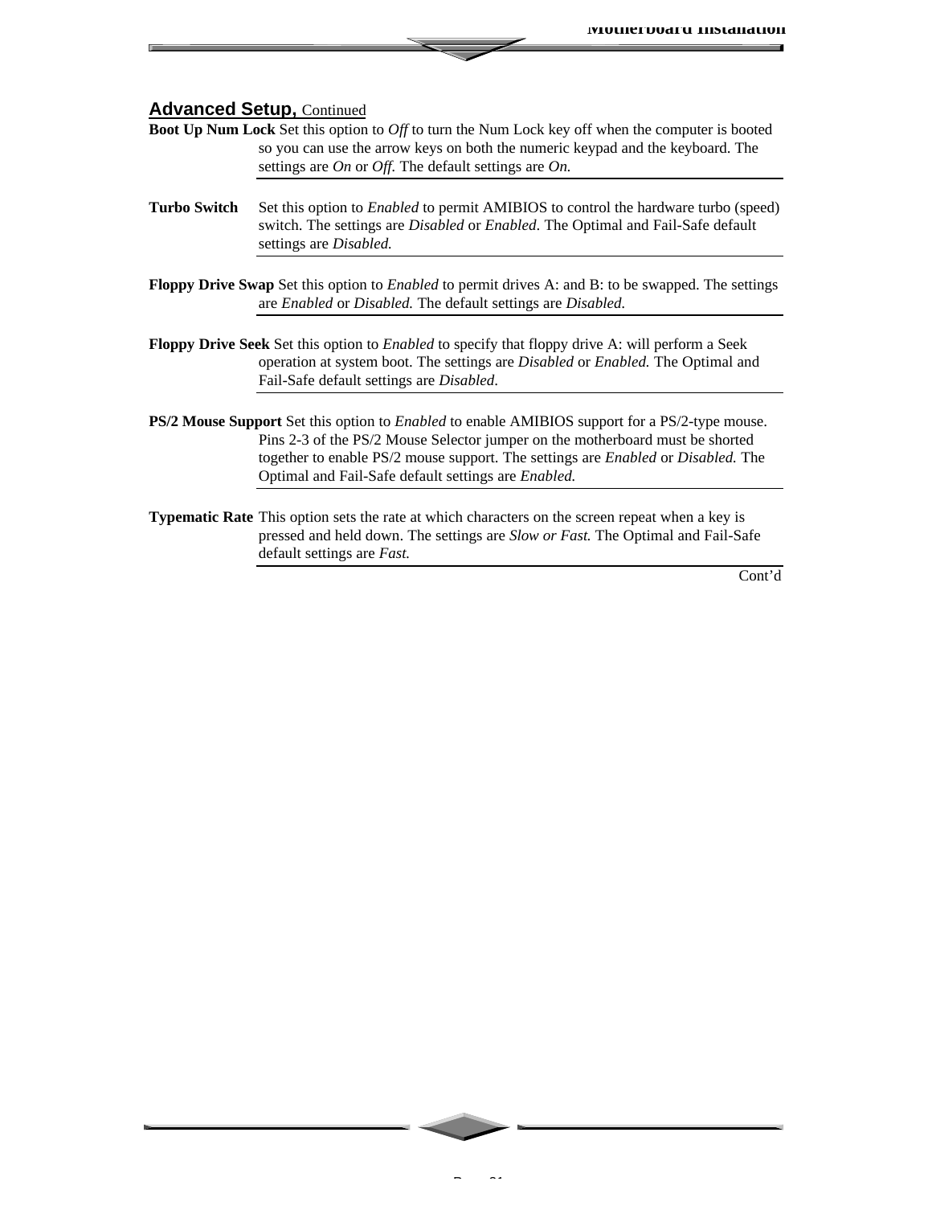## Advanced Setup, Continued

**Boot Up Num Lock** Set this option to *Off* to turn the Num Lock key off when the computer is booted so you can use the arrow keys on both the numeric keypad and the keyboard. The settings are *On* or *Off.* The default settings are *On.*

**Turbo Switch** Set this option to *Enabled* to permit AMIBIOS to control the hardware turbo (speed) switch. The settings are *Disabled* or *Enabled*. The Optimal and Fail-Safe default settings are *Disabled.*

**Floppy Drive Swap** Set this option to *Enabled* to permit drives A: and B: to be swapped. The settings are *Enabled* or *Disabled.* The default settings are *Disabled.*

**Floppy Drive Seek** Set this option to *Enabled* to specify that floppy drive A: will perform a Seek operation at system boot. The settings are *Disabled* or *Enabled.* The Optimal and Fail-Safe default settings are *Disabled*.

**PS/2 Mouse Support** Set this option to *Enabled* to enable AMIBIOS support for a PS/2-type mouse. Pins 2-3 of the PS/2 Mouse Selector jumper on the motherboard must be shorted together to enable PS/2 mouse support. The settings are *Enabled* or *Disabled.* The Optimal and Fail-Safe default settings are *Enabled.*

**Typematic Rate** This option sets the rate at which characters on the screen repeat when a key is pressed and held down. The settings are *Slow or Fast.* The Optimal and Fail-Safe default settings are *Fast.*

Cont'd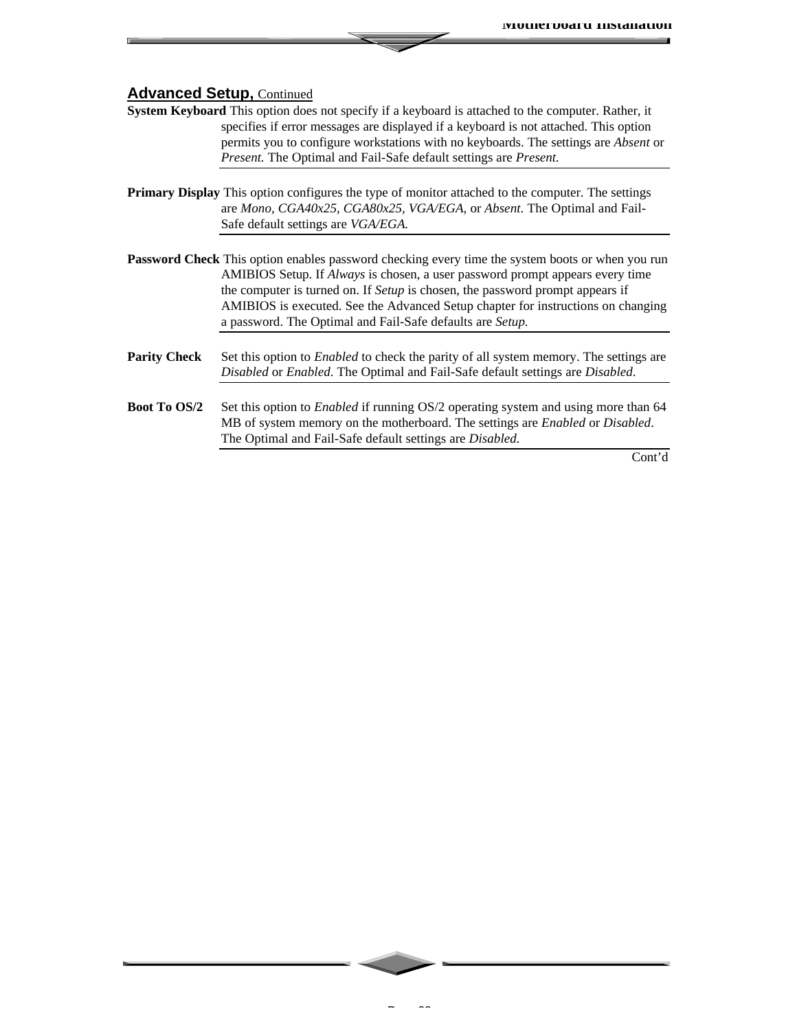## Advanced Setup, Continued

**System Keyboard** This option does not specify if a keyboard is attached to the computer. Rather, it specifies if error messages are displayed if a keyboard is not attached. This option permits you to configure workstations with no keyboards. The settings are *Absent* or *Present.* The Optimal and Fail-Safe default settings are *Present.*

**Primary Display** This option configures the type of monitor attached to the computer. The settings are *Mono*, *CGA40x25*, *CGA80x25*, *VGA/EGA*, or *Absent*. The Optimal and Fail-Safe default settings are *VGA/EGA.*

**Password Check** This option enables password checking every time the system boots or when you run AMIBIOS Setup. If *Always* is chosen, a user password prompt appears every time the computer is turned on. If *Setup* is chosen, the password prompt appears if AMIBIOS is executed. See the Advanced Setup chapter for instructions on changing a password. The Optimal and Fail-Safe defaults are *Setup.*

**Parity Check** Set this option to *Enabled* to check the parity of all system memory. The settings are *Disabled* or *Enabled*. The Optimal and Fail-Safe default settings are *Disabled*.

**Boot To OS/2** Set this option to *Enabled* if running OS/2 operating system and using more than 64 MB of system memory on the motherboard. The settings are *Enabled* or *Disabled*. The Optimal and Fail-Safe default settings are *Disabled.*

Cont'd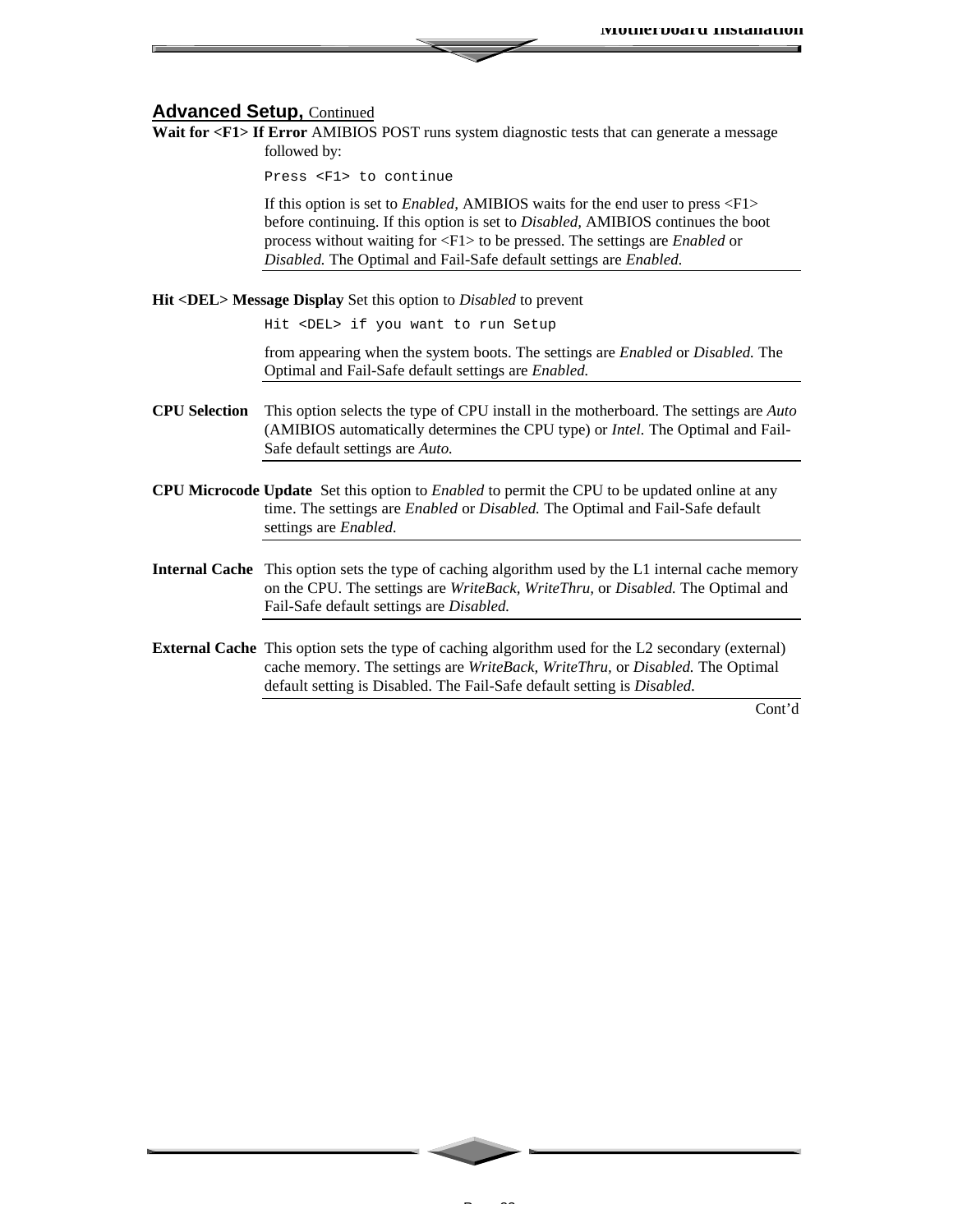## Advanced Setup, Continued

**Wait for <F1> If Error** AMIBIOS POST runs system diagnostic tests that can generate a message followed by:

```
Press <F1> to continue
```

If this option is set to *Enabled,* AMIBIOS waits for the end user to press <F1> before continuing. If this option is set to *Disabled,* AMIBIOS continues the boot process without waiting for <F1> to be pressed. The settings are *Enabled* or *Disabled.* The Optimal and Fail-Safe default settings are *Enabled.*

---

**Hit <DEL> Message Display** Set this option to *Disabled* to prevent

```
Hit <DEL> if you want to run Setup
```

from appearing when the system boots. The settings are *Enabled* or *Disabled.* The Optimal and Fail-Safe default settings are *Enabled.*

---

**CPU Selection** This option selects the type of CPU install in the motherboard. The settings are *Auto* (AMIBIOS automatically determines the CPU type) or *Intel.* The Optimal and Fail-Safe default settings are *Auto.*

---

**CPU Microcode Update** Set this option to *Enabled* to permit the CPU to be updated online at any time. The settings are *Enabled* or *Disabled.* The Optimal and Fail-Safe default settings are *Enabled.*

---

**Internal Cache** This option sets the type of caching algorithm used by the L1 internal cache memory on the CPU. The settings are *WriteBack, WriteThru,* or *Disabled.* The Optimal and Fail-Safe default settings are *Disabled.*

---

**External Cache** This option sets the type of caching algorithm used for the L2 secondary (external) cache memory. The settings are *WriteBack, WriteThru,* or *Disabled.* The Optimal default setting is Disabled. The Fail-Safe default setting is *Disabled.*

---

Cont'd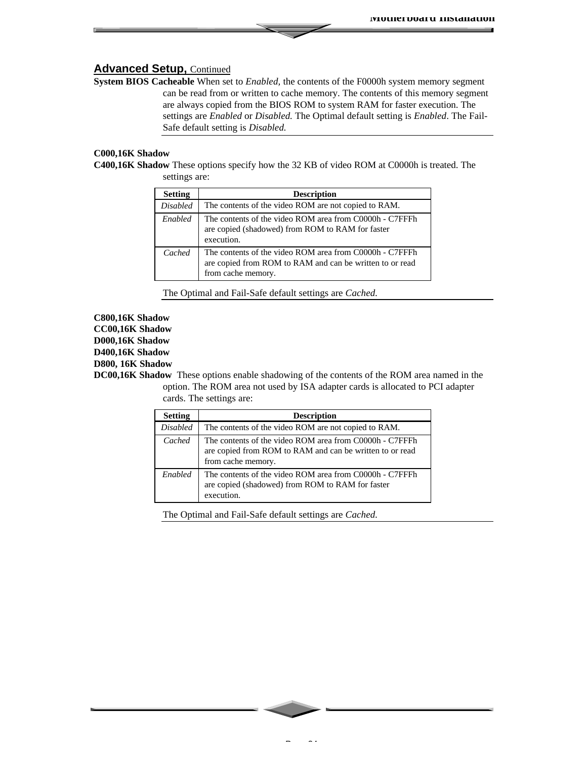## Advanced Setup, Continued

**System BIOS Cacheable** When set to *Enabled*, the contents of the F0000h system memory segment can be read from or written to cache memory. The contents of this memory segment are always copied from the BIOS ROM to system RAM for faster execution. The settings are *Enabled* or *Disabled.* The Optimal default setting is *Enabled*. The Fail-Safe default setting is *Disabled.*

**C000,16K Shadow**
**C400,16K Shadow** These options specify how the 32 KB of video ROM at C0000h is treated. The settings are:

| Setting | Description |
|---|---|
| *Disabled* | The contents of the video ROM are not copied to RAM. |
| *Enabled* | The contents of the video ROM area from C0000h - C7FFFh are copied (shadowed) from ROM to RAM for faster execution. |
| *Cached* | The contents of the video ROM area from C0000h - C7FFFh are copied from ROM to RAM and can be written to or read from cache memory. |

The Optimal and Fail-Safe default settings are *Cached.*

**C800,16K Shadow**
**CC00,16K Shadow**
**D000,16K Shadow**
**D400,16K Shadow**
**D800, 16K Shadow**
**DC00,16K Shadow** These options enable shadowing of the contents of the ROM area named in the option. The ROM area not used by ISA adapter cards is allocated to PCI adapter cards. The settings are:

| Setting | Description |
|---|---|
| *Disabled* | The contents of the video ROM are not copied to RAM. |
| *Cached* | The contents of the video ROM area from C0000h - C7FFFh are copied from ROM to RAM and can be written to or read from cache memory. |
| *Enabled* | The contents of the video ROM area from C0000h - C7FFFh are copied (shadowed) from ROM to RAM for faster execution. |

The Optimal and Fail-Safe default settings are *Cached.*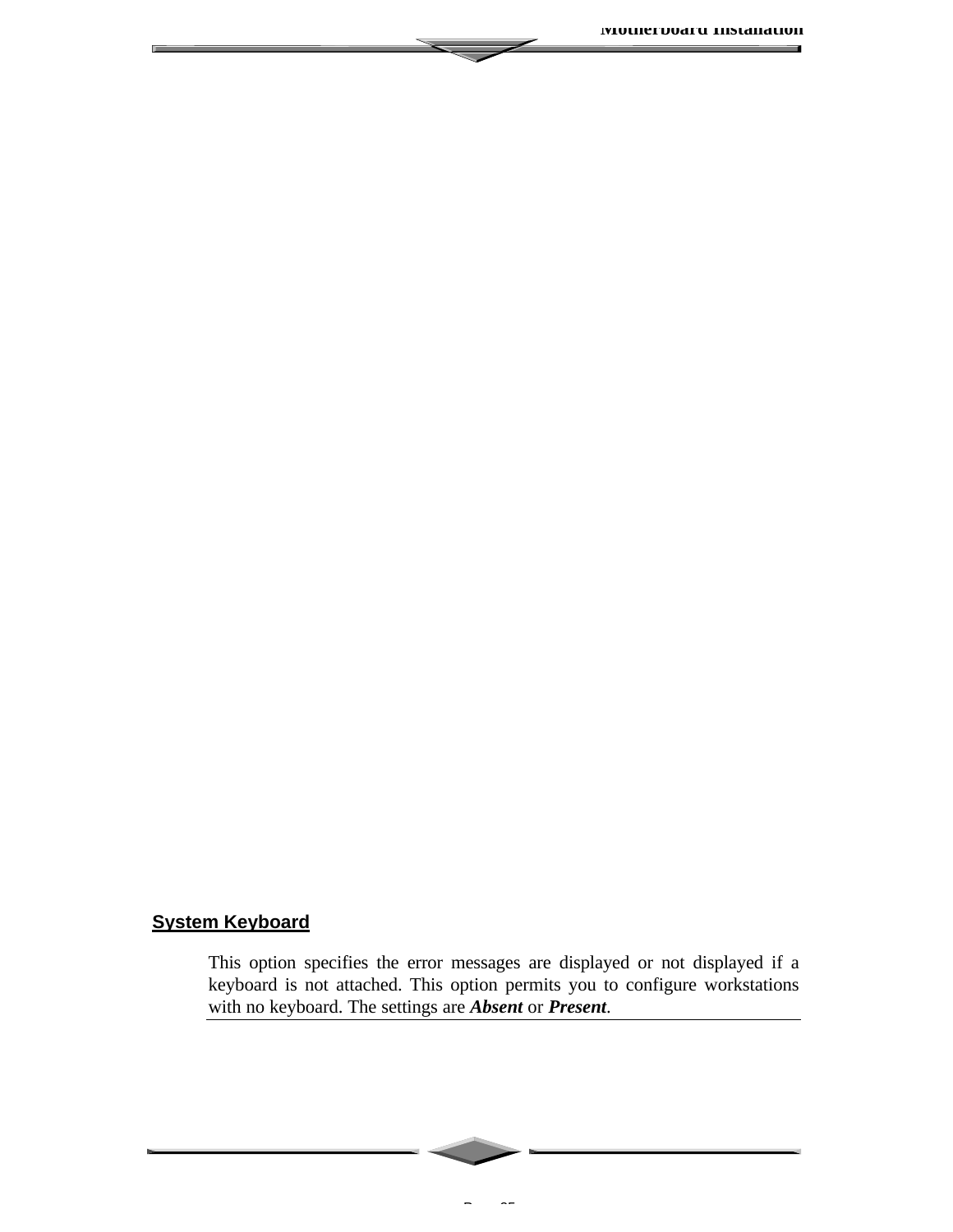## System Keyboard

This option specifies the error messages are displayed or not displayed if a keyboard is not attached. This option permits you to configure workstations with no keyboard. The settings are ***Absent*** or ***Present***.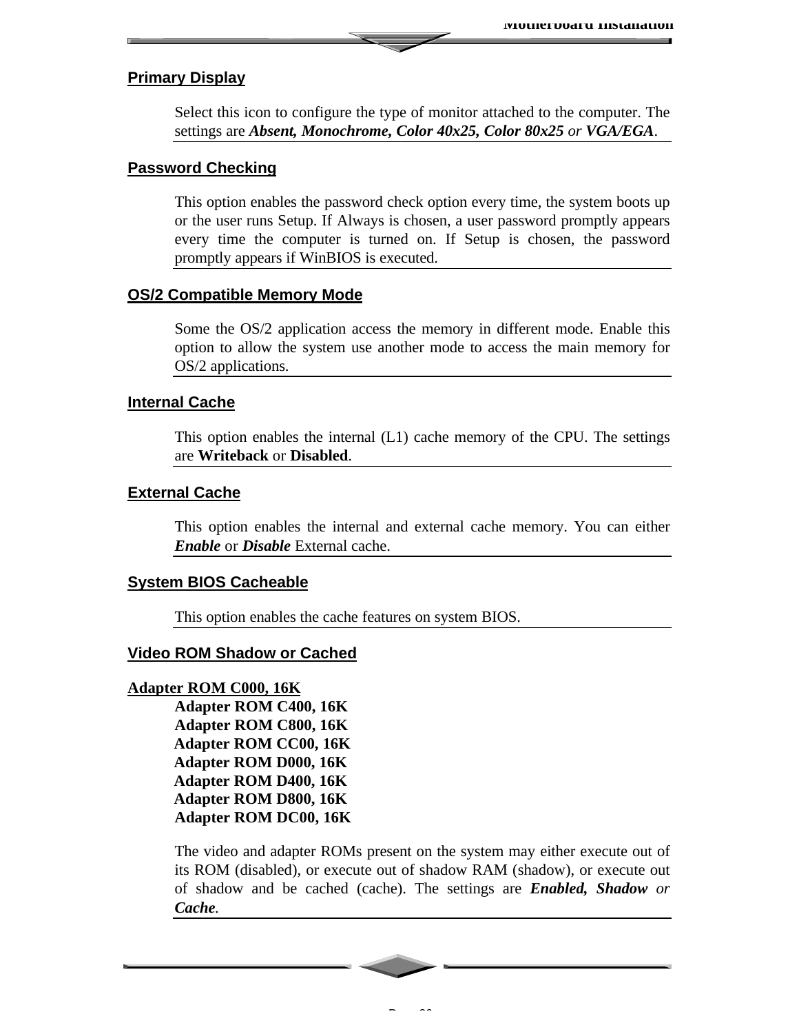## Primary Display

Select this icon to configure the type of monitor attached to the computer. The settings are ***Absent, Monochrome, Color 40x25, Color 80x25*** *or* ***VGA/EGA***.

## Password Checking

This option enables the password check option every time, the system boots up or the user runs Setup. If Always is chosen, a user password promptly appears every time the computer is turned on. If Setup is chosen, the password promptly appears if WinBIOS is executed.

## OS/2 Compatible Memory Mode

Some the OS/2 application access the memory in different mode. Enable this option to allow the system use another mode to access the main memory for OS/2 applications.

## Internal Cache

This option enables the internal (L1) cache memory of the CPU. The settings are **Writeback** or **Disabled**.

## External Cache

This option enables the internal and external cache memory. You can either ***Enable*** or ***Disable*** External cache.

## System BIOS Cacheable

This option enables the cache features on system BIOS.

## Video ROM Shadow or Cached

**Adapter ROM C000, 16K**
**Adapter ROM C400, 16K**
**Adapter ROM C800, 16K**
**Adapter ROM CC00, 16K**
**Adapter ROM D000, 16K**
**Adapter ROM D400, 16K**
**Adapter ROM D800, 16K**
**Adapter ROM DC00, 16K**

The video and adapter ROMs present on the system may either execute out of its ROM (disabled), or execute out of shadow RAM (shadow), or execute out of shadow and be cached (cache). The settings are ***Enabled, Shadow*** *or* ***Cache***.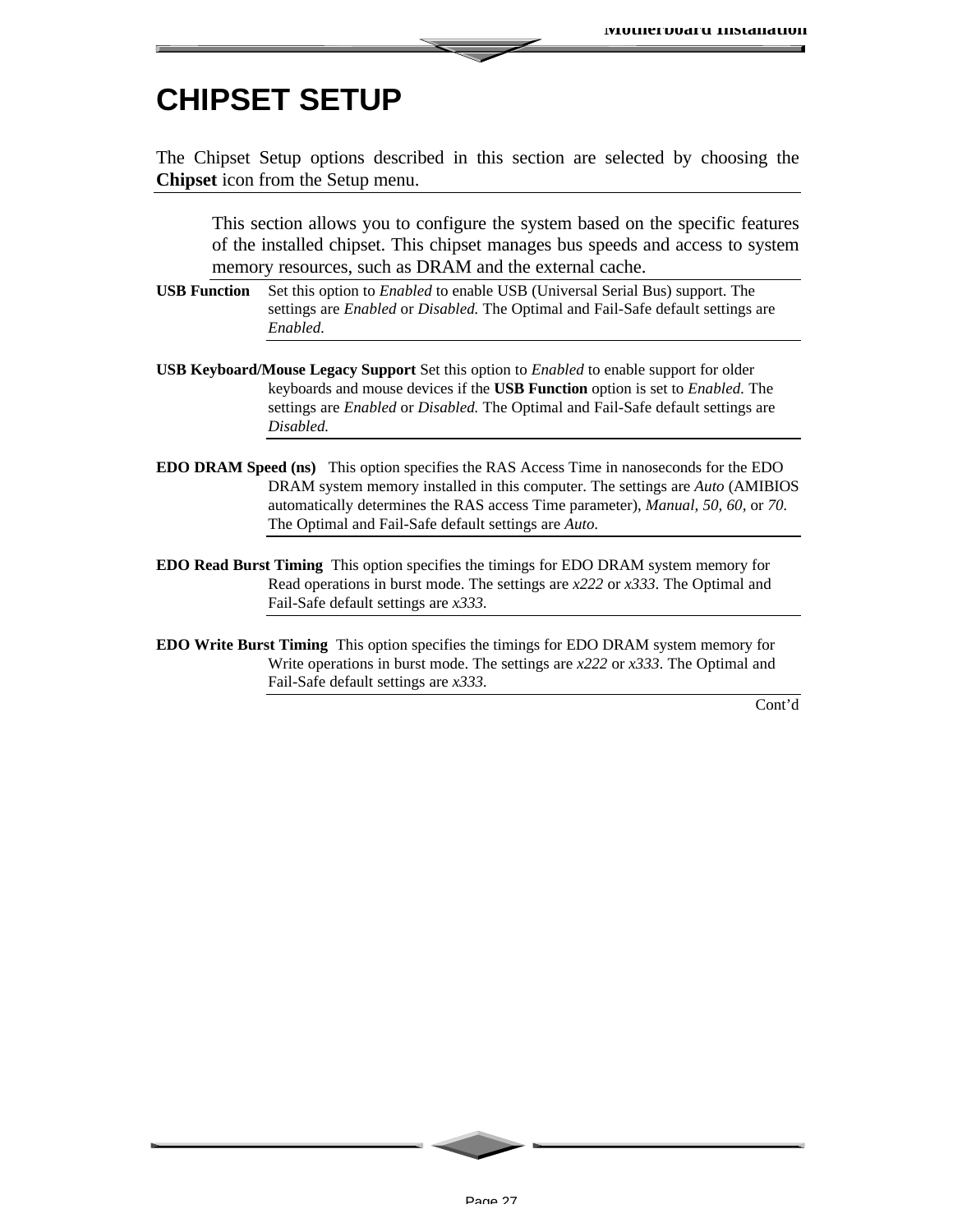# CHIPSET SETUP

The Chipset Setup options described in this section are selected by choosing the **Chipset** icon from the Setup menu.

This section allows you to configure the system based on the specific features of the installed chipset. This chipset manages bus speeds and access to system memory resources, such as DRAM and the external cache.

**USB Function** Set this option to *Enabled* to enable USB (Universal Serial Bus) support. The settings are *Enabled* or *Disabled.* The Optimal and Fail-Safe default settings are *Enabled.*

**USB Keyboard/Mouse Legacy Support** Set this option to *Enabled* to enable support for older keyboards and mouse devices if the **USB Function** option is set to *Enabled.* The settings are *Enabled* or *Disabled.* The Optimal and Fail-Safe default settings are *Disabled.*

**EDO DRAM Speed (ns)** This option specifies the RAS Access Time in nanoseconds for the EDO DRAM system memory installed in this computer. The settings are *Auto* (AMIBIOS automatically determines the RAS access Time parameter), *Manual, 50, 60,* or *70.* The Optimal and Fail-Safe default settings are *Auto.*

**EDO Read Burst Timing** This option specifies the timings for EDO DRAM system memory for Read operations in burst mode. The settings are *x222* or *x333*. The Optimal and Fail-Safe default settings are *x333*.

**EDO Write Burst Timing** This option specifies the timings for EDO DRAM system memory for Write operations in burst mode. The settings are *x222* or *x333*. The Optimal and Fail-Safe default settings are *x333*.

Cont'd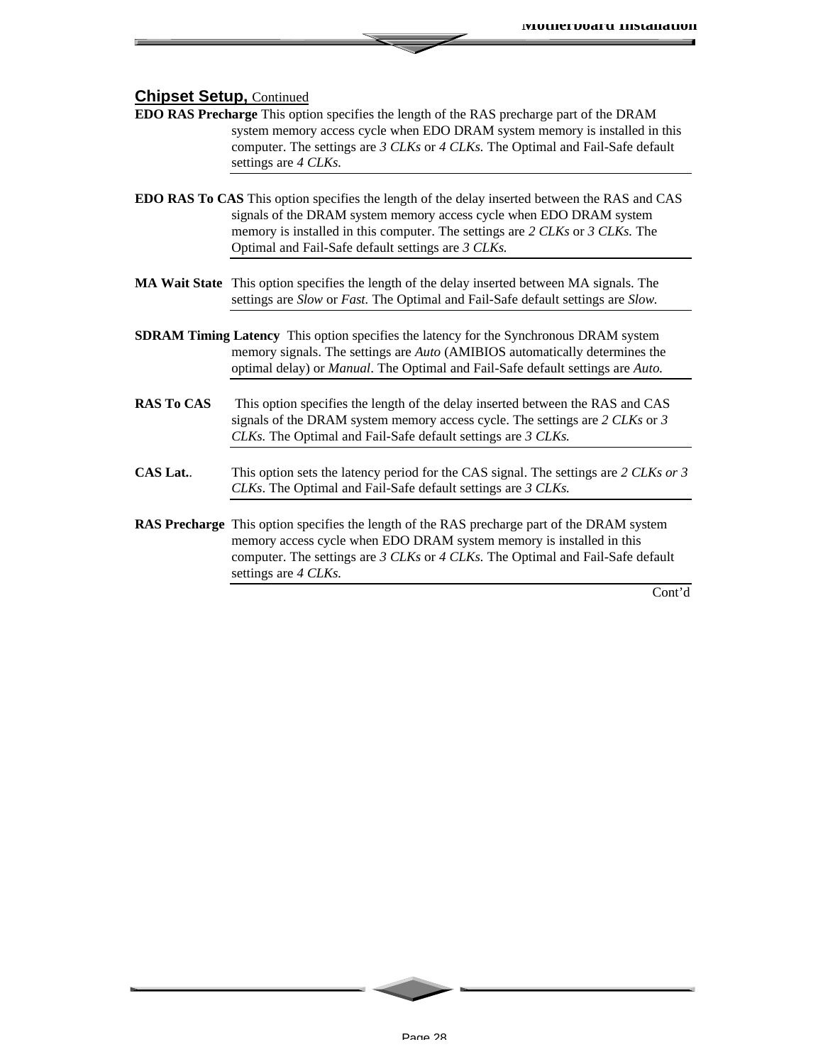## Chipset Setup, Continued

**EDO RAS Precharge** This option specifies the length of the RAS precharge part of the DRAM system memory access cycle when EDO DRAM system memory is installed in this computer. The settings are *3 CLKs* or *4 CLKs.* The Optimal and Fail-Safe default settings are *4 CLKs.*

---

**EDO RAS To CAS** This option specifies the length of the delay inserted between the RAS and CAS signals of the DRAM system memory access cycle when EDO DRAM system memory is installed in this computer. The settings are *2 CLKs* or *3 CLKs.* The Optimal and Fail-Safe default settings are *3 CLKs.*

---

**MA Wait State** This option specifies the length of the delay inserted between MA signals. The settings are *Slow* or *Fast.* The Optimal and Fail-Safe default settings are *Slow.*

---

**SDRAM Timing Latency** This option specifies the latency for the Synchronous DRAM system memory signals. The settings are *Auto* (AMIBIOS automatically determines the optimal delay) or *Manual*. The Optimal and Fail-Safe default settings are *Auto.*

---

**RAS To CAS** This option specifies the length of the delay inserted between the RAS and CAS signals of the DRAM system memory access cycle. The settings are *2 CLKs* or *3 CLKs.* The Optimal and Fail-Safe default settings are *3 CLKs.*

---

**CAS Lat.**. This option sets the latency period for the CAS signal. The settings are *2 CLKs or 3 CLKs*. The Optimal and Fail-Safe default settings are *3 CLKs.*

---

**RAS Precharge** This option specifies the length of the RAS precharge part of the DRAM system memory access cycle when EDO DRAM system memory is installed in this computer. The settings are *3 CLKs* or *4 CLKs.* The Optimal and Fail-Safe default settings are *4 CLKs.*

---

Cont'd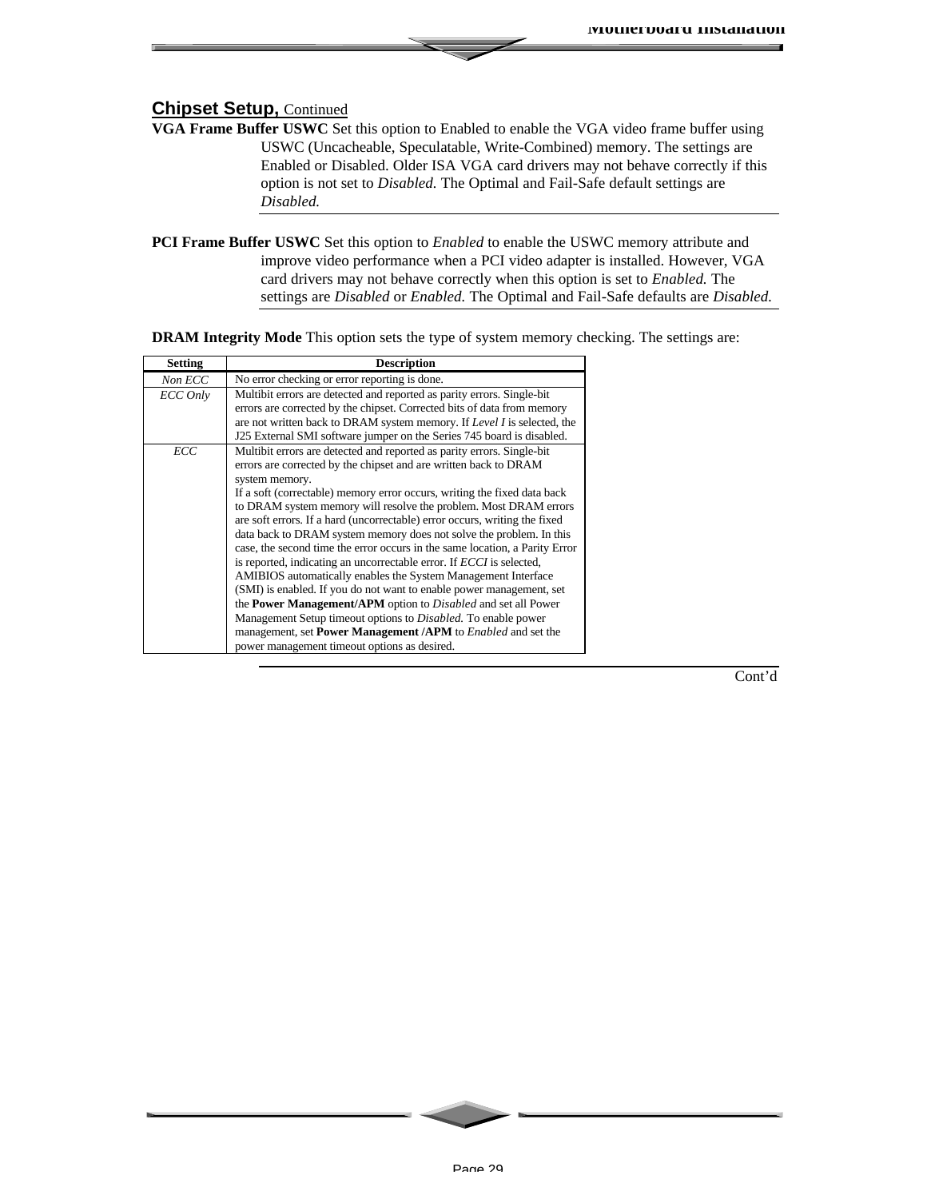## Chipset Setup, Continued

**VGA Frame Buffer USWC** Set this option to Enabled to enable the VGA video frame buffer using USWC (Uncacheable, Speculatable, Write-Combined) memory. The settings are Enabled or Disabled. Older ISA VGA card drivers may not behave correctly if this option is not set to *Disabled.* The Optimal and Fail-Safe default settings are *Disabled.*

**PCI Frame Buffer USWC** Set this option to *Enabled* to enable the USWC memory attribute and improve video performance when a PCI video adapter is installed. However, VGA card drivers may not behave correctly when this option is set to *Enabled.* The settings are *Disabled* or *Enabled.* The Optimal and Fail-Safe defaults are *Disabled.*

**DRAM Integrity Mode** This option sets the type of system memory checking. The settings are:

| Setting | Description |
|---|---|
| *Non ECC* | No error checking or error reporting is done. |
| *ECC Only* | Multibit errors are detected and reported as parity errors. Single-bit errors are corrected by the chipset. Corrected bits of data from memory are not written back to DRAM system memory. If *Level I* is selected, the J25 External SMI software jumper on the Series 745 board is disabled. |
| *ECC* | Multibit errors are detected and reported as parity errors. Single-bit errors are corrected by the chipset and are written back to DRAM system memory. If a soft (correctable) memory error occurs, writing the fixed data back to DRAM system memory will resolve the problem. Most DRAM errors are soft errors. If a hard (uncorrectable) error occurs, writing the fixed data back to DRAM system memory does not solve the problem. In this case, the second time the error occurs in the same location, a Parity Error is reported, indicating an uncorrectable error. If *ECCI* is selected, AMIBIOS automatically enables the System Management Interface (SMI) is enabled. If you do not want to enable power management, set the **Power Management/APM** option to *Disabled* and set all Power Management Setup timeout options to *Disabled.* To enable power management, set **Power Management /APM** to *Enabled* and set the power management timeout options as desired. |

Cont'd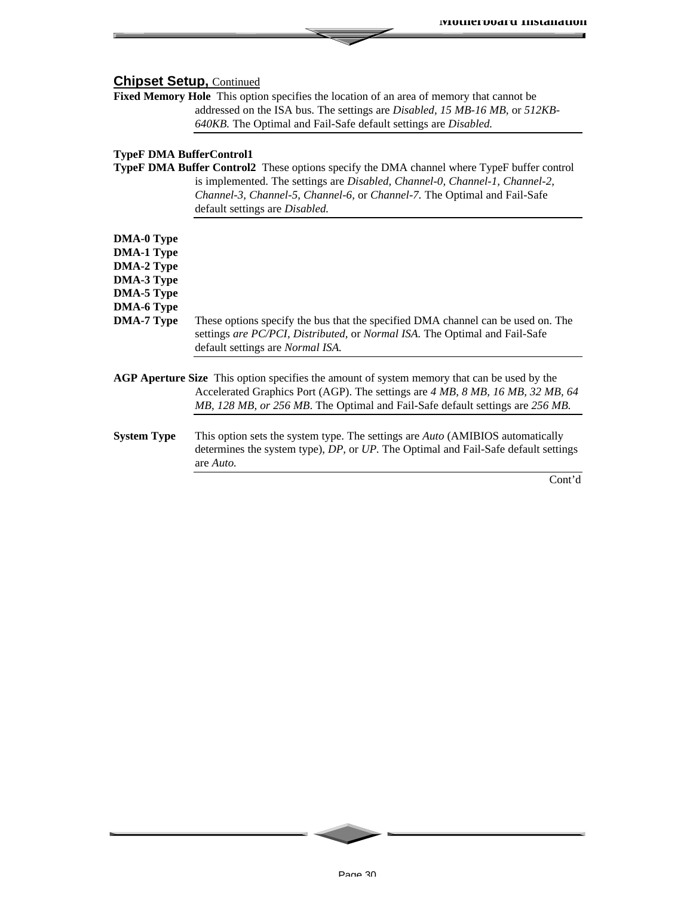## Chipset Setup, Continued

**Fixed Memory Hole** This option specifies the location of an area of memory that cannot be addressed on the ISA bus. The settings are *Disabled, 15 MB-16 MB*, or *512KB-640KB.* The Optimal and Fail-Safe default settings are *Disabled.*

**TypeF DMA BufferControl1**
**TypeF DMA Buffer Control2** These options specify the DMA channel where TypeF buffer control is implemented. The settings are *Disabled, Channel-0, Channel-1, Channel-2, Channel-3, Channel-5, Channel-6,* or *Channel-7.* The Optimal and Fail-Safe default settings are *Disabled.*

**DMA-0 Type**
**DMA-1 Type**
**DMA-2 Type**
**DMA-3 Type**
**DMA-5 Type**
**DMA-6 Type**
**DMA-7 Type** These options specify the bus that the specified DMA channel can be used on. The settings *are PC/PCI, Distributed,* or *Normal ISA.* The Optimal and Fail-Safe default settings are *Normal ISA.*

**AGP Aperture Size** This option specifies the amount of system memory that can be used by the Accelerated Graphics Port (AGP). The settings are *4 MB, 8 MB, 16 MB, 32 MB, 64 MB, 128 MB, or 256 MB.* The Optimal and Fail-Safe default settings are *256 MB.*

**System Type** This option sets the system type. The settings are *Auto* (AMIBIOS automatically determines the system type), *DP,* or *UP.* The Optimal and Fail-Safe default settings are *Auto.*

Cont'd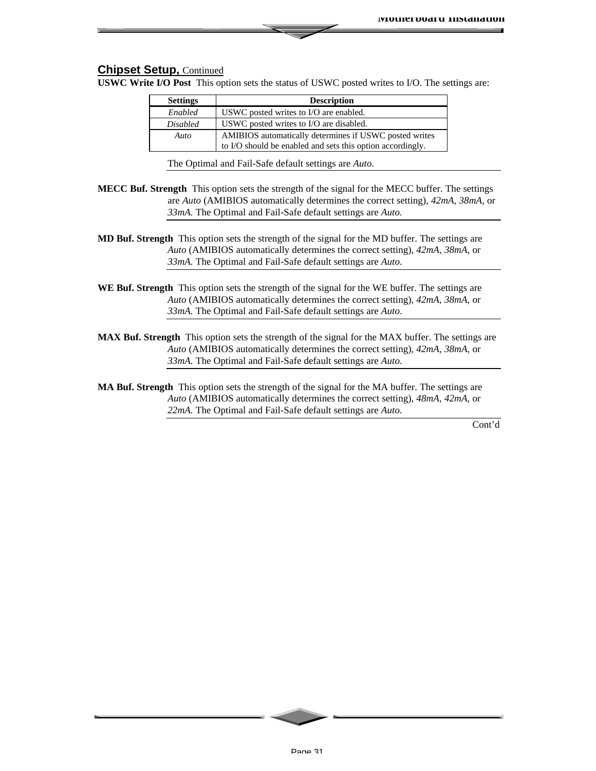## Chipset Setup, Continued

**USWC Write I/O Post** This option sets the status of USWC posted writes to I/O. The settings are:

| Settings | Description |
|---|---|
| *Enabled* | USWC posted writes to I/O are enabled. |
| *Disabled* | USWC posted writes to I/O are disabled. |
| *Auto* | AMIBIOS automatically determines if USWC posted writes to I/O should be enabled and sets this option accordingly. |

The Optimal and Fail-Safe default settings are *Auto.*

**MECC Buf. Strength** This option sets the strength of the signal for the MECC buffer. The settings are *Auto* (AMIBIOS automatically determines the correct setting), *42mA, 38mA,* or *33mA.* The Optimal and Fail-Safe default settings are *Auto.*

**MD Buf. Strength** This option sets the strength of the signal for the MD buffer. The settings are *Auto* (AMIBIOS automatically determines the correct setting), *42mA, 38mA,* or *33mA.* The Optimal and Fail-Safe default settings are *Auto.*

**WE Buf. Strength** This option sets the strength of the signal for the WE buffer. The settings are *Auto* (AMIBIOS automatically determines the correct setting), *42mA, 38mA,* or *33mA.* The Optimal and Fail-Safe default settings are *Auto.*

**MAX Buf. Strength** This option sets the strength of the signal for the MAX buffer. The settings are *Auto* (AMIBIOS automatically determines the correct setting), *42mA, 38mA,* or *33mA.* The Optimal and Fail-Safe default settings are *Auto.*

**MA Buf. Strength** This option sets the strength of the signal for the MA buffer. The settings are *Auto* (AMIBIOS automatically determines the correct setting), *48mA, 42mA,* or *22mA.* The Optimal and Fail-Safe default settings are *Auto.*

Cont'd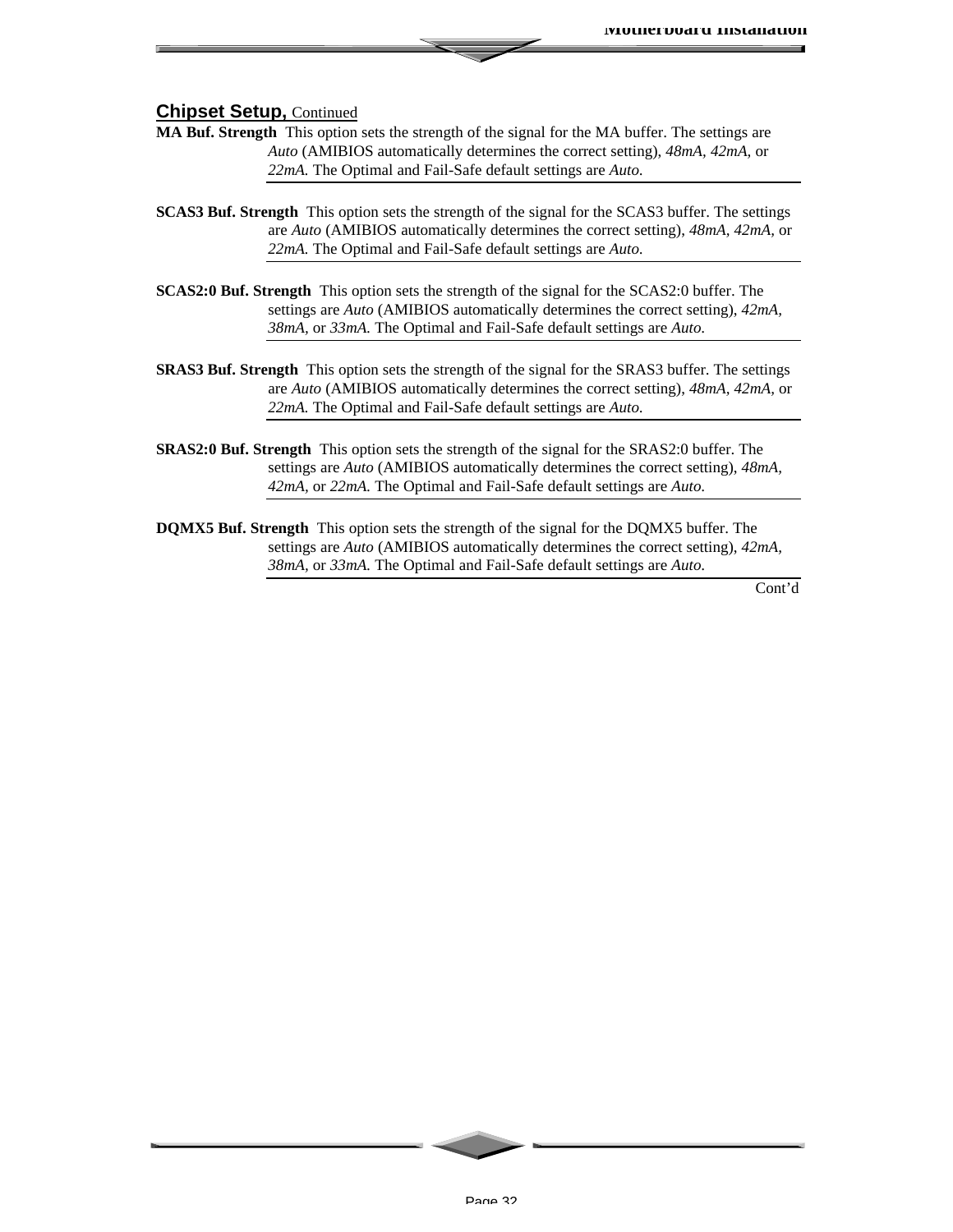## Chipset Setup, Continued

**MA Buf. Strength** This option sets the strength of the signal for the MA buffer. The settings are *Auto* (AMIBIOS automatically determines the correct setting), *48mA*, *42mA*, or *22mA*. The Optimal and Fail-Safe default settings are *Auto*.

**SCAS3 Buf. Strength** This option sets the strength of the signal for the SCAS3 buffer. The settings are *Auto* (AMIBIOS automatically determines the correct setting), *48mA*, *42mA*, or *22mA*. The Optimal and Fail-Safe default settings are *Auto*.

**SCAS2:0 Buf. Strength** This option sets the strength of the signal for the SCAS2:0 buffer. The settings are *Auto* (AMIBIOS automatically determines the correct setting), *42mA*, *38mA*, or *33mA*. The Optimal and Fail-Safe default settings are *Auto*.

**SRAS3 Buf. Strength** This option sets the strength of the signal for the SRAS3 buffer. The settings are *Auto* (AMIBIOS automatically determines the correct setting), *48mA*, *42mA*, or *22mA*. The Optimal and Fail-Safe default settings are *Auto*.

**SRAS2:0 Buf. Strength** This option sets the strength of the signal for the SRAS2:0 buffer. The settings are *Auto* (AMIBIOS automatically determines the correct setting), *48mA*, *42mA*, or *22mA*. The Optimal and Fail-Safe default settings are *Auto*.

**DQMX5 Buf. Strength** This option sets the strength of the signal for the DQMX5 buffer. The settings are *Auto* (AMIBIOS automatically determines the correct setting), *42mA*, *38mA*, or *33mA*. The Optimal and Fail-Safe default settings are *Auto*.

Cont'd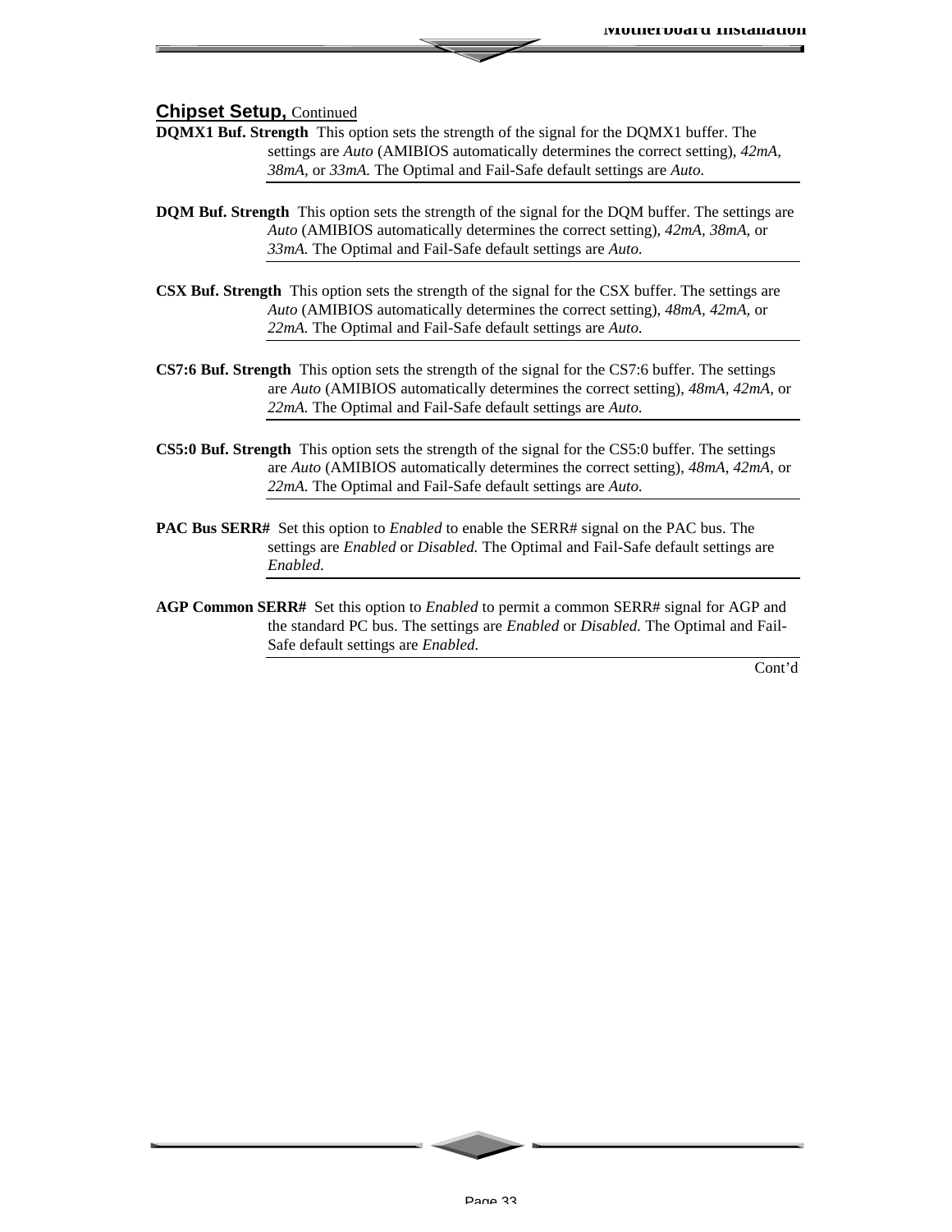## Chipset Setup, Continued

**DQMX1 Buf. Strength** This option sets the strength of the signal for the DQMX1 buffer. The settings are *Auto* (AMIBIOS automatically determines the correct setting), *42mA, 38mA,* or *33mA.* The Optimal and Fail-Safe default settings are *Auto.*

**DQM Buf. Strength** This option sets the strength of the signal for the DQM buffer. The settings are *Auto* (AMIBIOS automatically determines the correct setting), *42mA, 38mA,* or *33mA.* The Optimal and Fail-Safe default settings are *Auto.*

**CSX Buf. Strength** This option sets the strength of the signal for the CSX buffer. The settings are *Auto* (AMIBIOS automatically determines the correct setting), *48mA, 42mA,* or *22mA.* The Optimal and Fail-Safe default settings are *Auto.*

**CS7:6 Buf. Strength** This option sets the strength of the signal for the CS7:6 buffer. The settings are *Auto* (AMIBIOS automatically determines the correct setting), *48mA, 42mA,* or *22mA.* The Optimal and Fail-Safe default settings are *Auto.*

**CS5:0 Buf. Strength** This option sets the strength of the signal for the CS5:0 buffer. The settings are *Auto* (AMIBIOS automatically determines the correct setting), *48mA, 42mA,* or *22mA.* The Optimal and Fail-Safe default settings are *Auto.*

**PAC Bus SERR#** Set this option to *Enabled* to enable the SERR# signal on the PAC bus. The settings are *Enabled* or *Disabled.* The Optimal and Fail-Safe default settings are *Enabled.*

**AGP Common SERR#** Set this option to *Enabled* to permit a common SERR# signal for AGP and the standard PC bus. The settings are *Enabled* or *Disabled.* The Optimal and Fail-Safe default settings are *Enabled.*

Cont'd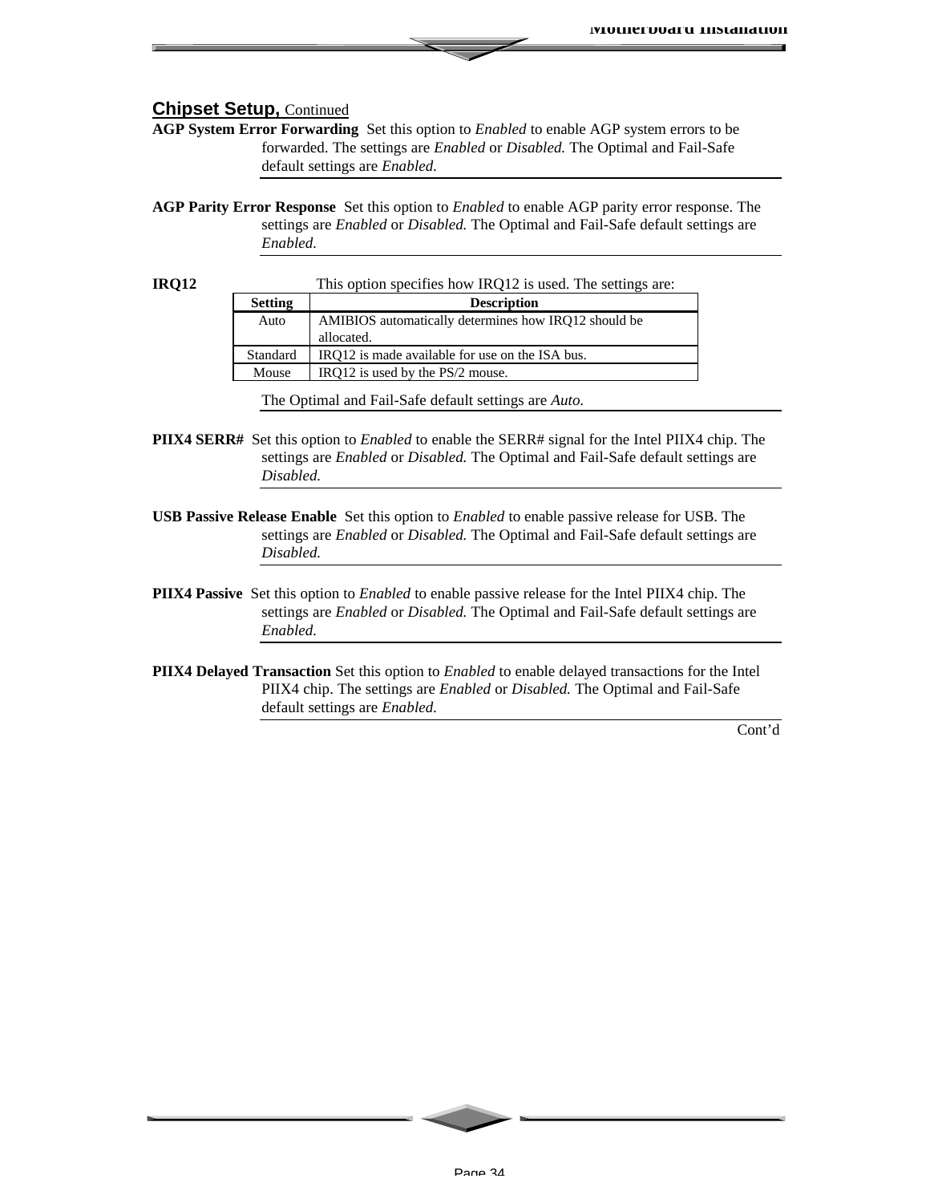## Chipset Setup, Continued

**AGP System Error Forwarding** Set this option to *Enabled* to enable AGP system errors to be forwarded. The settings are *Enabled* or *Disabled.* The Optimal and Fail-Safe default settings are *Enabled.*

**AGP Parity Error Response** Set this option to *Enabled* to enable AGP parity error response. The settings are *Enabled* or *Disabled.* The Optimal and Fail-Safe default settings are *Enabled.*

**IRQ12** This option specifies how IRQ12 is used. The settings are:

| Setting | Description |
|---|---|
| Auto | AMIBIOS automatically determines how IRQ12 should be allocated. |
| Standard | IRQ12 is made available for use on the ISA bus. |
| Mouse | IRQ12 is used by the PS/2 mouse. |

The Optimal and Fail-Safe default settings are *Auto.*

**PIIX4 SERR#** Set this option to *Enabled* to enable the SERR# signal for the Intel PIIX4 chip. The settings are *Enabled* or *Disabled.* The Optimal and Fail-Safe default settings are *Disabled.*

**USB Passive Release Enable** Set this option to *Enabled* to enable passive release for USB. The settings are *Enabled* or *Disabled.* The Optimal and Fail-Safe default settings are *Disabled.*

**PIIX4 Passive** Set this option to *Enabled* to enable passive release for the Intel PIIX4 chip. The settings are *Enabled* or *Disabled.* The Optimal and Fail-Safe default settings are *Enabled.*

**PIIX4 Delayed Transaction** Set this option to *Enabled* to enable delayed transactions for the Intel PIIX4 chip. The settings are *Enabled* or *Disabled.* The Optimal and Fail-Safe default settings are *Enabled.*

Cont'd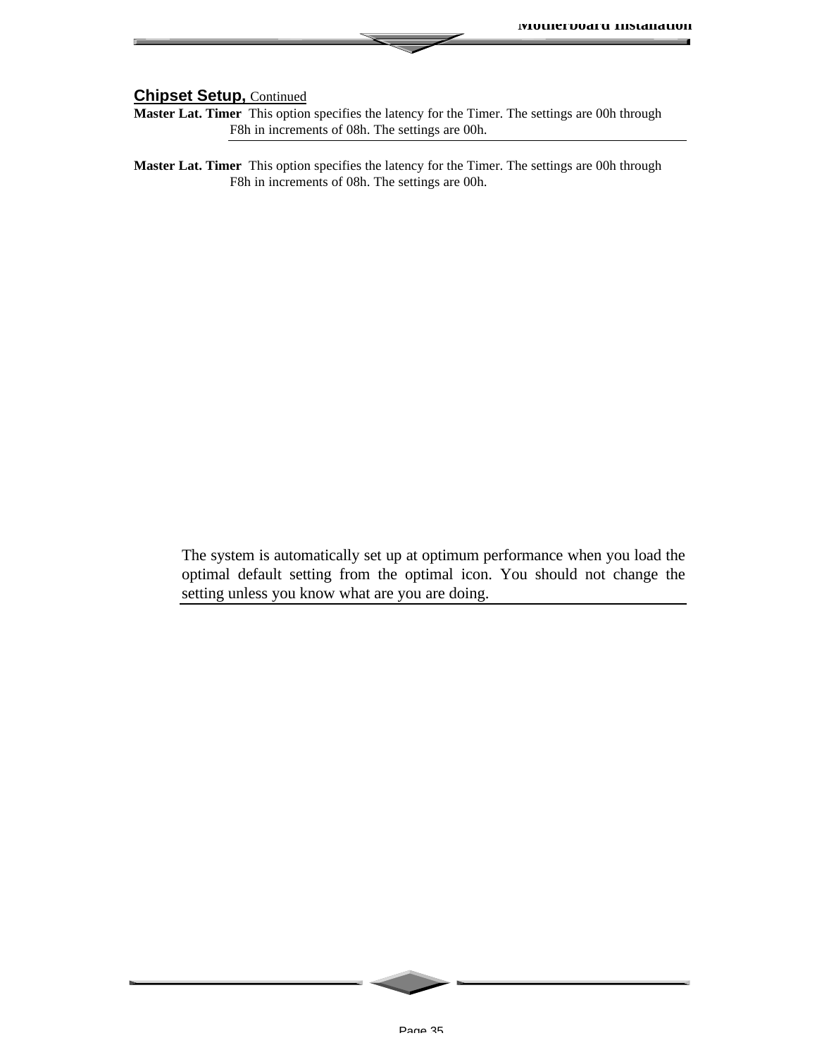## Chipset Setup, Continued

**Master Lat. Timer** This option specifies the latency for the Timer. The settings are 00h through F8h in increments of 08h. The settings are 00h.

**Master Lat. Timer** This option specifies the latency for the Timer. The settings are 00h through F8h in increments of 08h. The settings are 00h.

The system is automatically set up at optimum performance when you load the optimal default setting from the optimal icon. You should not change the setting unless you know what are you are doing.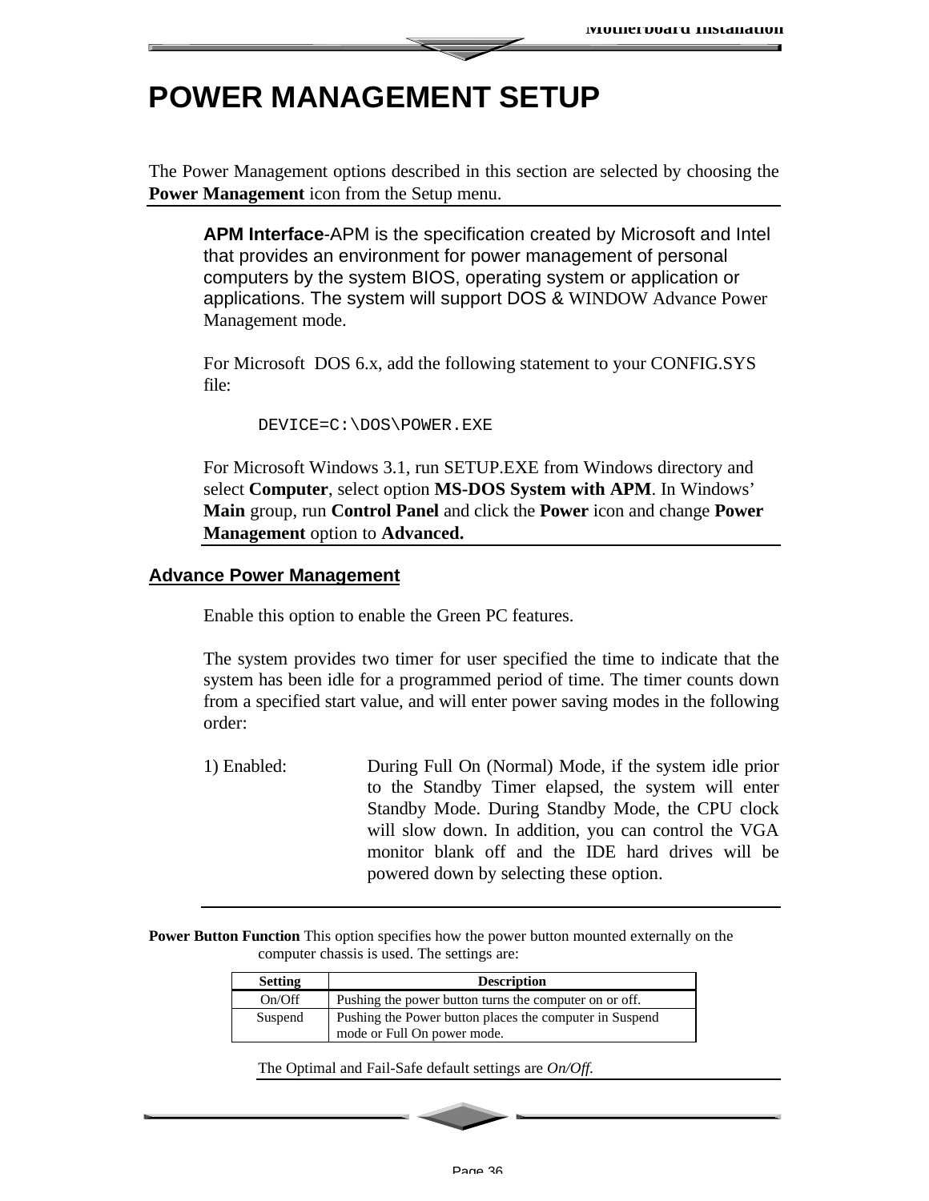# POWER MANAGEMENT SETUP

The Power Management options described in this section are selected by choosing the **Power Management** icon from the Setup menu.

**APM Interface**-APM is the specification created by Microsoft and Intel that provides an environment for power management of personal computers by the system BIOS, operating system or application or applications. The system will support DOS & WINDOW Advance Power Management mode.

For Microsoft DOS 6.x, add the following statement to your CONFIG.SYS file:

```
DEVICE=C:\DOS\POWER.EXE
```

For Microsoft Windows 3.1, run SETUP.EXE from Windows directory and select **Computer**, select option **MS-DOS System with APM**. In Windows' **Main** group, run **Control Panel** and click the **Power** icon and change **Power Management** option to **Advanced.**

## Advance Power Management

Enable this option to enable the Green PC features.

The system provides two timer for user specified the time to indicate that the system has been idle for a programmed period of time. The timer counts down from a specified start value, and will enter power saving modes in the following order:

1) Enabled: During Full On (Normal) Mode, if the system idle prior to the Standby Timer elapsed, the system will enter Standby Mode. During Standby Mode, the CPU clock will slow down. In addition, you can control the VGA monitor blank off and the IDE hard drives will be powered down by selecting these option.

**Power Button Function** This option specifies how the power button mounted externally on the computer chassis is used. The settings are:

| Setting | Description |
|---|---|
| On/Off | Pushing the power button turns the computer on or off. |
| Suspend | Pushing the Power button places the computer in Suspend mode or Full On power mode. |

The Optimal and Fail-Safe default settings are *On/Off*.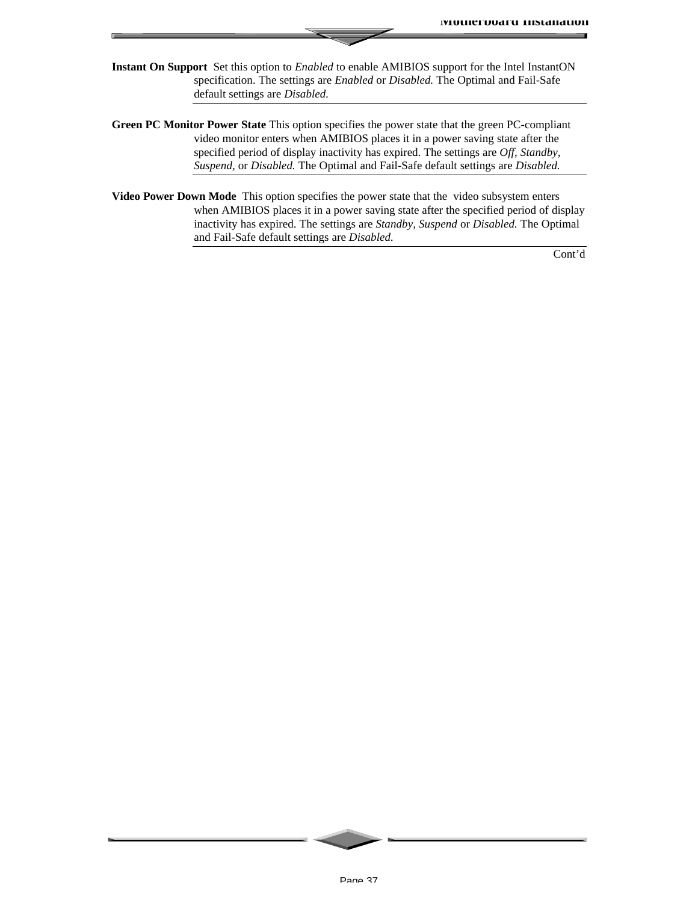**Instant On Support** Set this option to *Enabled* to enable AMIBIOS support for the Intel InstantON specification. The settings are *Enabled* or *Disabled.* The Optimal and Fail-Safe default settings are *Disabled.*

---

**Green PC Monitor Power State** This option specifies the power state that the green PC-compliant video monitor enters when AMIBIOS places it in a power saving state after the specified period of display inactivity has expired. The settings are *Off, Standby, Suspend,* or *Disabled.* The Optimal and Fail-Safe default settings are *Disabled.*

---

**Video Power Down Mode** This option specifies the power state that the video subsystem enters when AMIBIOS places it in a power saving state after the specified period of display inactivity has expired. The settings are *Standby, Suspend* or *Disabled.* The Optimal and Fail-Safe default settings are *Disabled.*

---

Cont'd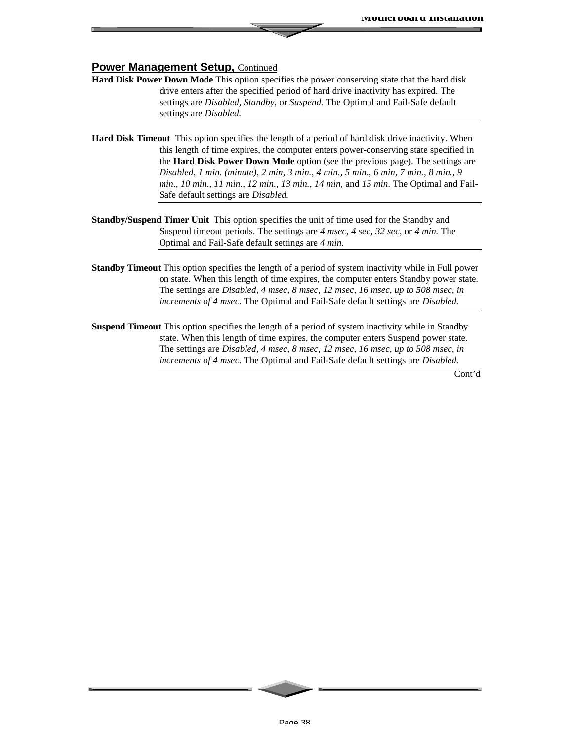## Power Management Setup, Continued

**Hard Disk Power Down Mode** This option specifies the power conserving state that the hard disk drive enters after the specified period of hard drive inactivity has expired. The settings are *Disabled, Standby,* or *Suspend.* The Optimal and Fail-Safe default settings are *Disabled.*

---

**Hard Disk Timeout** This option specifies the length of a period of hard disk drive inactivity. When this length of time expires, the computer enters power-conserving state specified in the **Hard Disk Power Down Mode** option (see the previous page). The settings are *Disabled, 1 min. (minute), 2 min, 3 min., 4 min., 5 min., 6 min, 7 min., 8 min., 9 min., 10 min., 11 min., 12 min., 13 min., 14 min,* and *15 min*. The Optimal and Fail-Safe default settings are *Disabled.*

---

**Standby/Suspend Timer Unit** This option specifies the unit of time used for the Standby and Suspend timeout periods. The settings are *4 msec, 4 sec, 32 sec*, or *4 min.* The Optimal and Fail-Safe default settings are *4 min.*

---

**Standby Timeout** This option specifies the length of a period of system inactivity while in Full power on state. When this length of time expires, the computer enters Standby power state. The settings are *Disabled, 4 msec, 8 msec, 12 msec, 16 msec, up to 508 msec, in increments of 4 msec.* The Optimal and Fail-Safe default settings are *Disabled.*

---

**Suspend Timeout** This option specifies the length of a period of system inactivity while in Standby state. When this length of time expires, the computer enters Suspend power state. The settings are *Disabled, 4 msec, 8 msec, 12 msec, 16 msec, up to 508 msec, in increments of 4 msec.* The Optimal and Fail-Safe default settings are *Disabled.*

---

Cont'd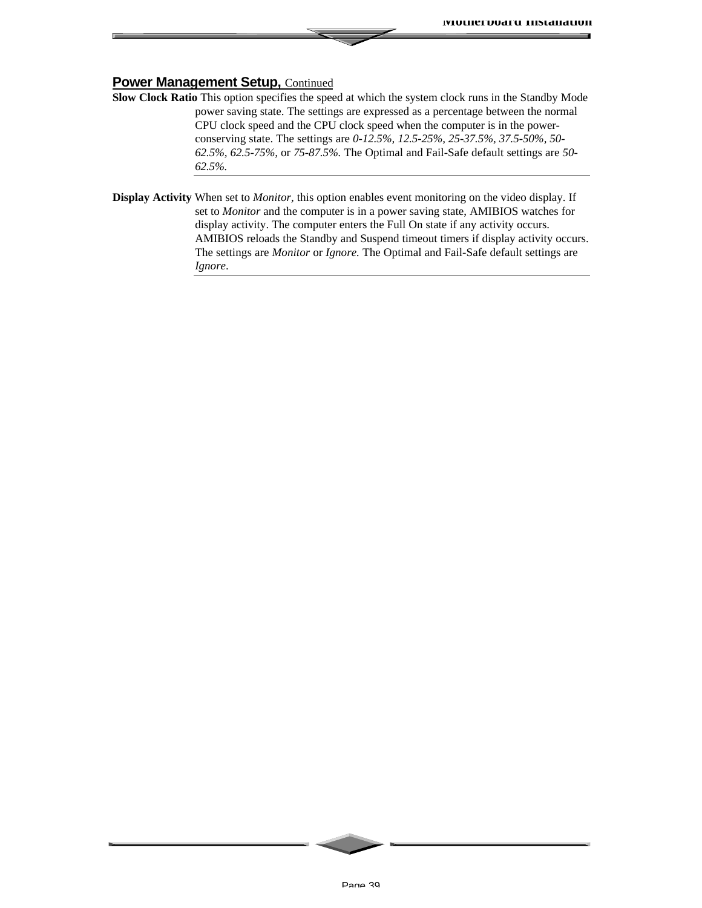## Power Management Setup, Continued

**Slow Clock Ratio** This option specifies the speed at which the system clock runs in the Standby Mode power saving state. The settings are expressed as a percentage between the normal CPU clock speed and the CPU clock speed when the computer is in the power-conserving state. The settings are *0-12.5%, 12.5-25%, 25-37.5%, 37.5-50%, 50-62.5%, 62.5-75%,* or *75-87.5%.* The Optimal and Fail-Safe default settings are *50-62.5%.*

**Display Activity** When set to *Monitor*, this option enables event monitoring on the video display. If set to *Monitor* and the computer is in a power saving state, AMIBIOS watches for display activity. The computer enters the Full On state if any activity occurs. AMIBIOS reloads the Standby and Suspend timeout timers if display activity occurs. The settings are *Monitor* or *Ignore.* The Optimal and Fail-Safe default settings are *Ignore*.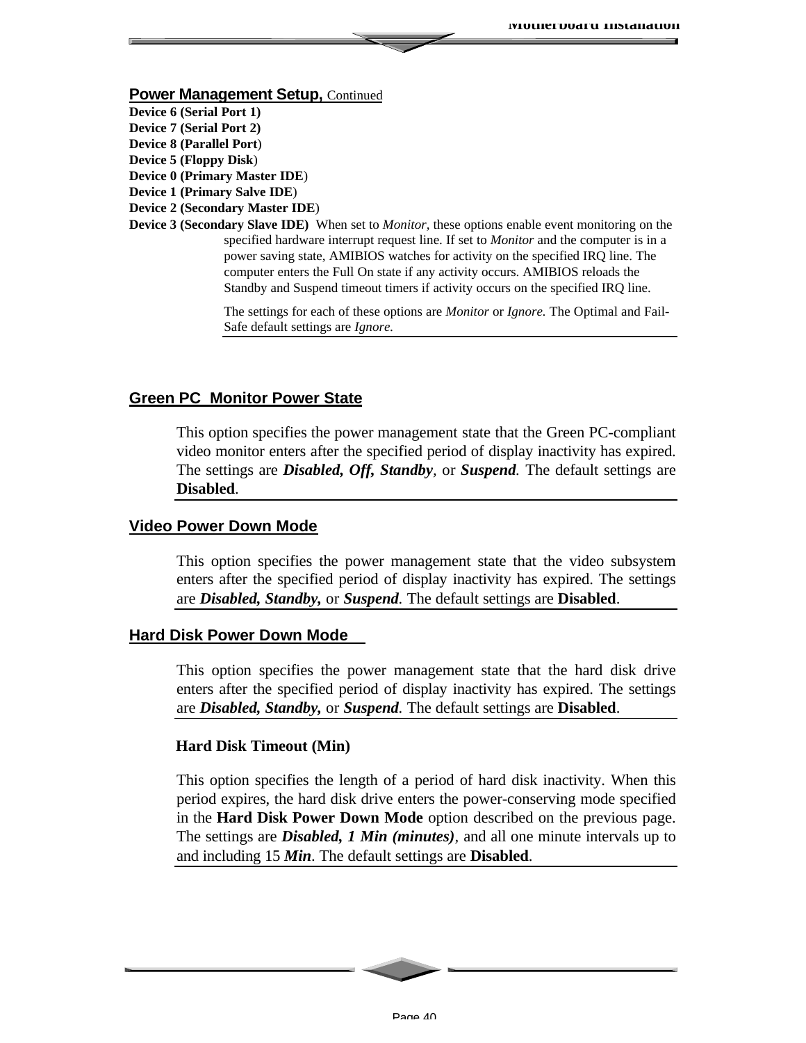## Power Management Setup, Continued

**Device 6 (Serial Port 1)**
**Device 7 (Serial Port 2)**
**Device 8 (Parallel Port)**
**Device 5 (Floppy Disk)**
**Device 0 (Primary Master IDE)**
**Device 1 (Primary Salve IDE)**
**Device 2 (Secondary Master IDE)**
**Device 3 (Secondary Slave IDE)** When set to *Monitor*, these options enable event monitoring on the specified hardware interrupt request line. If set to *Monitor* and the computer is in a power saving state, AMIBIOS watches for activity on the specified IRQ line. The computer enters the Full On state if any activity occurs. AMIBIOS reloads the Standby and Suspend timeout timers if activity occurs on the specified IRQ line.

The settings for each of these options are *Monitor* or *Ignore.* The Optimal and Fail-Safe default settings are *Ignore.*

## Green PC Monitor Power State

This option specifies the power management state that the Green PC-compliant video monitor enters after the specified period of display inactivity has expired. The settings are ***Disabled, Off, Standby***, or ***Suspend***. The default settings are **Disabled**.

## Video Power Down Mode

This option specifies the power management state that the video subsystem enters after the specified period of display inactivity has expired. The settings are ***Disabled, Standby,*** or ***Suspend***. The default settings are **Disabled**.

## Hard Disk Power Down Mode

This option specifies the power management state that the hard disk drive enters after the specified period of display inactivity has expired. The settings are ***Disabled, Standby,*** or ***Suspend***. The default settings are **Disabled**.

### Hard Disk Timeout (Min)

This option specifies the length of a period of hard disk inactivity. When this period expires, the hard disk drive enters the power-conserving mode specified in the **Hard Disk Power Down Mode** option described on the previous page. The settings are ***Disabled, 1 Min (minutes)***, and all one minute intervals up to and including 15 ***Min***. The default settings are **Disabled**.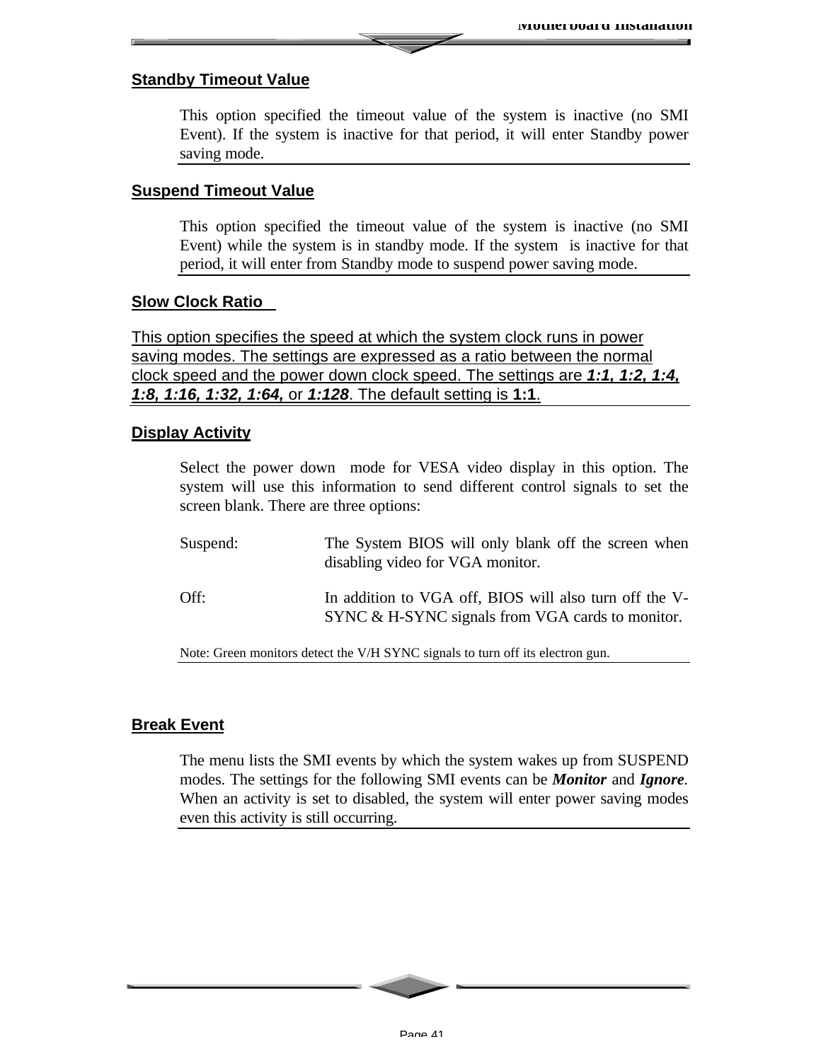## Standby Timeout Value

This option specified the timeout value of the system is inactive (no SMI Event). If the system is inactive for that period, it will enter Standby power saving mode.

## Suspend Timeout Value

This option specified the timeout value of the system is inactive (no SMI Event) while the system is in standby mode. If the system is inactive for that period, it will enter from Standby mode to suspend power saving mode.

## Slow Clock Ratio

This option specifies the speed at which the system clock runs in power saving modes. The settings are expressed as a ratio between the normal clock speed and the power down clock speed. The settings are ***1:1, 1:2, 1:4, 1:8, 1:16, 1:32, 1:64,*** or ***1:128***. The default setting is **1:1**.

## Display Activity

Select the power down mode for VESA video display in this option. The system will use this information to send different control signals to set the screen blank. There are three options:

Suspend: The System BIOS will only blank off the screen when disabling video for VGA monitor.

Off: In addition to VGA off, BIOS will also turn off the V-SYNC & H-SYNC signals from VGA cards to monitor.

Note: Green monitors detect the V/H SYNC signals to turn off its electron gun.

## Break Event

The menu lists the SMI events by which the system wakes up from SUSPEND modes. The settings for the following SMI events can be ***Monitor*** and ***Ignore***. When an activity is set to disabled, the system will enter power saving modes even this activity is still occurring.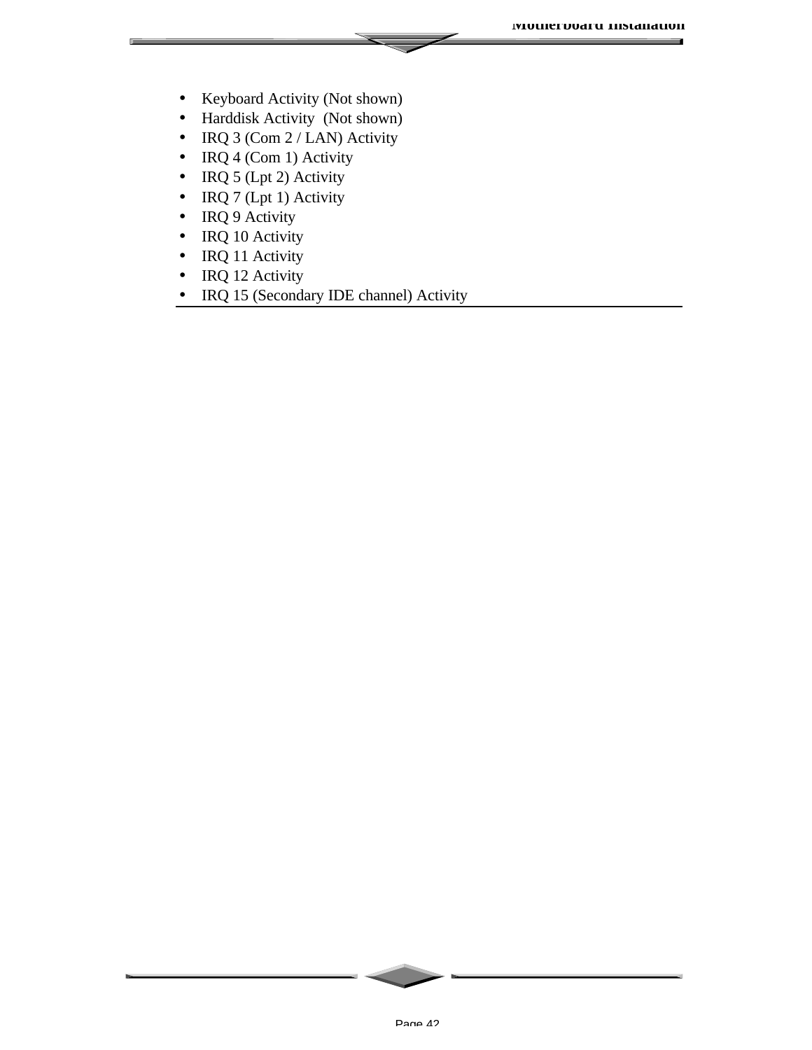- Keyboard Activity (Not shown)
- Harddisk Activity  (Not shown)
- IRQ 3 (Com 2 / LAN) Activity
- IRQ 4 (Com 1) Activity
- IRQ 5 (Lpt 2) Activity
- IRQ 7 (Lpt 1) Activity
- IRQ 9 Activity
- IRQ 10 Activity
- IRQ 11 Activity
- IRQ 12 Activity
- IRQ 15 (Secondary IDE channel) Activity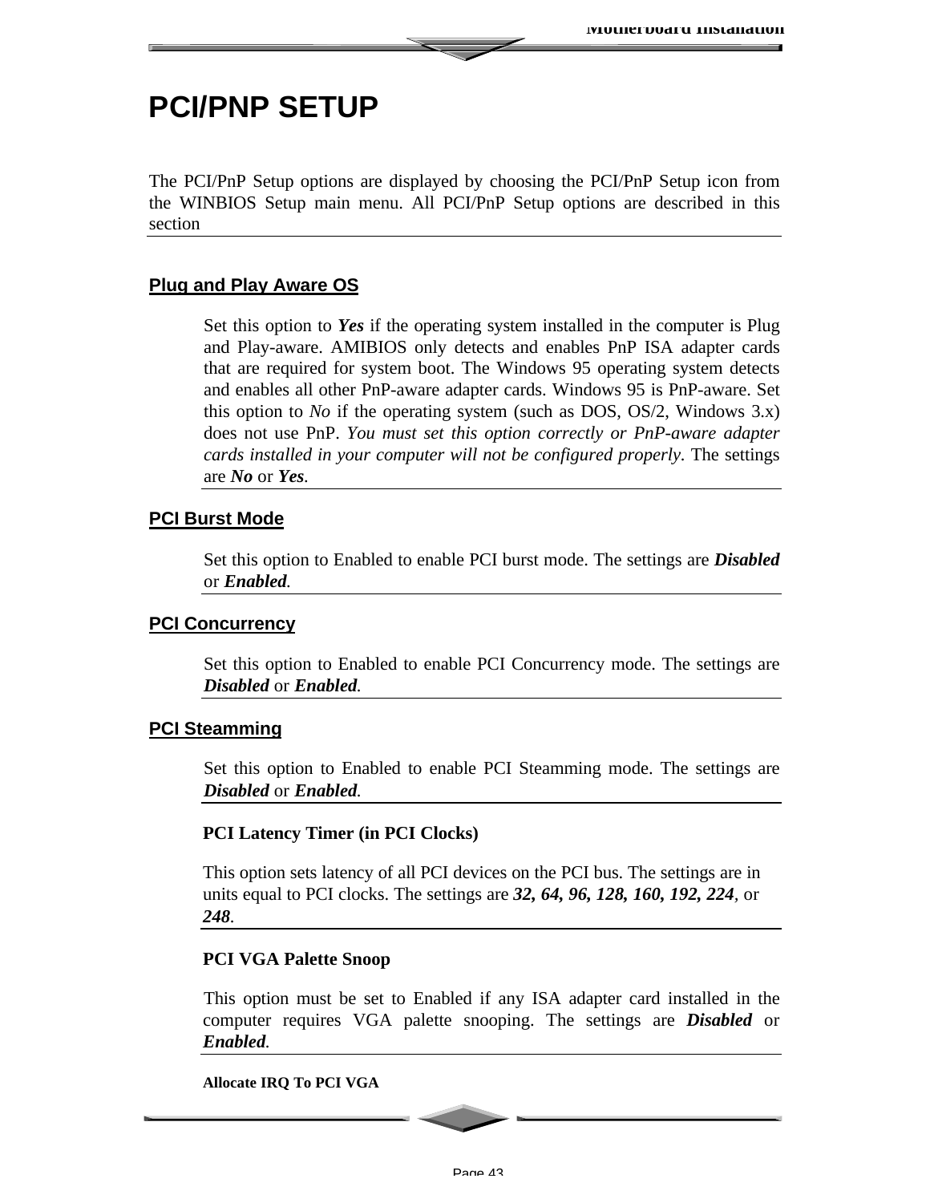# PCI/PNP SETUP

The PCI/PnP Setup options are displayed by choosing the PCI/PnP Setup icon from the WINBIOS Setup main menu. All PCI/PnP Setup options are described in this section

## Plug and Play Aware OS

Set this option to ***Yes*** if the operating system installed in the computer is Plug and Play-aware. AMIBIOS only detects and enables PnP ISA adapter cards that are required for system boot. The Windows 95 operating system detects and enables all other PnP-aware adapter cards. Windows 95 is PnP-aware. Set this option to *No* if the operating system (such as DOS, OS/2, Windows 3.x) does not use PnP. *You must set this option correctly or PnP-aware adapter cards installed in your computer will not be configured properly*. The settings are ***No*** or ***Yes***.

## PCI Burst Mode

Set this option to Enabled to enable PCI burst mode. The settings are ***Disabled*** or ***Enabled***.

## PCI Concurrency

Set this option to Enabled to enable PCI Concurrency mode. The settings are ***Disabled*** or ***Enabled***.

## PCI Steamming

Set this option to Enabled to enable PCI Steamming mode. The settings are ***Disabled*** or ***Enabled***.

**PCI Latency Timer (in PCI Clocks)**

This option sets latency of all PCI devices on the PCI bus. The settings are in units equal to PCI clocks. The settings are ***32, 64, 96, 128, 160, 192, 224***, or ***248***.

**PCI VGA Palette Snoop**

This option must be set to Enabled if any ISA adapter card installed in the computer requires VGA palette snooping. The settings are ***Disabled*** or ***Enabled***.

**Allocate IRQ To PCI VGA**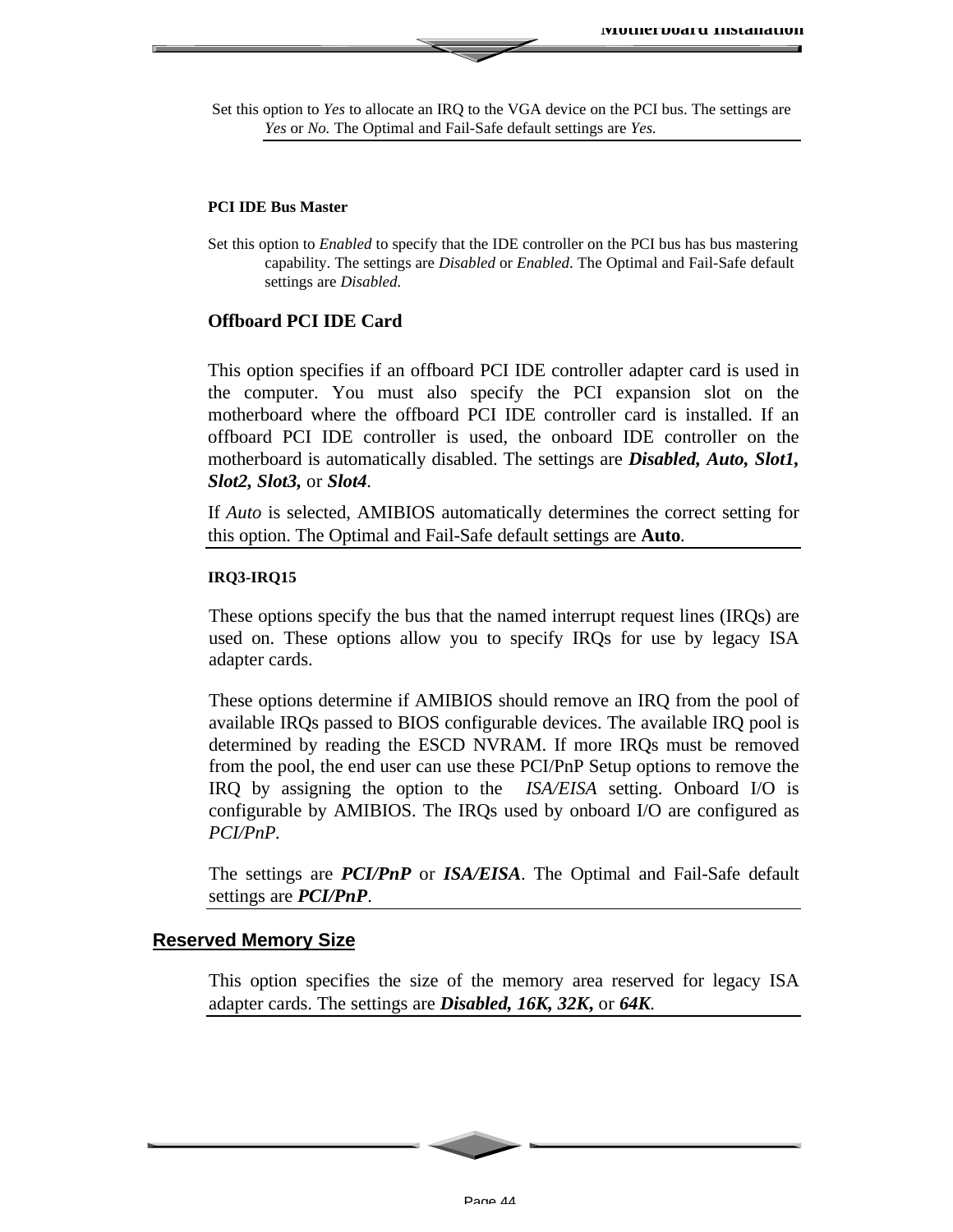Set this option to *Yes* to allocate an IRQ to the VGA device on the PCI bus. The settings are *Yes* or *No.* The Optimal and Fail-Safe default settings are *Yes.*

#### PCI IDE Bus Master

Set this option to *Enabled* to specify that the IDE controller on the PCI bus has bus mastering capability. The settings are *Disabled* or *Enabled*. The Optimal and Fail-Safe default settings are *Disabled.*

### Offboard PCI IDE Card

This option specifies if an offboard PCI IDE controller adapter card is used in the computer. You must also specify the PCI expansion slot on the motherboard where the offboard PCI IDE controller card is installed. If an offboard PCI IDE controller is used, the onboard IDE controller on the motherboard is automatically disabled. The settings are ***Disabled, Auto, Slot1, Slot2, Slot3,*** or ***Slot4***.

If *Auto* is selected, AMIBIOS automatically determines the correct setting for this option. The Optimal and Fail-Safe default settings are **Auto**.

#### IRQ3-IRQ15

These options specify the bus that the named interrupt request lines (IRQs) are used on. These options allow you to specify IRQs for use by legacy ISA adapter cards.

These options determine if AMIBIOS should remove an IRQ from the pool of available IRQs passed to BIOS configurable devices. The available IRQ pool is determined by reading the ESCD NVRAM. If more IRQs must be removed from the pool, the end user can use these PCI/PnP Setup options to remove the IRQ by assigning the option to the *ISA/EISA* setting. Onboard I/O is configurable by AMIBIOS. The IRQs used by onboard I/O are configured as *PCI/PnP*.

The settings are ***PCI/PnP*** or ***ISA/EISA***. The Optimal and Fail-Safe default settings are ***PCI/PnP***.

## Reserved Memory Size

This option specifies the size of the memory area reserved for legacy ISA adapter cards. The settings are ***Disabled, 16K, 32K,*** or ***64K***.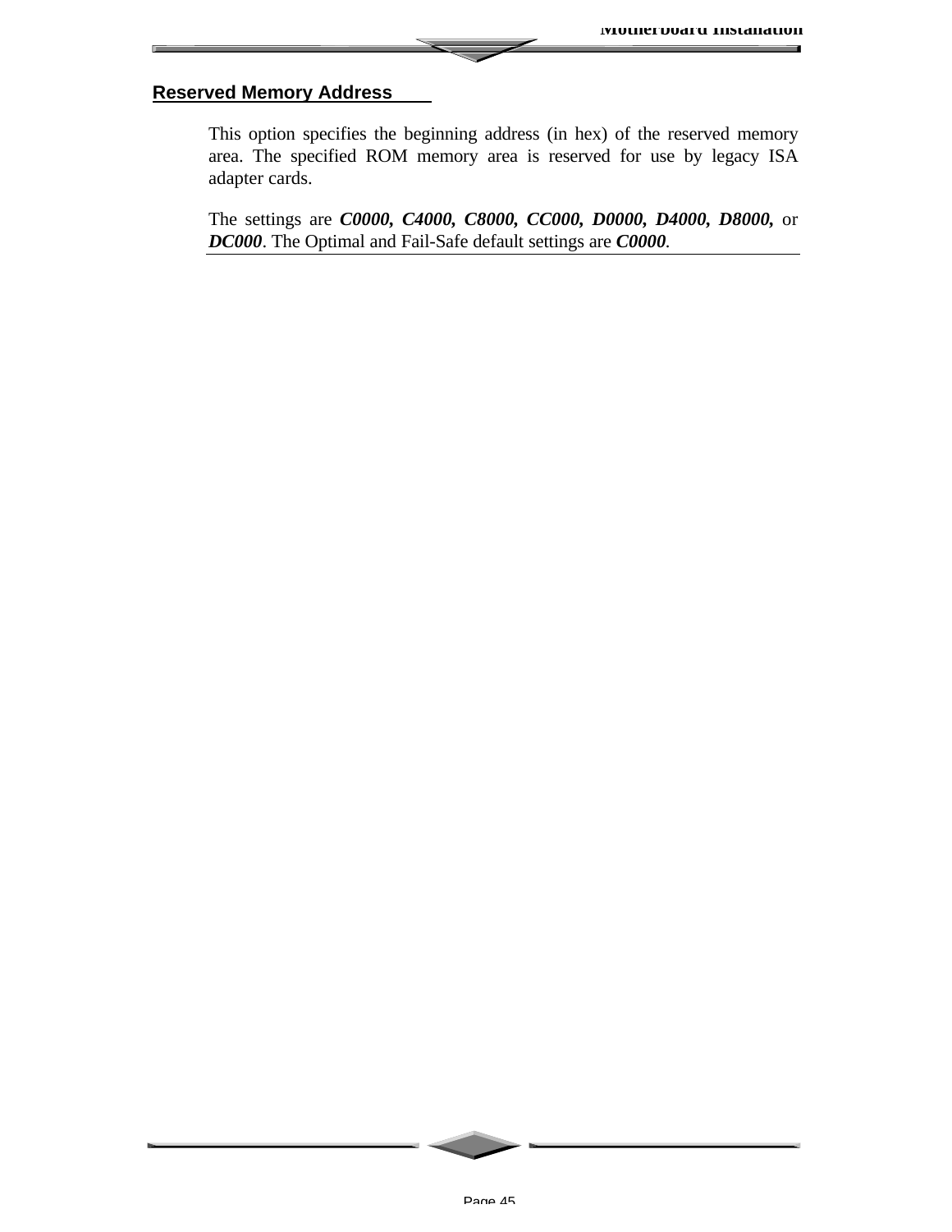## Reserved Memory Address

This option specifies the beginning address (in hex) of the reserved memory area. The specified ROM memory area is reserved for use by legacy ISA adapter cards.

The settings are ***C0000, C4000, C8000, CC000, D0000, D4000, D8000,*** or ***DC000***. The Optimal and Fail-Safe default settings are ***C0000***.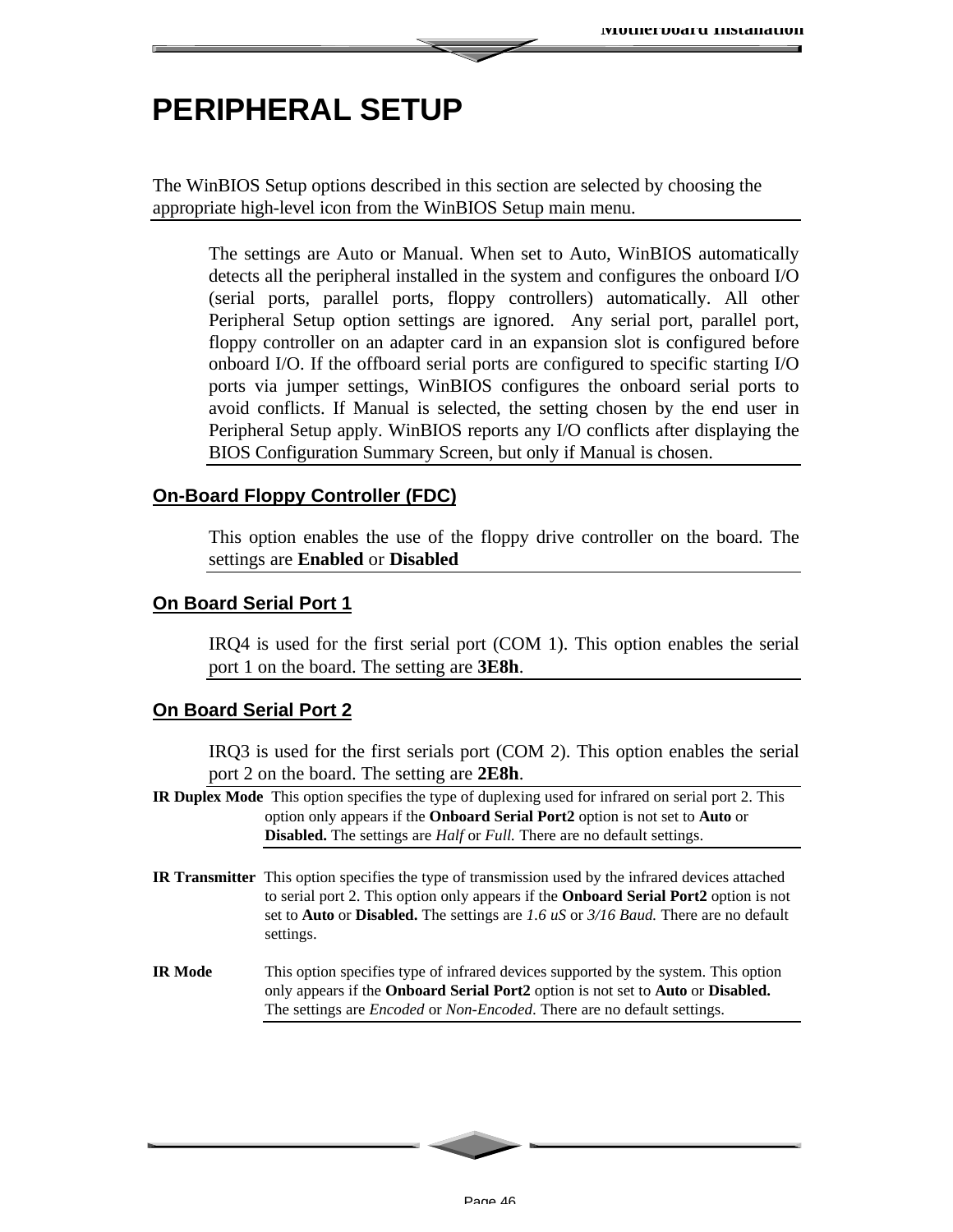# PERIPHERAL SETUP

The WinBIOS Setup options described in this section are selected by choosing the appropriate high-level icon from the WinBIOS Setup main menu.

The settings are Auto or Manual. When set to Auto, WinBIOS automatically detects all the peripheral installed in the system and configures the onboard I/O (serial ports, parallel ports, floppy controllers) automatically. All other Peripheral Setup option settings are ignored. Any serial port, parallel port, floppy controller on an adapter card in an expansion slot is configured before onboard I/O. If the offboard serial ports are configured to specific starting I/O ports via jumper settings, WinBIOS configures the onboard serial ports to avoid conflicts. If Manual is selected, the setting chosen by the end user in Peripheral Setup apply. WinBIOS reports any I/O conflicts after displaying the BIOS Configuration Summary Screen, but only if Manual is chosen.

## On-Board Floppy Controller (FDC)

This option enables the use of the floppy drive controller on the board. The settings are **Enabled** or **Disabled**

## On Board Serial Port 1

IRQ4 is used for the first serial port (COM 1). This option enables the serial port 1 on the board. The setting are **3E8h**.

## On Board Serial Port 2

IRQ3 is used for the first serials port (COM 2). This option enables the serial port 2 on the board. The setting are **2E8h**.

**IR Duplex Mode** This option specifies the type of duplexing used for infrared on serial port 2. This option only appears if the **Onboard Serial Port2** option is not set to **Auto** or **Disabled.** The settings are *Half* or *Full.* There are no default settings.

**IR Transmitter** This option specifies the type of transmission used by the infrared devices attached to serial port 2. This option only appears if the **Onboard Serial Port2** option is not set to **Auto** or **Disabled.** The settings are *1.6 uS* or *3/16 Baud.* There are no default settings.

**IR Mode** This option specifies type of infrared devices supported by the system. This option only appears if the **Onboard Serial Port2** option is not set to **Auto** or **Disabled.** The settings are *Encoded* or *Non-Encoded*. There are no default settings.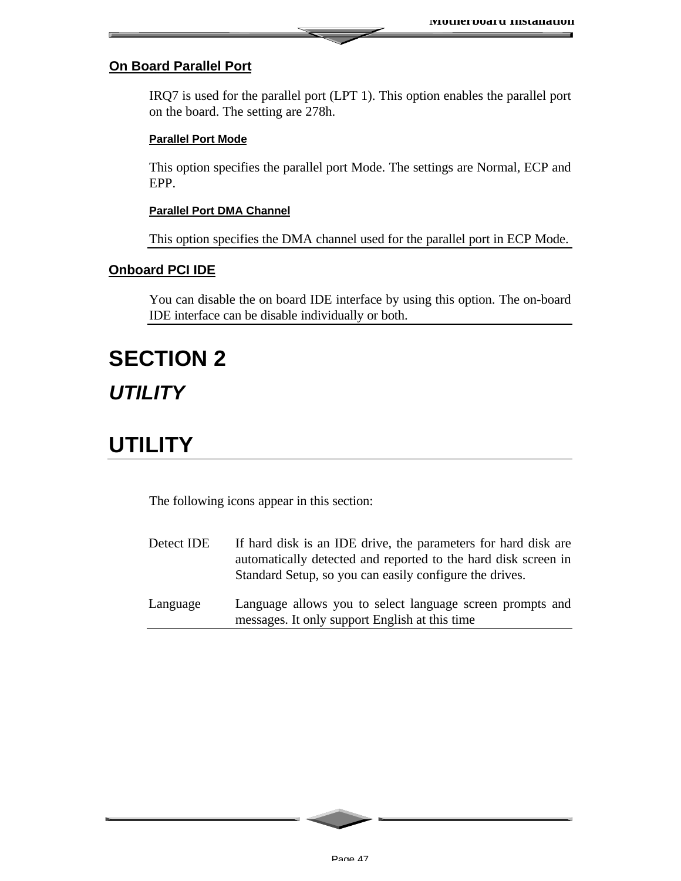## On Board Parallel Port

IRQ7 is used for the parallel port (LPT 1). This option enables the parallel port on the board. The setting are 278h.

### Parallel Port Mode

This option specifies the parallel port Mode. The settings are Normal, ECP and EPP.

### Parallel Port DMA Channel

This option specifies the DMA channel used for the parallel port in ECP Mode.

## Onboard PCI IDE

You can disable the on board IDE interface by using this option. The on-board IDE interface can be disable individually or both.

# SECTION 2

## *UTILITY*

# UTILITY

The following icons appear in this section:

| | |
|---|---|
| Detect IDE | If hard disk is an IDE drive, the parameters for hard disk are automatically detected and reported to the hard disk screen in Standard Setup, so you can easily configure the drives. |
| Language | Language allows you to select language screen prompts and messages. It only support English at this time |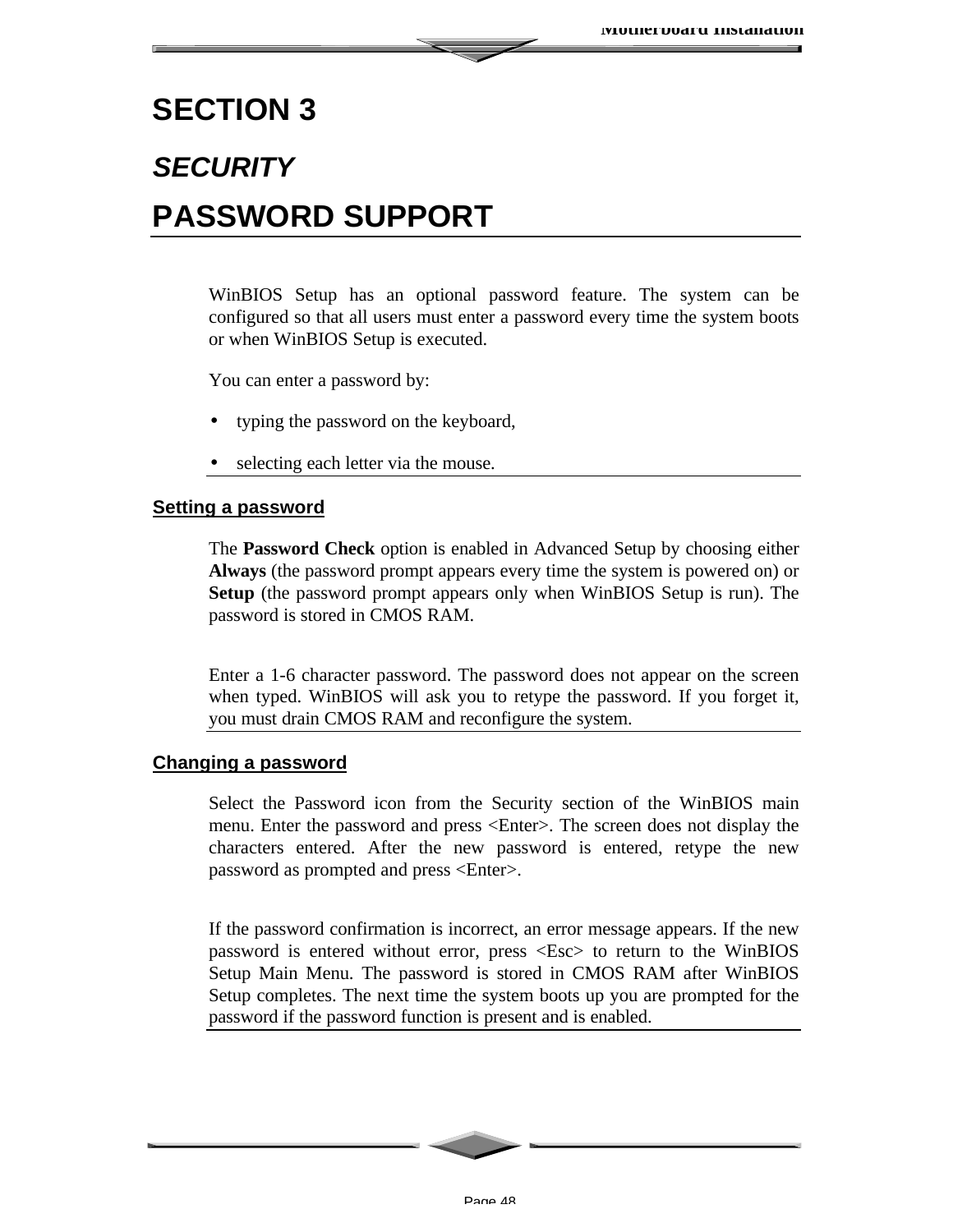# SECTION 3

## *SECURITY*

## PASSWORD SUPPORT

WinBIOS Setup has an optional password feature. The system can be configured so that all users must enter a password every time the system boots or when WinBIOS Setup is executed.

You can enter a password by:

- typing the password on the keyboard,
- selecting each letter via the mouse.

### Setting a password

The **Password Check** option is enabled in Advanced Setup by choosing either **Always** (the password prompt appears every time the system is powered on) or **Setup** (the password prompt appears only when WinBIOS Setup is run). The password is stored in CMOS RAM.

Enter a 1-6 character password. The password does not appear on the screen when typed. WinBIOS will ask you to retype the password. If you forget it, you must drain CMOS RAM and reconfigure the system.

### Changing a password

Select the Password icon from the Security section of the WinBIOS main menu. Enter the password and press <Enter>. The screen does not display the characters entered. After the new password is entered, retype the new password as prompted and press <Enter>.

If the password confirmation is incorrect, an error message appears. If the new password is entered without error, press <Esc> to return to the WinBIOS Setup Main Menu. The password is stored in CMOS RAM after WinBIOS Setup completes. The next time the system boots up you are prompted for the password if the password function is present and is enabled.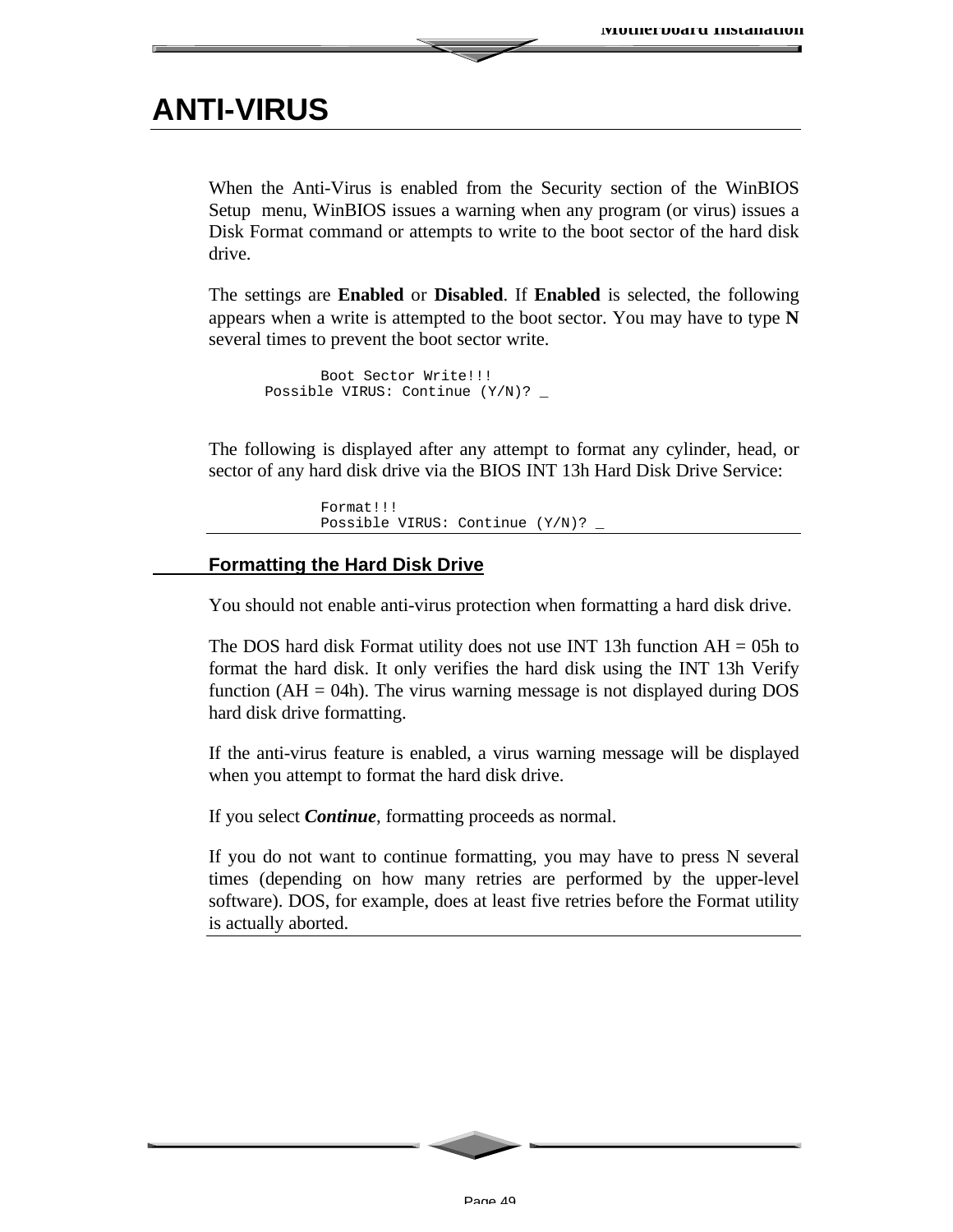# ANTI-VIRUS

When the Anti-Virus is enabled from the Security section of the WinBIOS Setup menu, WinBIOS issues a warning when any program (or virus) issues a Disk Format command or attempts to write to the boot sector of the hard disk drive.

The settings are **Enabled** or **Disabled**. If **Enabled** is selected, the following appears when a write is attempted to the boot sector. You may have to type **N** several times to prevent the boot sector write.

```
         Boot Sector Write!!!
Possible VIRUS: Continue (Y/N)? _
```

The following is displayed after any attempt to format any cylinder, head, or sector of any hard disk drive via the BIOS INT 13h Hard Disk Drive Service:

```
Format!!!
Possible VIRUS: Continue (Y/N)? _
```

## Formatting the Hard Disk Drive

You should not enable anti-virus protection when formatting a hard disk drive.

The DOS hard disk Format utility does not use INT 13h function AH = 05h to format the hard disk. It only verifies the hard disk using the INT 13h Verify function (AH = 04h). The virus warning message is not displayed during DOS hard disk drive formatting.

If the anti-virus feature is enabled, a virus warning message will be displayed when you attempt to format the hard disk drive.

If you select ***Continue***, formatting proceeds as normal.

If you do not want to continue formatting, you may have to press N several times (depending on how many retries are performed by the upper-level software). DOS, for example, does at least five retries before the Format utility is actually aborted.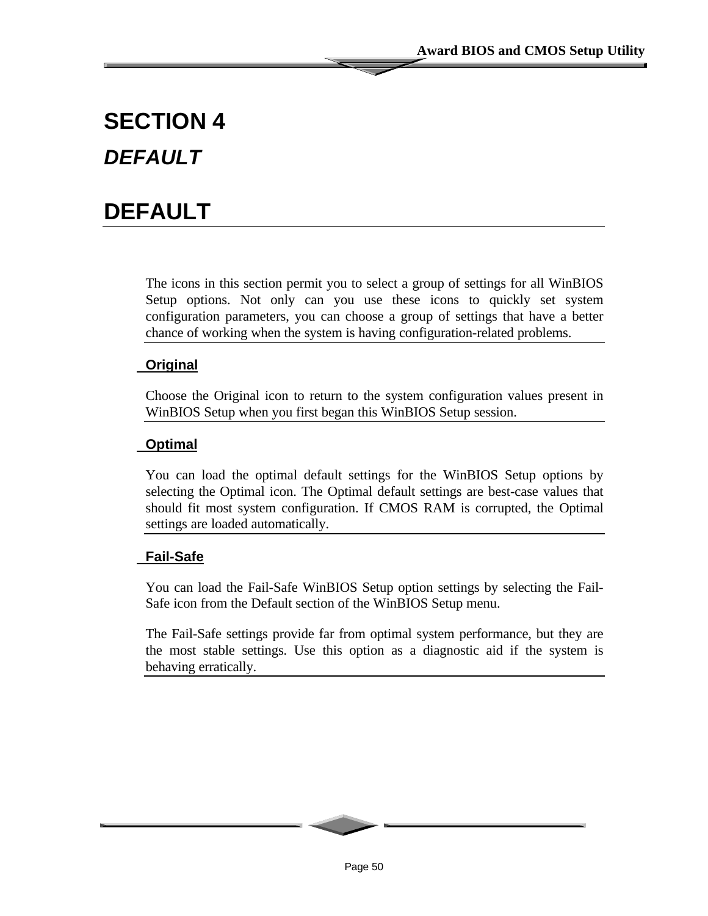# SECTION 4

## *DEFAULT*

# DEFAULT

The icons in this section permit you to select a group of settings for all WinBIOS Setup options. Not only can you use these icons to quickly set system configuration parameters, you can choose a group of settings that have a better chance of working when the system is having configuration-related problems.

### Original

Choose the Original icon to return to the system configuration values present in WinBIOS Setup when you first began this WinBIOS Setup session.

### Optimal

You can load the optimal default settings for the WinBIOS Setup options by selecting the Optimal icon. The Optimal default settings are best-case values that should fit most system configuration. If CMOS RAM is corrupted, the Optimal settings are loaded automatically.

### Fail-Safe

You can load the Fail-Safe WinBIOS Setup option settings by selecting the Fail-Safe icon from the Default section of the WinBIOS Setup menu.

The Fail-Safe settings provide far from optimal system performance, but they are the most stable settings. Use this option as a diagnostic aid if the system is behaving erratically.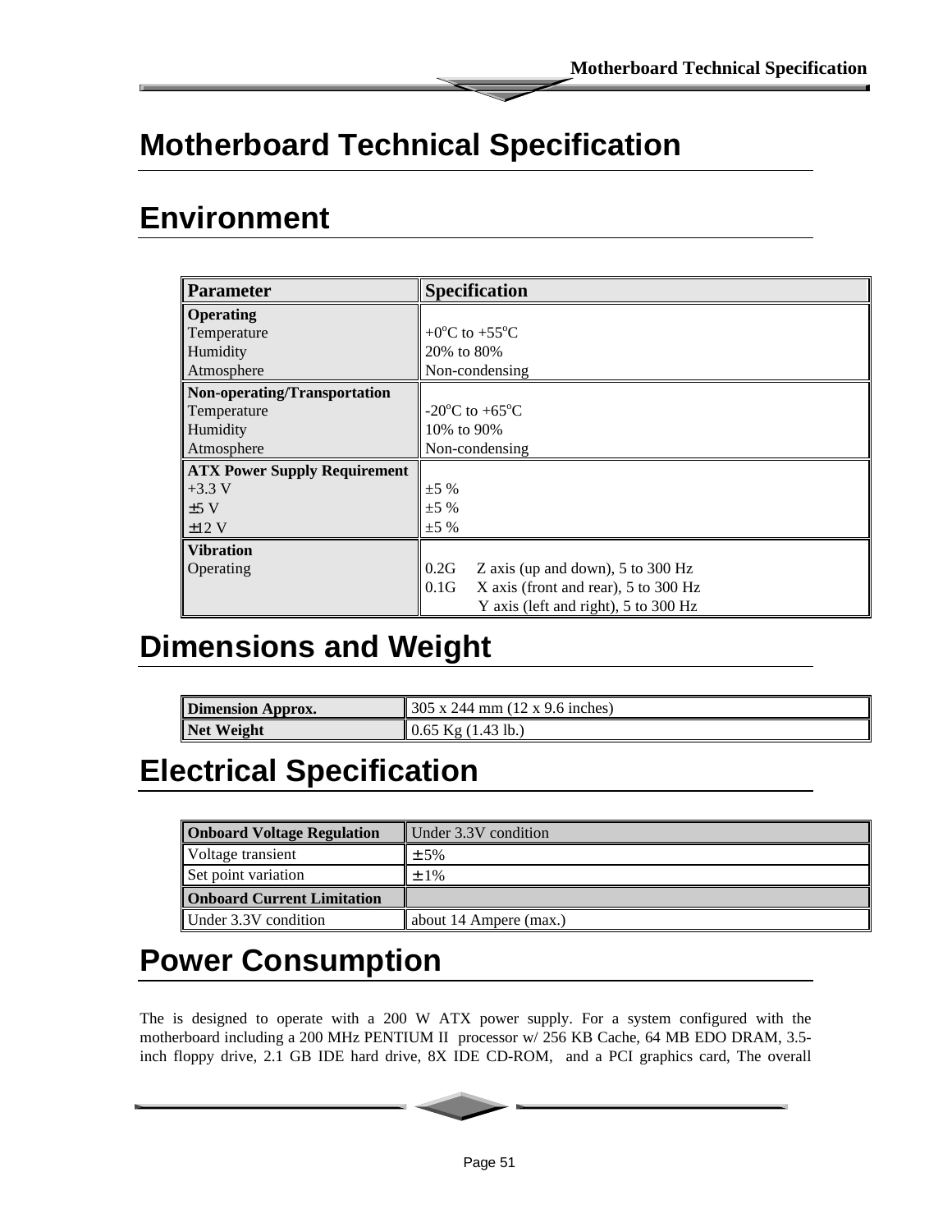# Motherboard Technical Specification

## Environment

| Parameter | Specification |
|---|---|
| **Operating**<br>Temperature<br>Humidity<br>Atmosphere | <br>+0°C to +55°C<br>20% to 80%<br>Non-condensing |
| **Non-operating/Transportation**<br>Temperature<br>Humidity<br>Atmosphere | <br>-20°C to +65°C<br>10% to 90%<br>Non-condensing |
| **ATX Power Supply Requirement**<br>+3.3 V<br>±5 V<br>±12 V | <br>±5 %<br>±5 %<br>±5 % |
| **Vibration**<br>Operating | <br>0.2G Z axis (up and down), 5 to 300 Hz<br>0.1G X axis (front and rear), 5 to 300 Hz<br>Y axis (left and right), 5 to 300 Hz |

## Dimensions and Weight

| | |
|---|---|
| **Dimension Approx.** | 305 x 244 mm (12 x 9.6 inches) |
| **Net Weight** | 0.65 Kg (1.43 lb.) |

## Electrical Specification

| **Onboard Voltage Regulation** | Under 3.3V condition |
|---|---|
| Voltage transient | ± 5% |
| Set point variation | ± 1% |
| **Onboard Current Limitation** | |
| Under 3.3V condition | about 14 Ampere (max.) |

## Power Consumption

The is designed to operate with a 200 W ATX power supply. For a system configured with the motherboard including a 200 MHz PENTIUM II processor w/ 256 KB Cache, 64 MB EDO DRAM, 3.5-inch floppy drive, 2.1 GB IDE hard drive, 8X IDE CD-ROM, and a PCI graphics card, The overall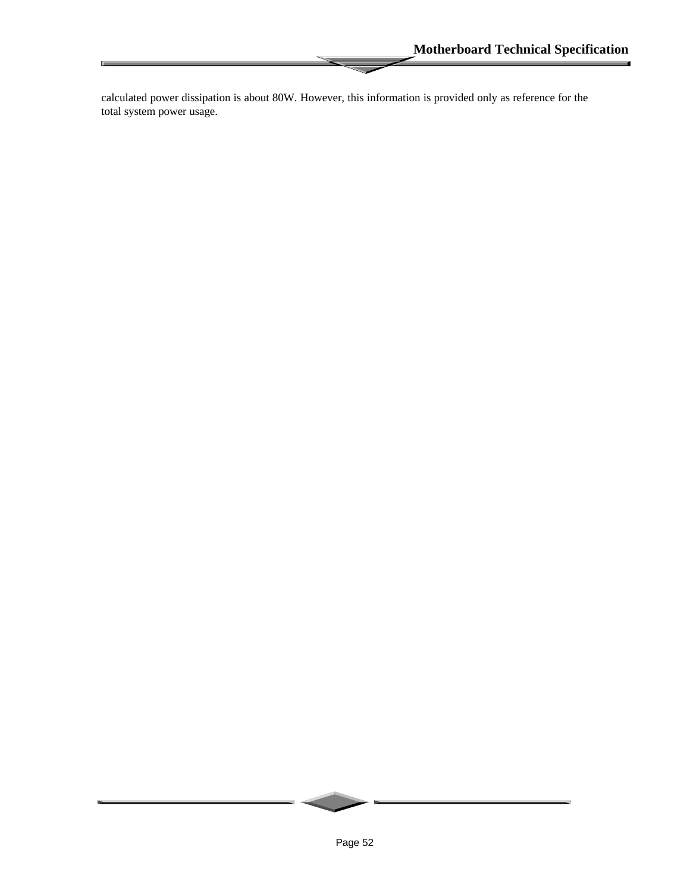calculated power dissipation is about 80W. However, this information is provided only as reference for the total system power usage.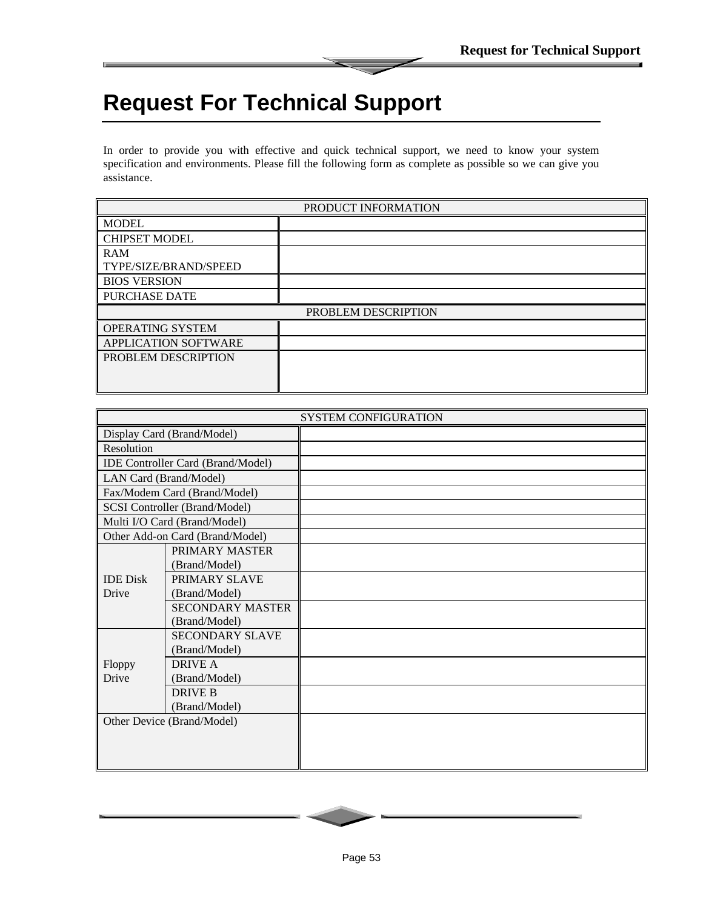# Request For Technical Support

In order to provide you with effective and quick technical support, we need to know your system specification and environments. Please fill the following form as complete as possible so we can give you assistance.

| PRODUCT INFORMATION | |
|---|---|
| MODEL | |
| CHIPSET MODEL | |
| RAM TYPE/SIZE/BRAND/SPEED | |
| BIOS VERSION | |
| PURCHASE DATE | |
| PROBLEM DESCRIPTION | |
| OPERATING SYSTEM | |
| APPLICATION SOFTWARE | |
| PROBLEM DESCRIPTION | |

| SYSTEM CONFIGURATION | | |
|---|---|---|
| Display Card (Brand/Model) | | |
| Resolution | | |
| IDE Controller Card (Brand/Model) | | |
| LAN Card (Brand/Model) | | |
| Fax/Modem Card (Brand/Model) | | |
| SCSI Controller (Brand/Model) | | |
| Multi I/O Card (Brand/Model) | | |
| Other Add-on Card (Brand/Model) | | |
| IDE Disk Drive | PRIMARY MASTER (Brand/Model) | |
| | PRIMARY SLAVE (Brand/Model) | |
| | SECONDARY MASTER (Brand/Model) | |
| Floppy Drive | SECONDARY SLAVE (Brand/Model) | |
| | DRIVE A (Brand/Model) | |
| | DRIVE B (Brand/Model) | |
| Other Device (Brand/Model) | | |